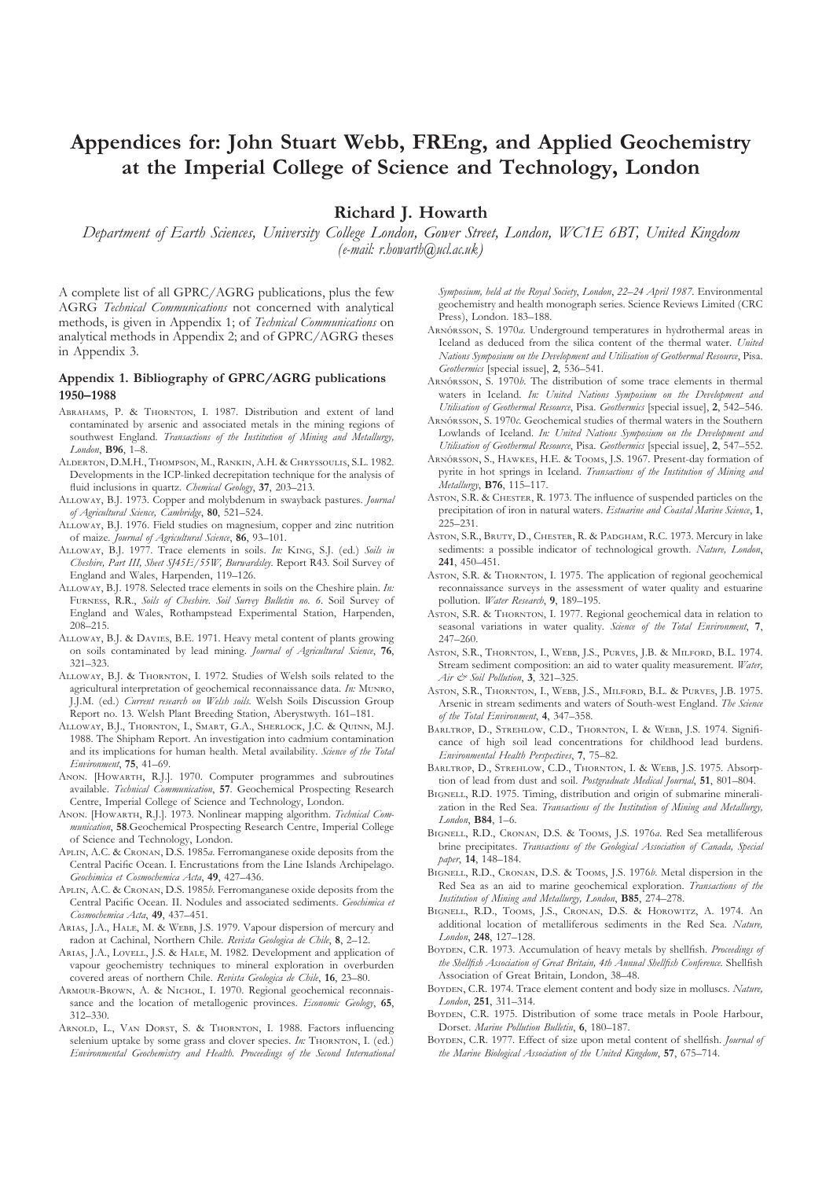# Appendices for: John Stuart Webb, FREng, and Applied Geochemistry at the Imperial College of Science and Technology, London

**Richard J. Howarth**

*Department of Earth Sciences, University College London, Gower Street, London, WC1E 6BT, United Kingdom*
*(e-mail: r.howarth@ucl.ac.uk)*

A complete list of all GPRC/AGRG publications, plus the few AGRG *Technical Communications* not concerned with analytical methods, is given in Appendix 1; of *Technical Communications* on analytical methods in Appendix 2; and of GPRC/AGRG theses in Appendix 3.

## Appendix 1. Bibliography of GPRC/AGRG publications 1950–1988

Abrahams, P. & Thornton, I. 1987. Distribution and extent of land contaminated by arsenic and associated metals in the mining regions of southwest England. *Transactions of the Institution of Mining and Metallurgy, London*, **B96**, 1–8.

Alderton, D.M.H., Thompson, M., Rankin, A.H. & Chryssoulis, S.L. 1982. Developments in the ICP-linked decrepitation technique for the analysis of fluid inclusions in quartz. *Chemical Geology*, **37**, 203–213.

Alloway, B.J. 1973. Copper and molybdenum in swayback pastures. *Journal of Agricultural Science, Cambridge*, **80**, 521–524.

Alloway, B.J. 1976. Field studies on magnesium, copper and zinc nutrition of maize. *Journal of Agricultural Science*, **86**, 93–101.

Alloway, B.J. 1977. Trace elements in soils. *In:* King, S.J. (ed.) *Soils in Cheshire, Part III, Sheet SJ45E/55W, Burwardsley*. Report R43. Soil Survey of England and Wales, Harpenden, 119–126.

Alloway, B.J. 1978. Selected trace elements in soils on the Cheshire plain. *In:* Furness, R.R., *Soils of Cheshire. Soil Survey Bulletin no. 6*. Soil Survey of England and Wales, Rothampstead Experimental Station, Harpenden, 208–215.

Alloway, B.J. & Davies, B.E. 1971. Heavy metal content of plants growing on soils contaminated by lead mining. *Journal of Agricultural Science*, **76**, 321–323.

Alloway, B.J. & Thornton, I. 1972. Studies of Welsh soils related to the agricultural interpretation of geochemical reconnaissance data. *In:* Munro, J.J.M. (ed.) *Current research on Welsh soils*. Welsh Soils Discussion Group Report no. 13. Welsh Plant Breeding Station, Aberystwyth. 161–181.

Alloway, B.J., Thornton, I., Smart, G.A., Sherlock, J.C. & Quinn, M.J. 1988. The Shipham Report. An investigation into cadmium contamination and its implications for human health. Metal availability. *Science of the Total Environment*, **75**, 41–69.

Anon. [Howarth, R.J.]. 1970. Computer programmes and subroutines available. *Technical Communication*, **57**. Geochemical Prospecting Research Centre, Imperial College of Science and Technology, London.

Anon. [Howarth, R.J.]. 1973. Nonlinear mapping algorithm. *Technical Communication*, **58**.Geochemical Prospecting Research Centre, Imperial College of Science and Technology, London.

Aplin, A.C. & Cronan, D.S. 1985*a*. Ferromanganese oxide deposits from the Central Pacific Ocean. I. Encrustations from the Line Islands Archipelago. *Geochimica et Cosmochemica Acta*, **49**, 427–436.

Aplin, A.C. & Cronan, D.S. 1985*b*. Ferromanganese oxide deposits from the Central Pacific Ocean. II. Nodules and associated sediments. *Geochimica et Cosmochemica Acta*, **49**, 437–451.

Arias, J.A., Hale, M. & Webb, J.S. 1979. Vapour dispersion of mercury and radon at Cachinal, Northern Chile. *Revista Geologica de Chile*, **8**, 2–12.

Arias, J.A., Lovell, J.S. & Hale, M. 1982. Development and application of vapour geochemistry techniques to mineral exploration in overburden covered areas of northern Chile. *Revista Geologica de Chile*, **16**, 23–80.

Armour-Brown, A. & Nichol, I. 1970. Regional geochemical reconnaissance and the location of metallogenic provinces. *Economic Geology*, **65**, 312–330.

Arnold, L., Van Dorst, S. & Thornton, I. 1988. Factors influencing selenium uptake by some grass and clover species. *In:* Thornton, I. (ed.) *Environmental Geochemistry and Health. Proceedings of the Second International Symposium, held at the Royal Society, London, 22–24 April 1987*. Environmental geochemistry and health monograph series. Science Reviews Limited (CRC Press), London. 183–188.

Arnórsson, S. 1970*a*. Underground temperatures in hydrothermal areas in Iceland as deduced from the silica content of the thermal water. *United Nations Symposium on the Development and Utilisation of Geothermal Resource*, Pisa. *Geothermics* [special issue], **2**, 536–541.

Arnórsson, S. 1970*b*. The distribution of some trace elements in thermal waters in Iceland. *In: United Nations Symposium on the Development and Utilisation of Geothermal Resource*, Pisa. *Geothermics* [special issue], **2**, 542–546.

Arnórsson, S. 1970*c*. Geochemical studies of thermal waters in the Southern Lowlands of Iceland. *In: United Nations Symposium on the Development and Utilisation of Geothermal Resource*, Pisa. *Geothermics* [special issue], **2**, 547–552.

Arnórsson, S., Hawkes, H.E. & Tooms, J.S. 1967. Present-day formation of pyrite in hot springs in Iceland. *Transactions of the Institution of Mining and Metallurgy*, **B76**, 115–117.

Aston, S.R. & Chester, R. 1973. The influence of suspended particles on the precipitation of iron in natural waters. *Estuarine and Coastal Marine Science*, **1**, 225–231.

Aston, S.R., Bruty, D., Chester, R. & Padgham, R.C. 1973. Mercury in lake sediments: a possible indicator of technological growth. *Nature, London*, **241**, 450–451.

Aston, S.R. & Thornton, I. 1975. The application of regional geochemical reconnaissance surveys in the assessment of water quality and estuarine pollution. *Water Research*, **9**, 189–195.

Aston, S.R. & Thornton, I. 1977. Regional geochemical data in relation to seasonal variations in water quality. *Science of the Total Environment*, **7**, 247–260.

Aston, S.R., Thornton, I., Webb, J.S., Purves, J.B. & Milford, B.L. 1974. Stream sediment composition: an aid to water quality measurement. *Water, Air & Soil Pollution*, **3**, 321–325.

Aston, S.R., Thornton, I., Webb, J.S., Milford, B.L. & Purves, J.B. 1975. Arsenic in stream sediments and waters of South-west England. *The Science of the Total Environment*, **4**, 347–358.

Barltrop, D., Strehlow, C.D., Thornton, I. & Webb, J.S. 1974. Significance of high soil lead concentrations for childhood lead burdens. *Environmental Health Perspectives*, **7**, 75–82.

Barltrop, D., Strehlow, C.D., Thornton, I. & Webb, J.S. 1975. Absorption of lead from dust and soil. *Postgraduate Medical Journal*, **51**, 801–804.

Bignell, R.D. 1975. Timing, distribution and origin of submarine mineralization in the Red Sea. *Transactions of the Institution of Mining and Metallurgy, London*, **B84**, 1–6.

Bignell, R.D., Cronan, D.S. & Tooms, J.S. 1976*a*. Red Sea metalliferous brine precipitates. *Transactions of the Geological Association of Canada, Special paper*, **14**, 148–184.

Bignell, R.D., Cronan, D.S. & Tooms, J.S. 1976*b*. Metal dispersion in the Red Sea as an aid to marine geochemical exploration. *Transactions of the Institution of Mining and Metallurgy, London*, **B85**, 274–278.

Bignell, R.D., Tooms, J.S., Cronan, D.S. & Horowitz, A. 1974. An additional location of metalliferous sediments in the Red Sea. *Nature, London*, **248**, 127–128.

Boyden, C.R. 1973. Accumulation of heavy metals by shellfish. *Proceedings of the Shellfish Association of Great Britain, 4th Annual Shellfish Conference*. Shellfish Association of Great Britain, London, 38–48.

Boyden, C.R. 1974. Trace element content and body size in molluscs. *Nature, London*, **251**, 311–314.

Boyden, C.R. 1975. Distribution of some trace metals in Poole Harbour, Dorset. *Marine Pollution Bulletin*, **6**, 180–187.

Boyden, C.R. 1977. Effect of size upon metal content of shellfish. *Journal of the Marine Biological Association of the United Kingdom*, **57**, 675–714.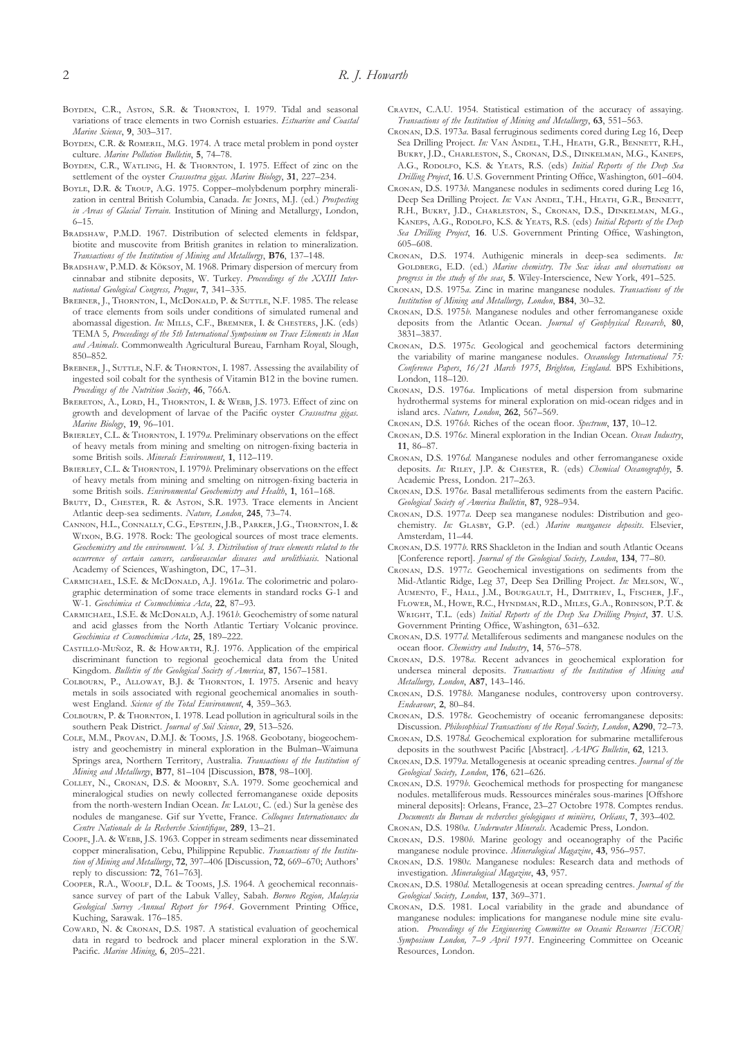Boyden, C.R., Aston, S.R. & Thornton, I. 1979. Tidal and seasonal variations of trace elements in two Cornish estuaries. *Estuarine and Coastal Marine Science*, **9**, 303–317.

Boyden, C.R. & Romeril, M.G. 1974. A trace metal problem in pond oyster culture. *Marine Pollution Bulletin*, **5**, 74–78.

Boyden, C.R., Watling, H. & Thornton, I. 1975. Effect of zinc on the settlement of the oyster *Crassostrea gigas*. *Marine Biology*, **31**, 227–234.

Boyle, D.R. & Troup, A.G. 1975. Copper–molybdenum porphry mineralization in central British Columbia, Canada. *In:* Jones, M.J. (ed.) *Prospecting in Areas of Glacial Terrain*. Institution of Mining and Metallurgy, London, 6–15.

Bradshaw, P.M.D. 1967. Distribution of selected elements in feldspar, biotite and muscovite from British granites in relation to mineralization. *Transactions of the Institution of Mining and Metallurgy*, **B76**, 137–148.

Bradshaw, P.M.D. & Köksoy, M. 1968. Primary dispersion of mercury from cinnabar and stibnite deposits, W. Turkey. *Proceedings of the XXIII International Geological Congress, Prague*, **7**, 341–335.

Brebner, J., Thornton, I., McDonald, P. & Suttle, N.F. 1985. The release of trace elements from soils under conditions of simulated rumenal and abomassal digestion. *In:* Mills, C.F., Bremner, I. & Chesters, J.K. (eds) TEMA 5, *Proceedings of the 5th International Symposium on Trace Elements in Man and Animals*. Commonwealth Agricultural Bureau, Farnham Royal, Slough, 850–852.

Brebner, J., Suttle, N.F. & Thornton, I. 1987. Assessing the availability of ingested soil cobalt for the synthesis of Vitamin B12 in the bovine rumen. *Proceedings of the Nutrition Society*, **46**, 766A.

Brereton, A., Lord, H., Thornton, I. & Webb, J.S. 1973. Effect of zinc on growth and development of larvae of the Pacific oyster *Crassostrea gigas*. *Marine Biology*, **19**, 96–101.

Brierley, C.L. & Thornton, I. 1979*a*. Preliminary observations on the effect of heavy metals from mining and smelting on nitrogen-fixing bacteria in some British soils. *Minerals Environment*, **1**, 112–119.

Brierley, C.L. & Thornton, I. 1979*b*. Preliminary observations on the effect of heavy metals from mining and smelting on nitrogen-fixing bacteria in some British soils. *Environmental Geochemistry and Health*, **1**, 161–168.

Bruty, D., Chester, R. & Aston, S.R. 1973. Trace elements in Ancient Atlantic deep-sea sediments. *Nature, London*, **245**, 73–74.

Cannon, H.L., Connally, C.G., Epstein, J.B., Parker, J.G., Thornton, I. & Wixon, B.G. 1978. Rock: The geological sources of most trace elements. *Geochemistry and the environment. Vol. 3. Distribution of trace elements related to the occurrence of certain cancers, cardiovascular diseases and urolithiasis*. National Academy of Sciences, Washington, DC, 17–31.

Carmichael, I.S.E. & McDonald, A.J. 1961*a*. The colorimetric and polarographic determination of some trace elements in standard rocks G-1 and W-1. *Geochimica et Cosmochimica Acta*, **22**, 87–93.

Carmichael, I.S.E. & McDonald, A.J. 1961*b*. Geochemistry of some natural and acid glasses from the North Atlantic Tertiary Volcanic province. *Geochimica et Cosmochimica Acta*, **25**, 189–222.

Castillo-Muñoz, R. & Howarth, R.J. 1976. Application of the empirical discriminant function to regional geochemical data from the United Kingdom. *Bulletin of the Geological Society of America*, **87**, 1567–1581.

Colbourn, P., Alloway, B.J. & Thornton, I. 1975. Arsenic and heavy metals in soils associated with regional geochemical anomalies in southwest England. *Science of the Total Environment*, **4**, 359–363.

Colbourn, P. & Thornton, I. 1978. Lead pollution in agricultural soils in the southern Peak District. *Journal of Soil Science*, **29**, 513–526.

Cole, M.M., Provan, D.M.J. & Tooms, J.S. 1968. Geobotany, biogeochemistry and geochemistry in mineral exploration in the Bulman–Waimuna Springs area, Northern Territory, Australia. *Transactions of the Institution of Mining and Metallurgy*, **B77**, 81–104 [Discussion, **B78**, 98–100].

Colley, N., Cronan, D.S. & Moorby, S.A. 1979. Some geochemical and mineralogical studies on newly collected ferromanganese oxide deposits from the north-western Indian Ocean. *In:* Lalou, C. (ed.) Sur la genèse des nodules de manganese. Gif sur Yvette, France. *Colloques Internationaux du Centre Nationale de la Recherche Scientifique*, **289**, 13–21.

Coope, J.A. & Webb, J.S. 1963. Copper in stream sediments near disseminated copper mineralisation, Cebu, Philippine Republic. *Transactions of the Institution of Mining and Metallurgy*, **72**, 397–406 [Discussion, **72**, 669–670; Authors' reply to discussion: **72**, 761–763].

Cooper, R.A., Woolf, D.L. & Tooms, J.S. 1964. A geochemical reconnaissance survey of part of the Labuk Valley, Sabah. *Borneo Region, Malaysia Geological Survey Annual Report for 1964*. Government Printing Office, Kuching, Sarawak. 176–185.

Coward, N. & Cronan, D.S. 1987. A statistical evaluation of geochemical data in regard to bedrock and placer mineral exploration in the S.W. Pacific. *Marine Mining*, **6**, 205–221.

Craven, C.A.U. 1954. Statistical estimation of the accuracy of assaying. *Transactions of the Institution of Mining and Metallurgy*, **63**, 551–563.

Cronan, D.S. 1973*a*. Basal ferruginous sediments cored during Leg 16, Deep Sea Drilling Project. *In:* Van Andel, T.H., Heath, G.R., Bennett, R.H., Bukry, J.D., Charleston, S., Cronan, D.S., Dinkelman, M.G., Kaneps, A.G., Rodolfo, K.S. & Yeats, R.S. (eds) *Initial Reports of the Deep Sea Drilling Project*, **16**. U.S. Government Printing Office, Washington, 601–604.

Cronan, D.S. 1973*b*. Manganese nodules in sediments cored during Leg 16, Deep Sea Drilling Project. *In:* Van Andel, T.H., Heath, G.R., Bennett, R.H., Bukry, J.D., Charleston, S., Cronan, D.S., Dinkelman, M.G., Kaneps, A.G., Rodolfo, K.S. & Yeats, R.S. (eds) *Initial Reports of the Deep Sea Drilling Project*, **16**. U.S. Government Printing Office, Washington, 605–608.

Cronan, D.S. 1974. Authigenic minerals in deep-sea sediments. *In:* Goldberg, E.D. (ed.) *Marine chemistry. The Sea: ideas and observations on progress in the study of the seas*, **5**. Wiley-Interscience, New York, 491–525.

Cronan, D.S. 1975*a*. Zinc in marine manganese nodules. *Transactions of the Institution of Mining and Metallurgy, London*, **B84**, 30–32.

Cronan, D.S. 1975*b*. Manganese nodules and other ferromanganese oxide deposits from the Atlantic Ocean. *Journal of Geophysical Research*, **80**, 3831–3837.

Cronan, D.S. 1975*c*. Geological and geochemical factors determining the variability of marine manganese nodules. *Oceanology International 75: Conference Papers, 16/21 March 1975, Brighton, England*. BPS Exhibitions, London, 118–120.

Cronan, D.S. 1976*a*. Implications of metal dispersion from submarine hydrothermal systems for mineral exploration on mid-ocean ridges and in island arcs. *Nature, London*, **262**, 567–569.

Cronan, D.S. 1976*b*. Riches of the ocean floor. *Spectrum*, **137**, 10–12.

Cronan, D.S. 1976*c*. Mineral exploration in the Indian Ocean. *Ocean Industry*, **11**, 86–87.

Cronan, D.S. 1976*d*. Manganese nodules and other ferromanganese oxide deposits. *In:* Riley, J.P. & Chester, R. (eds) *Chemical Oceanography*, **5**. Academic Press, London. 217–263.

Cronan, D.S. 1976*e*. Basal metalliferous sediments from the eastern Pacific. *Geological Society of America Bulletin*, **87**, 928–934.

Cronan, D.S. 1977*a*. Deep sea manganese nodules: Distribution and geochemistry. *In:* Glasby, G.P. (ed.) *Marine manganese deposits*. Elsevier, Amsterdam, 11–44.

Cronan, D.S. 1977*b*. RRS Shackleton in the Indian and south Atlantic Oceans [Conference report]. *Journal of the Geological Society, London*, **134**, 77–80.

Cronan, D.S. 1977*c*. Geochemical investigations on sediments from the Mid-Atlantic Ridge, Leg 37, Deep Sea Drilling Project. *In:* Melson, W., Aumento, F., Hall, J.M., Bourgault, H., Dmitriev, L, Fischer, J.F., Flower, M., Howe, R.C., Hyndman, R.D., Miles, G.A., Robinson, P.T. & Wright, T.L. (eds) *Initial Reports of the Deep Sea Drilling Project*, **37**. U.S. Government Printing Office, Washington, 631–632.

Cronan, D.S. 1977*d*. Metalliferous sediments and manganese nodules on the ocean floor. *Chemistry and Industry*, **14**, 576–578.

Cronan, D.S. 1978*a*. Recent advances in geochemical exploration for undersea mineral deposits. *Transactions of the Institution of Mining and Metallurgy, London*, **A87**, 143–146.

Cronan, D.S. 1978*b*. Manganese nodules, controversy upon controversy. *Endeavour*, **2**, 80–84.

Cronan, D.S. 1978*c*. Geochemistry of oceanic ferromanganese deposits: Discussion. *Philosophical Transactions of the Royal Society, London*, **A290**, 72–73.

Cronan, D.S. 1978*d*. Geochemical exploration for submarine metalliferous deposits in the southwest Pacific [Abstract]. *AAPG Bulletin*, **62**, 1213.

Cronan, D.S. 1979*a*. Metallogenesis at oceanic spreading centres. *Journal of the Geological Society, London*, **176**, 621–626.

Cronan, D.S. 1979*b*. Geochemical methods for prospecting for manganese nodules. metalliferous muds. Ressources minérales sous-marines [Offshore mineral deposits]: Orleans, France, 23–27 Octobre 1978. Comptes rendus. *Documents du Bureau de recherches géologiques et minières, Orléans*, **7**, 393–402.

Cronan, D.S. 1980*a*. *Underwater Minerals*. Academic Press, London.

Cronan, D.S. 1980*b*. Marine geology and oceanography of the Pacific manganese nodule province. *Mineralogical Magazine*, **43**, 956–957.

Cronan, D.S. 1980*c*. Manganese nodules: Research data and methods of investigation. *Mineralogical Magazine*, **43**, 957.

Cronan, D.S. 1980*d*. Metallogenesis at ocean spreading centres. *Journal of the Geological Society, London*, **137**, 369–371.

Cronan, D.S. 1981. Local variability in the grade and abundance of manganese nodules: implications for manganese nodule mine site evaluation. *Proceedings of the Engineering Committee on Oceanic Resources [ECOR] Symposium London, 7–9 April 1971*. Engineering Committee on Oceanic Resources, London.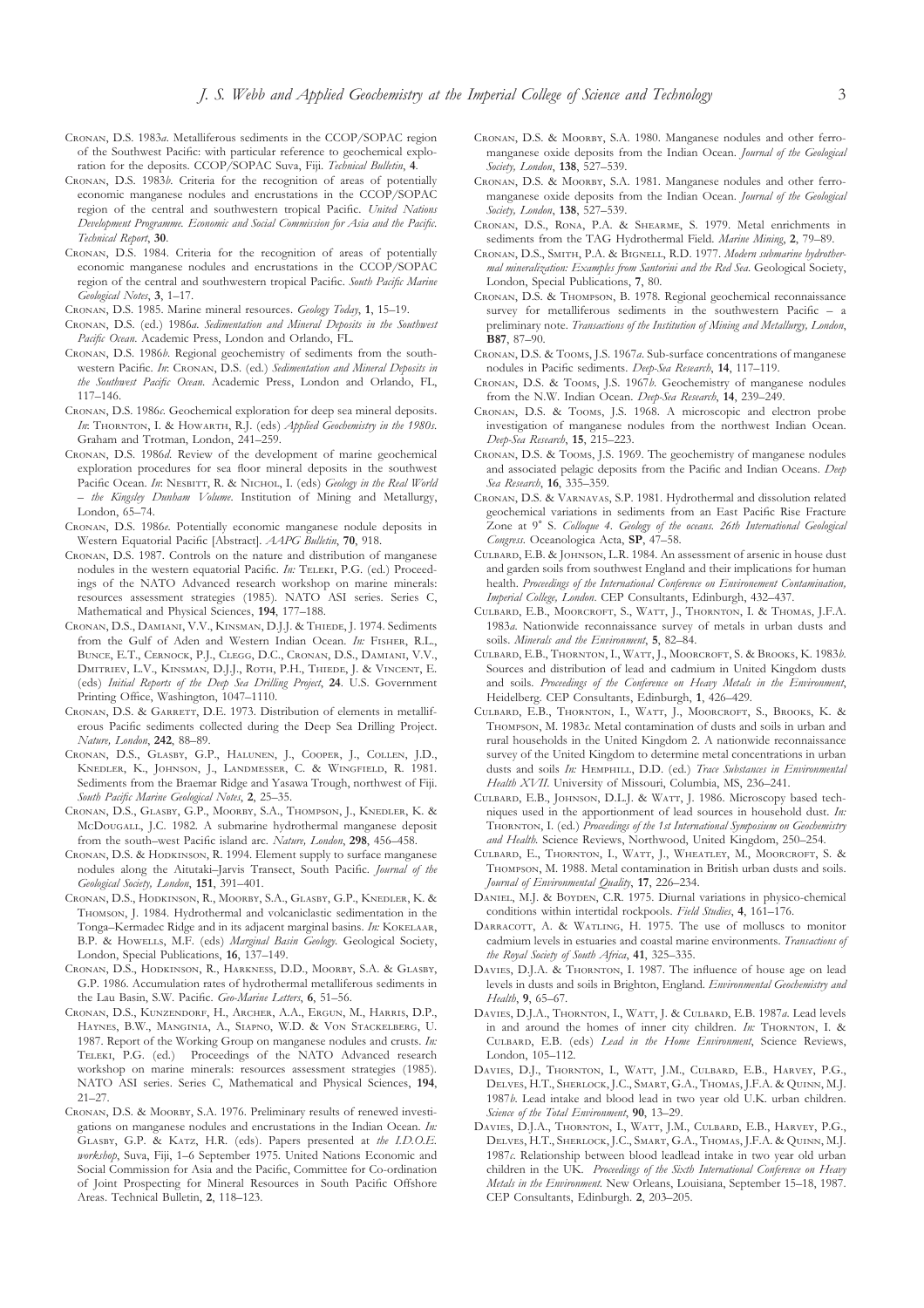Cronan, D.S. 1983*a*. Metalliferous sediments in the CCOP/SOPAC region of the Southwest Pacific: with particular reference to geochemical exploration for the deposits. CCOP/SOPAC Suva, Fiji. *Technical Bulletin*, **4**.

Cronan, D.S. 1983*b*. Criteria for the recognition of areas of potentially economic manganese nodules and encrustations in the CCOP/SOPAC region of the central and southwestern tropical Pacific. *United Nations Development Programme. Economic and Social Commission for Asia and the Pacific. Technical Report*, **30**.

Cronan, D.S. 1984. Criteria for the recognition of areas of potentially economic manganese nodules and encrustations in the CCOP/SOPAC region of the central and southwestern tropical Pacific. *South Pacific Marine Geological Notes*, **3**, 1–17.

Cronan, D.S. 1985. Marine mineral resources. *Geology Today*, **1**, 15–19.

Cronan, D.S. (ed.) 1986*a*. *Sedimentation and Mineral Deposits in the Southwest Pacific Ocean*. Academic Press, London and Orlando, FL.

Cronan, D.S. 1986*b*. Regional geochemistry of sediments from the southwestern Pacific. *In*: Cronan, D.S. (ed.) *Sedimentation and Mineral Deposits in the Southwest Pacific Ocean*. Academic Press, London and Orlando, FL, 117–146.

Cronan, D.S. 1986*c*. Geochemical exploration for deep sea mineral deposits. *In*: Thornton, I. & Howarth, R.J. (eds) *Applied Geochemistry in the 1980s*. Graham and Trotman, London, 241–259.

Cronan, D.S. 1986*d*. Review of the development of marine geochemical exploration procedures for sea floor mineral deposits in the southwest Pacific Ocean. *In*: Nesbitt, R. & Nichol, I. (eds) *Geology in the Real World – the Kingsley Dunham Volume*. Institution of Mining and Metallurgy, London, 65–74.

Cronan, D.S. 1986*e*. Potentially economic manganese nodule deposits in Western Equatorial Pacific [Abstract]. *AAPG Bulletin*, **70**, 918.

Cronan, D.S. 1987. Controls on the nature and distribution of manganese nodules in the western equatorial Pacific. *In:* Teleki, P.G. (ed.) Proceedings of the NATO Advanced research workshop on marine minerals: resources assessment strategies (1985). NATO ASI series. Series C, Mathematical and Physical Sciences, **194**, 177–188.

Cronan, D.S., Damiani, V.V., Kinsman, D.J.J. & Thiede, J. 1974. Sediments from the Gulf of Aden and Western Indian Ocean. *In:* Fisher, R.L., Bunce, E.T., Cernock, P.J., Clegg, D.C., Cronan, D.S., Damiani, V.V., Dmitriev, L.V., Kinsman, D.J.J., Roth, P.H., Thiede, J. & Vincent, E. (eds) *Initial Reports of the Deep Sea Drilling Project*, **24**. U.S. Government Printing Office, Washington, 1047–1110.

Cronan, D.S. & Garrett, D.E. 1973. Distribution of elements in metalliferous Pacific sediments collected during the Deep Sea Drilling Project. *Nature, London*, **242**, 88–89.

Cronan, D.S., Glasby, G.P., Halunen, J., Cooper, J., Collen, J.D., Knedler, K., Johnson, J., Landmesser, C. & Wingfield, R. 1981. Sediments from the Braemar Ridge and Yasawa Trough, northwest of Fiji. *South Pacific Marine Geological Notes*, **2**, 25–35.

Cronan, D.S., Glasby, G.P., Moorby, S.A., Thompson, J., Knedler, K. & McDougall, J.C. 1982. A submarine hydrothermal manganese deposit from the south–west Pacific island arc. *Nature, London*, **298**, 456–458.

Cronan, D.S. & Hodkinson, R. 1994. Element supply to surface manganese nodules along the Aitutaki–Jarvis Transect, South Pacific. *Journal of the Geological Society, London*, **151**, 391–401.

Cronan, D.S., Hodkinson, R., Moorby, S.A., Glasby, G.P., Knedler, K. & Thomson, J. 1984. Hydrothermal and volcaniclastic sedimentation in the Tonga–Kermadec Ridge and in its adjacent marginal basins. *In:* Kokelaar, B.P. & Howells, M.F. (eds) *Marginal Basin Geology*. Geological Society, London, Special Publications, **16**, 137–149.

Cronan, D.S., Hodkinson, R., Harkness, D.D., Moorby, S.A. & Glasby, G.P. 1986. Accumulation rates of hydrothermal metalliferous sediments in the Lau Basin, S.W. Pacific. *Geo-Marine Letters*, **6**, 51–56.

Cronan, D.S., Kunzendorf, H., Archer, A.A., Ergun, M., Harris, D.P., Haynes, B.W., Manginia, A., Siapno, W.D. & Von Stackelberg, U. 1987. Report of the Working Group on manganese nodules and crusts. *In:* Teleki, P.G. (ed.) Proceedings of the NATO Advanced research workshop on marine minerals: resources assessment strategies (1985). NATO ASI series. Series C, Mathematical and Physical Sciences, **194**, 21–27.

Cronan, D.S. & Moorby, S.A. 1976. Preliminary results of renewed investigations on manganese nodules and encrustations in the Indian Ocean. *In:* Glasby, G.P. & Katz, H.R. (eds). Papers presented at *the I.D.O.E. workshop*, Suva, Fiji, 1–6 September 1975. United Nations Economic and Social Commission for Asia and the Pacific, Committee for Co-ordination of Joint Prospecting for Mineral Resources in South Pacific Offshore Areas. Technical Bulletin, **2**, 118–123.

Cronan, D.S. & Moorby, S.A. 1980. Manganese nodules and other ferromanganese oxide deposits from the Indian Ocean. *Journal of the Geological Society, London*, **138**, 527–539.

Cronan, D.S. & Moorby, S.A. 1981. Manganese nodules and other ferromanganese oxide deposits from the Indian Ocean. *Journal of the Geological Society, London*, **138**, 527–539.

Cronan, D.S., Rona, P.A. & Shearme, S. 1979. Metal enrichments in sediments from the TAG Hydrothermal Field. *Marine Mining*, **2**, 79–89.

Cronan, D.S., Smith, P.A. & Bignell, R.D. 1977. *Modern submarine hydrothermal mineralization: Examples from Santorini and the Red Sea*. Geological Society, London, Special Publications, **7**, 80.

Cronan, D.S. & Thompson, B. 1978. Regional geochemical reconnaissance survey for metalliferous sediments in the southwestern Pacific – a preliminary note. *Transactions of the Institution of Mining and Metallurgy, London*, **B87**, 87–90.

Cronan, D.S. & Tooms, J.S. 1967*a*. Sub-surface concentrations of manganese nodules in Pacific sediments. *Deep-Sea Research*, **14**, 117–119.

Cronan, D.S. & Tooms, J.S. 1967*b*. Geochemistry of manganese nodules from the N.W. Indian Ocean. *Deep-Sea Research*, **14**, 239–249.

Cronan, D.S. & Tooms, J.S. 1968. A microscopic and electron probe investigation of manganese nodules from the northwest Indian Ocean. *Deep-Sea Research*, **15**, 215–223.

Cronan, D.S. & Tooms, J.S. 1969. The geochemistry of manganese nodules and associated pelagic deposits from the Pacific and Indian Oceans. *Deep Sea Research*, **16**, 335–359.

Cronan, D.S. & Varnavas, S.P. 1981. Hydrothermal and dissolution related geochemical variations in sediments from an East Pacific Rise Fracture Zone at 9° S. *Colloque 4. Geology of the oceans. 26th International Geological Congress.* Oceanologica Acta, **SP**, 47–58.

Culbard, E.B. & Johnson, L.R. 1984. An assessment of arsenic in house dust and garden soils from southwest England and their implications for human health. *Proceedings of the International Conference on Environement Contamination, Imperial College, London*. CEP Consultants, Edinburgh, 432–437.

Culbard, E.B., Moorcroft, S., Watt, J., Thornton, I. & Thomas, J.F.A. 1983*a*. Nationwide reconnaissance survey of metals in urban dusts and soils. *Minerals and the Environment*, **5**, 82–84.

Culbard, E.B., Thornton, I., Watt, J., Moorcroft, S. & Brooks, K. 1983*b*. Sources and distribution of lead and cadmium in United Kingdom dusts and soils. *Proceedings of the Conference on Heavy Metals in the Environment*, Heidelberg. CEP Consultants, Edinburgh, **1**, 426–429.

Culbard, E.B., Thornton, I., Watt, J., Moorcroft, S., Brooks, K. & Thompson, M. 1983*c*. Metal contamination of dusts and soils in urban and rural households in the United Kingdom 2. A nationwide reconnaissance survey of the United Kingdom to determine metal concentrations in urban dusts and soils *In:* Hemphill, D.D. (ed.) *Trace Substances in Environmental Health XVII*. University of Missouri, Columbia, MS, 236–241.

Culbard, E.B., Johnson, D.L.J. & Watt, J. 1986. Microscopy based techniques used in the apportionment of lead sources in household dust. *In:* Thornton, I. (ed.) *Proceedings of the 1st International Symposium on Geochemistry and Health*. Science Reviews, Northwood, United Kingdom, 250–254.

Culbard, E., Thornton, I., Watt, J., Wheatley, M., Moorcroft, S. & Thompson, M. 1988. Metal contamination in British urban dusts and soils. *Journal of Environmental Quality*, **17**, 226–234.

Daniel, M.J. & Boyden, C.R. 1975. Diurnal variations in physico-chemical conditions within intertidal rockpools. *Field Studies*, **4**, 161–176.

Darracott, A. & Watling, H. 1975. The use of molluscs to monitor cadmium levels in estuaries and coastal marine environments. *Transactions of the Royal Society of South Africa*, **41**, 325–335.

Davies, D.J.A. & Thornton, I. 1987. The influence of house age on lead levels in dusts and soils in Brighton, England. *Environmental Geochemistry and Health*, **9**, 65–67.

Davies, D.J.A., Thornton, I., Watt, J. & Culbard, E.B. 1987*a*. Lead levels in and around the homes of inner city children. *In:* Thornton, I. & Culbard, E.B. (eds) *Lead in the Home Environment*, Science Reviews, London, 105–112.

Davies, D.J., Thornton, I., Watt, J.M., Culbard, E.B., Harvey, P.G., Delves, H.T., Sherlock, J.C., Smart, G.A., Thomas, J.F.A. & Quinn, M.J. 1987*b*. Lead intake and blood lead in two year old U.K. urban children. *Science of the Total Environment*, **90**, 13–29.

Davies, D.J.A., Thornton, I., Watt, J.M., Culbard, E.B., Harvey, P.G., Delves, H.T., Sherlock, J.C., Smart, G.A., Thomas, J.F.A. & Quinn, M.J. 1987*c*. Relationship between blood leadlead intake in two year old urban children in the UK. *Proceedings of the Sixth International Conference on Heavy Metals in the Environment.* New Orleans, Louisiana, September 15–18, 1987. CEP Consultants, Edinburgh. **2**, 203–205.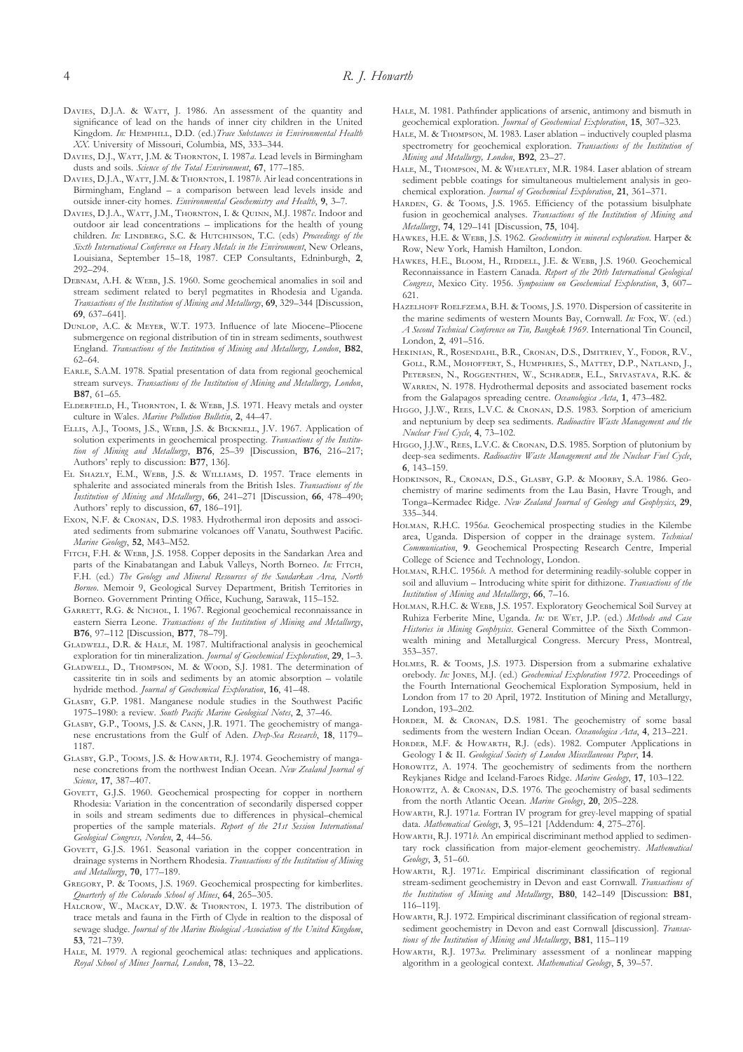Davies, D.J.A. & Watt, J. 1986. An assessment of the quantity and significance of lead on the hands of inner city children in the United Kingdom. *In:* Hemphill, D.D. (ed.)*Trace Substances in Environmental Health XX*. University of Missouri, Columbia, MS, 333–344.

Davies, D.J., Watt, J.M. & Thornton, I. 1987*a*. Lead levels in Birmingham dusts and soils. *Science of the Total Environment*, **67**, 177–185.

Davies, D.J.A., Watt, J.M. & Thornton, I. 1987*b*. Air lead concentrations in Birmingham, England – a comparison between lead levels inside and outside inner-city homes. *Environmental Geochemistry and Health*, **9**, 3–7.

Davies, D.J.A., Watt, J.M., Thornton, I. & Quinn, M.J. 1987*c*. Indoor and outdoor air lead concentrations – implications for the health of young children. *In:* Lindberg, S.C. & Hutchinson, T.C. (eds) *Proceedings of the Sixth International Conference on Heavy Metals in the Environment*, New Orleans, Louisiana, September 15–18, 1987. CEP Consultants, EdnInburgh, **2**, 292–294.

Debnam, A.H. & Webb, J.S. 1960. Some geochemical anomalies in soil and stream sediment related to beryl pegmatites in Rhodesia and Uganda. *Transactions of the Institution of Mining and Metallurgy*, **69**, 329–344 [Discussion, **69**, 637–641].

Dunlop, A.C. & Meyer, W.T. 1973. Influence of late Miocene–Pliocene submergence on regional distribution of tin in stream sediments, southwest England. *Transactions of the Institution of Mining and Metallurgy, London*, **B82**, 62–64.

Earle, S.A.M. 1978. Spatial presentation of data from regional geochemical stream surveys. *Transactions of the Institution of Mining and Metallurgy, London*, **B87**, 61–65.

Elderfield, H., Thornton, I. & Webb, J.S. 1971. Heavy metals and oyster culture in Wales. *Marine Pollution Bulletin*, **2**, 44–47.

Ellis, A.J., Tooms, J.S., Webb, J.S. & Bicknell, J.V. 1967. Application of solution experiments in geochemical prospecting. *Transactions of the Institution of Mining and Metallurgy*, **B76**, 25–39 [Discussion, **B76**, 216–217; Authors' reply to discussion: **B77**, 136].

El Shazly, E.M., Webb, J.S. & Williams, D. 1957. Trace elements in sphalerite and associated minerals from the British Isles. *Transactions of the Institution of Mining and Metallurgy*, **66**, 241–271 [Discussion, **66**, 478–490; Authors' reply to discussion, **67**, 186–191].

Exon, N.F. & Cronan, D.S. 1983. Hydrothermal iron deposits and associated sediments from submarine volcanoes off Vanatu, Southwest Pacific. *Marine Geology*, **52**, M43–M52.

Fitch, F.H. & Webb, J.S. 1958. Copper deposits in the Sandarkan Area and parts of the Kinabatangan and Labuk Valleys, North Borneo. *In:* Fitch, F.H. (ed.) *The Geology and Mineral Resources of the Sandarkan Area, North Borneo*. Memoir 9, Geological Survey Department, British Territories in Borneo. Government Printing Office, Kuchung, Sarawak, 115–152.

Garrett, R.G. & Nichol, I. 1967. Regional geochemical reconnaissance in eastern Sierra Leone. *Transactions of the Institution of Mining and Metallurgy*, **B76**, 97–112 [Discussion, **B77**, 78–79].

Gladwell, D.R. & Hale, M. 1987. Multifractional analysis in geochemical exploration for tin mineralization. *Journal of Geochemical Exploration*, **29**, 1–3.

Gladwell, D., Thompson, M. & Wood, S.J. 1981. The determination of cassiterite tin in soils and sediments by an atomic absorption – volatile hydride method. *Journal of Geochemical Exploration*, **16**, 41–48.

Glasby, G.P. 1981. Manganese nodule studies in the Southwest Pacific 1975–1980: a review. *South Pacific Marine Geological Notes*, **2**, 37–46.

Glasby, G.P., Tooms, J.S. & Cann, J.R. 1971. The geochemistry of manganese encrustations from the Gulf of Aden. *Deep-Sea Research*, **18**, 1179–1187.

Glasby, G.P., Tooms, J.S. & Howarth, R.J. 1974. Geochemistry of manganese concretions from the northwest Indian Ocean. *New Zealand Journal of Science*, **17**, 387–407.

Govett, G.J.S. 1960. Geochemical prospecting for copper in northern Rhodesia: Variation in the concentration of secondarily dispersed copper in soils and stream sediments due to differences in physical–chemical properties of the sample materials. *Report of the 21st Session International Geological Congress, Norden*, **2**, 44–56.

Govett, G.J.S. 1961. Seasonal variation in the copper concentration in drainage systems in Northern Rhodesia. *Transactions of the Institution of Mining and Metallurgy*, **70**, 177–189.

Gregory, P. & Tooms, J.S. 1969. Geochemical prospecting for kimberlites. *Quarterly of the Colorado School of Mines*, **64**, 265–305.

Halcrow, W., Mackay, D.W. & Thornton, I. 1973. The distribution of trace metals and fauna in the Firth of Clyde in realtion to the disposal of sewage sludge. *Journal of the Marine Biological Association of the United Kingdom*, **53**, 721–739.

Hale, M. 1979. A regional geochemical atlas: techniques and applications. *Royal School of Mines Journal, London*, **78**, 13–22.

Hale, M. 1981. Pathfinder applications of arsenic, antimony and bismuth in geochemical exploration. *Journal of Geochemical Exploration*, **15**, 307–323.

Hale, M. & Thompson, M. 1983. Laser ablation – inductively coupled plasma spectrometry for geochemical exploration. *Transactions of the Institution of Mining and Metallurgy, London*, **B92**, 23–27.

Hale, M., Thompson, M. & Wheatley, M.R. 1984. Laser ablation of stream sediment pebble coatings for simultaneous multielement analysis in geochemical exploration. *Journal of Geochemical Exploration*, **21**, 361–371.

Harden, G. & Tooms, J.S. 1965. Efficiency of the potassium bisulphate fusion in geochemical analyses. *Transactions of the Institution of Mining and Metallurgy*, **74**, 129–141 [Discussion, **75**, 104].

Hawkes, H.E. & Webb, J.S. 1962. *Geochemistry in mineral exploration*. Harper & Row, New York, Hamish Hamilton, London.

Hawkes, H.E., Bloom, H., Riddell, J.E. & Webb, J.S. 1960. Geochemical Reconnaissance in Eastern Canada. *Report of the 20th International Geological Congress*, Mexico City. 1956. *Symposium on Geochemical Exploration*, **3**, 607–621.

Hazelhoff Roelfzema, B.H. & Tooms, J.S. 1970. Dispersion of cassiterite in the marine sediments of western Mounts Bay, Cornwall. *In:* Fox, W. (ed.) *A Second Technical Conference on Tin, Bangkok 1969*. International Tin Council, London, **2**, 491–516.

Hekinian, R., Rosendahl, B.R., Cronan, D.S., Dmitriev, Y., Fodor, R.V., Goll, R.M., Mohoffert, S., Humphries, S., Mattey, D.P., Natland, J., Petersen, N., Roggenthen, W., Schrader, E.L., Srivastava, R.K. & Warren, N. 1978. Hydrothermal deposits and associated basement rocks from the Galapagos spreading centre. *Oceanologica Acta*, **1**, 473–482.

Higgo, J.J.W., Rees, L.V.C. & Cronan, D.S. 1983. Sorption of americium and neptunium by deep sea sediments. *Radioactive Waste Management and the Nuclear Fuel Cycle*, **4**, 73–102.

Higgo, J.J.W., Rees, L.V.C. & Cronan, D.S. 1985. Sorption of plutonium by deep-sea sediments. *Radioactive Waste Management and the Nuclear Fuel Cycle*, **6**, 143–159.

Hodkinson, R., Cronan, D.S., Glasby, G.P. & Moorby, S.A. 1986. Geochemistry of marine sediments from the Lau Basin, Havre Trough, and Tonga–Kermadec Ridge. *New Zealand Journal of Geology and Geophysics*, **29**, 335–344.

Holman, R.H.C. 1956*a*. Geochemical prospecting studies in the Kilembe area, Uganda. Dispersion of copper in the drainage system. *Technical Communication*, **9**. Geochemical Prospecting Research Centre, Imperial College of Science and Technology, London.

Holman, R.H.C. 1956*b*. A method for determining readily-soluble copper in soil and alluvium – Introducing white spirit for dithizone. *Transactions of the Institution of Mining and Metallurgy*, **66**, 7–16.

Holman, R.H.C. & Webb, J.S. 1957. Exploratory Geochemical Soil Survey at Ruhiza Ferberite Mine, Uganda. *In:* de Wet, J.P. (ed.) *Methods and Case Histories in Mining Geophysics*. General Committee of the Sixth Commonwealth mining and Metallurgical Congress. Mercury Press, Montreal, 353–357.

Holmes, R. & Tooms, J.S. 1973. Dispersion from a submarine exhalative orebody. *In:* Jones, M.J. (ed.) *Geochemical Exploration 1972*. Proceedings of the Fourth International Geochemical Exploration Symposium, held in London from 17 to 20 April, 1972. Institution of Mining and Metallurgy, London, 193–202.

Horder, M. & Cronan, D.S. 1981. The geochemistry of some basal sediments from the western Indian Ocean. *Oceanologica Acta*, **4**, 213–221.

Horder, M.F. & Howarth, R.J. (eds). 1982. Computer Applications in Geology I & II. *Geological Society of London Miscellaneous Paper*, **14**.

Horowitz, A. 1974. The geochemistry of sediments from the northern Reykjanes Ridge and Iceland-Faroes Ridge. *Marine Geology*, **17**, 103–122.

Horowitz, A. & Cronan, D.S. 1976. The geochemistry of basal sediments from the north Atlantic Ocean. *Marine Geology*, **20**, 205–228.

Howarth, R.J. 1971*a*. Fortran IV program for grey-level mapping of spatial data. *Mathematical Geology*, **3**, 95–121 [Addendum: **4**, 275–276].

Howarth, R.J. 1971*b*. An empirical discriminant method applied to sedimentary rock classification from major-element geochemistry. *Mathematical Geology*, **3**, 51–60.

Howarth, R.J. 1971*c*. Empirical discriminant classification of regional stream-sediment geochemistry in Devon and east Cornwall. *Transactions of the Institution of Mining and Metallurgy*, **B80**, 142–149 [Discussion: **B81**, 116–119].

Howarth, R.J. 1972. Empirical discriminant classification of regional stream-sediment geochemistry in Devon and east Cornwall [discussion]. *Transactions of the Institution of Mining and Metallurgy*, **B81**, 115–119

Howarth, R.J. 1973*a*. Preliminary assessment of a nonlinear mapping algorithm in a geological context. *Mathematical Geology*, **5**, 39–57.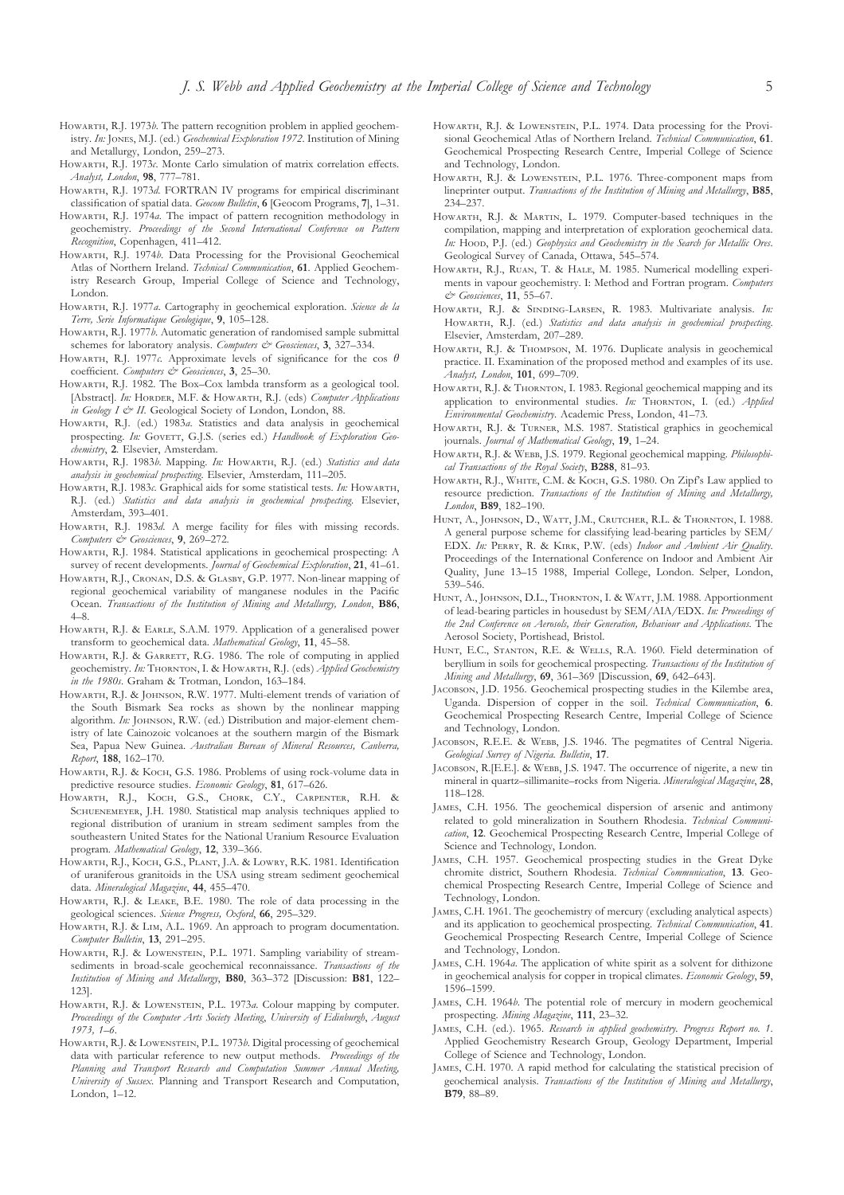Howarth, R.J. 1973*b*. The pattern recognition problem in applied geochemistry. *In:* Jones, M.J. (ed.) *Geochemical Exploration 1972*. Institution of Mining and Metallurgy, London, 259–273.

Howarth, R.J. 1973*c*. Monte Carlo simulation of matrix correlation effects. *Analyst, London*, **98**, 777–781.

Howarth, R.J. 1973*d*. FORTRAN IV programs for empirical discriminant classification of spatial data. *Geocom Bulletin*, **6** [Geocom Programs, **7**], 1–31.

Howarth, R.J. 1974*a*. The impact of pattern recognition methodology in geochemistry. *Proceedings of the Second International Conference on Pattern Recognition*, Copenhagen, 411–412.

Howarth, R.J. 1974*b*. Data Processing for the Provisional Geochemical Atlas of Northern Ireland. *Technical Communication*, **61**. Applied Geochemistry Research Group, Imperial College of Science and Technology, London.

Howarth, R.J. 1977*a*. Cartography in geochemical exploration. *Science de la Terre, Serie Informatique Geologique*, **9**, 105–128.

Howarth, R.J. 1977*b*. Automatic generation of randomised sample submittal schemes for laboratory analysis. *Computers & Geosciences*, **3**, 327–334.

Howarth, R.J. 1977*c*. Approximate levels of significance for the cos $\theta$ coefficient. *Computers & Geosciences*, **3**, 25–30.

Howarth, R.J. 1982. The Box–Cox lambda transform as a geological tool. [Abstract]. *In:* Horder, M.F. & Howarth, R.J. (eds) *Computer Applications in Geology I & II*. Geological Society of London, London, 88.

Howarth, R.J. (ed.) 1983*a*. Statistics and data analysis in geochemical prospecting. *In:* Govett, G.J.S. (series ed.) *Handbook of Exploration Geochemistry*, **2**. Elsevier, Amsterdam.

Howarth, R.J. 1983*b*. Mapping. *In:* Howarth, R.J. (ed.) *Statistics and data analysis in geochemical prospecting*. Elsevier, Amsterdam, 111–205.

Howarth, R.J. 1983*c*. Graphical aids for some statistical tests. *In:* Howarth, R.J. (ed.) *Statistics and data analysis in geochemical prospecting*. Elsevier, Amsterdam, 393–401.

Howarth, R.J. 1983*d*. A merge facility for files with missing records. *Computers & Geosciences*, **9**, 269–272.

Howarth, R.J. 1984. Statistical applications in geochemical prospecting: A survey of recent developments. *Journal of Geochemical Exploration*, **21**, 41–61.

Howarth, R.J., Cronan, D.S. & Glasby, G.P. 1977. Non-linear mapping of regional geochemical variability of manganese nodules in the Pacific Ocean. *Transactions of the Institution of Mining and Metallurgy, London*, **B86**, 4–8.

Howarth, R.J. & Earle, S.A.M. 1979. Application of a generalised power transform to geochemical data. *Mathematical Geology*, **11**, 45–58.

Howarth, R.J. & Garrett, R.G. 1986. The role of computing in applied geochemistry. *In:* Thornton, I. & Howarth, R.J. (eds) *Applied Geochemistry in the 1980s*. Graham & Trotman, London, 163–184.

Howarth, R.J. & Johnson, R.W. 1977. Multi-element trends of variation of the South Bismark Sea rocks as shown by the nonlinear mapping algorithm. *In:* Johnson, R.W. (ed.) Distribution and major-element chemistry of late Cainozoic volcanoes at the southern margin of the Bismark Sea, Papua New Guinea. *Australian Bureau of Mineral Resources, Canberra, Report*, **188**, 162–170.

Howarth, R.J. & Koch, G.S. 1986. Problems of using rock-volume data in predictive resource studies. *Economic Geology*, **81**, 617–626.

Howarth, R.J., Koch, G.S., Chork, C.Y., Carpenter, R.H. & Schuenemeyer, J.H. 1980. Statistical map analysis techniques applied to regional distribution of uranium in stream sediment samples from the southeastern United States for the National Uranium Resource Evaluation program. *Mathematical Geology*, **12**, 339–366.

Howarth, R.J., Koch, G.S., Plant, J.A. & Lowry, R.K. 1981. Identification of uraniferous granitoids in the USA using stream sediment geochemical data. *Mineralogical Magazine*, **44**, 455–470.

Howarth, R.J. & Leake, B.E. 1980. The role of data processing in the geological sciences. *Science Progress, Oxford*, **66**, 295–329.

Howarth, R.J. & Lim, A.L. 1969. An approach to program documentation. *Computer Bulletin*, **13**, 291–295.

Howarth, R.J. & Lowenstein, P.L. 1971. Sampling variability of stream-sediments in broad-scale geochemical reconnaissance. *Transactions of the Institution of Mining and Metallurgy*, **B80**, 363–372 [Discussion: **B81**, 122–123].

Howarth, R.J. & Lowenstein, P.L. 1973*a*. Colour mapping by computer. *Proceedings of the Computer Arts Society Meeting, University of Edinburgh, August 1973, 1–6*.

Howarth, R.J. & Lowenstein, P.L. 1973*b*. Digital processing of geochemical data with particular reference to new output methods. *Proceedings of the Planning and Transport Research and Computation Summer Annual Meeting, University of Sussex*. Planning and Transport Research and Computation, London, 1–12.

Howarth, R.J. & Lowenstein, P.L. 1974. Data processing for the Provisional Geochemical Atlas of Northern Ireland. *Technical Communication*, **61**. Geochemical Prospecting Research Centre, Imperial College of Science and Technology, London.

Howarth, R.J. & Lowenstein, P.L. 1976. Three-component maps from lineprinter output. *Transactions of the Institution of Mining and Metallurgy*, **B85**, 234–237.

Howarth, R.J. & Martin, L. 1979. Computer-based techniques in the compilation, mapping and interpretation of exploration geochemical data. *In:* Hood, P.J. (ed.) *Geophysics and Geochemistry in the Search for Metallic Ores*. Geological Survey of Canada, Ottawa, 545–574.

Howarth, R.J., Ruan, T. & Hale, M. 1985. Numerical modelling experiments in vapour geochemistry. I: Method and Fortran program. *Computers & Geosciences*, **11**, 55–67.

Howarth, R.J. & Sinding-Larsen, R. 1983. Multivariate analysis. *In:* Howarth, R.J. (ed.) *Statistics and data analysis in geochemical prospecting*. Elsevier, Amsterdam, 207–289.

Howarth, R.J. & Thompson, M. 1976. Duplicate analysis in geochemical practice. II. Examination of the proposed method and examples of its use. *Analyst, London*, **101**, 699–709.

Howarth, R.J. & Thornton, I. 1983. Regional geochemical mapping and its application to environmental studies. *In:* Thornton, I. (ed.) *Applied Environmental Geochemistry*. Academic Press, London, 41–73.

Howarth, R.J. & Turner, M.S. 1987. Statistical graphics in geochemical journals. *Journal of Mathematical Geology*, **19**, 1–24.

Howarth, R.J. & Webb, J.S. 1979. Regional geochemical mapping. *Philosophical Transactions of the Royal Society*, **B288**, 81–93.

Howarth, R.J., White, C.M. & Koch, G.S. 1980. On Zipf's Law applied to resource prediction. *Transactions of the Institution of Mining and Metallurgy, London*, **B89**, 182–190.

Hunt, A., Johnson, D., Watt, J.M., Crutcher, R.L. & Thornton, I. 1988. A general purpose scheme for classifying lead-bearing particles by SEM/EDX. *In:* Perry, R. & Kirk, P.W. (eds) *Indoor and Ambient Air Quality*. Proceedings of the International Conference on Indoor and Ambient Air Quality, June 13–15 1988, Imperial College, London. Selper, London, 539–546.

Hunt, A., Johnson, D.L., Thornton, I. & Watt, J.M. 1988. Apportionment of lead-bearing particles in housedust by SEM/AIA/EDX. *In: Proceedings of the 2nd Conference on Aerosols, their Generation, Behaviour and Applications*. The Aerosol Society, Portishead, Bristol.

Hunt, E.C., Stanton, R.E. & Wells, R.A. 1960. Field determination of beryllium in soils for geochemical prospecting. *Transactions of the Institution of Mining and Metallurgy*, **69**, 361–369 [Discussion, **69**, 642–643].

Jacobson, J.D. 1956. Geochemical prospecting studies in the Kilembe area, Uganda. Dispersion of copper in the soil. *Technical Communication*, **6**. Geochemical Prospecting Research Centre, Imperial College of Science and Technology, London.

Jacobson, R.E.E. & Webb, J.S. 1946. The pegmatites of Central Nigeria. *Geological Survey of Nigeria. Bulletin*, **17**.

Jacobson, R.[E.E.]. & Webb, J.S. 1947. The occurrence of nigerite, a new tin mineral in quartz–sillimanite–rocks from Nigeria. *Mineralogical Magazine*, **28**, 118–128.

James, C.H. 1956. The geochemical dispersion of arsenic and antimony related to gold mineralization in Southern Rhodesia. *Technical Communication*, **12**. Geochemical Prospecting Research Centre, Imperial College of Science and Technology, London.

James, C.H. 1957. Geochemical prospecting studies in the Great Dyke chromite district, Southern Rhodesia. *Technical Communication*, **13**. Geochemical Prospecting Research Centre, Imperial College of Science and Technology, London.

James, C.H. 1961. The geochemistry of mercury (excluding analytical aspects) and its application to geochemical prospecting. *Technical Communication*, **41**. Geochemical Prospecting Research Centre, Imperial College of Science and Technology, London.

James, C.H. 1964*a*. The application of white spirit as a solvent for dithizone in geochemical analysis for copper in tropical climates. *Economic Geology*, **59**, 1596–1599.

James, C.H. 1964*b*. The potential role of mercury in modern geochemical prospecting. *Mining Magazine*, **111**, 23–32.

James, C.H. (ed.). 1965. *Research in applied geochemistry. Progress Report no. 1*. Applied Geochemistry Research Group, Geology Department, Imperial College of Science and Technology, London.

James, C.H. 1970. A rapid method for calculating the statistical precision of geochemical analysis. *Transactions of the Institution of Mining and Metallurgy*, **B79**, 88–89.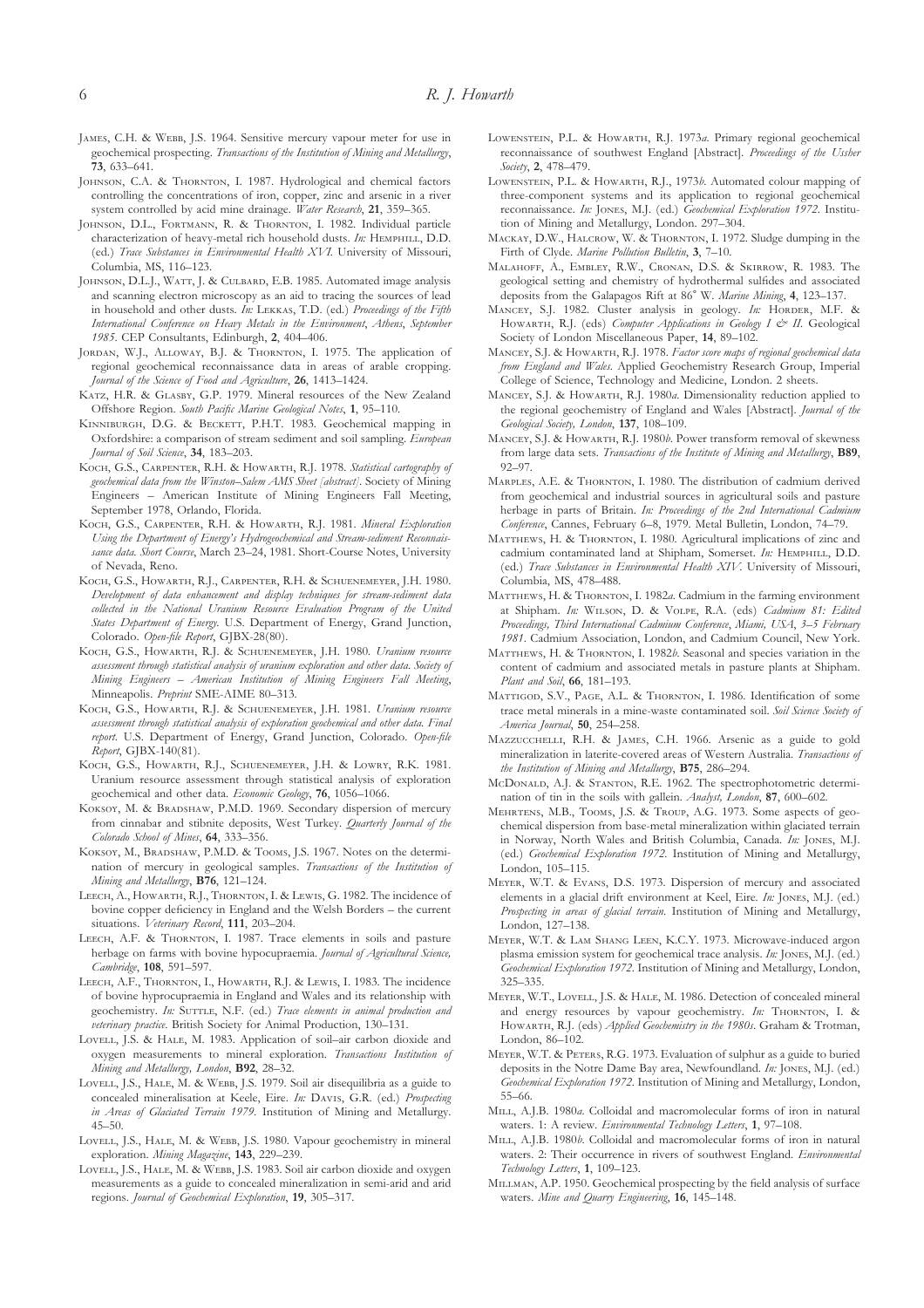James, C.H. & Webb, J.S. 1964. Sensitive mercury vapour meter for use in geochemical prospecting. *Transactions of the Institution of Mining and Metallurgy*, **73**, 633–641.

Johnson, C.A. & Thornton, I. 1987. Hydrological and chemical factors controlling the concentrations of iron, copper, zinc and arsenic in a river system controlled by acid mine drainage. *Water Research*, **21**, 359–365.

Johnson, D.L., Fortmann, R. & Thornton, I. 1982. Individual particle characterization of heavy-metal rich household dusts. *In:* Hemphill, D.D. (ed.) *Trace Substances in Environmental Health XVI*. University of Missouri, Columbia, MS, 116–123.

Johnson, D.L.J., Watt, J. & Culbard, E.B. 1985. Automated image analysis and scanning electron microscopy as an aid to tracing the sources of lead in household and other dusts. *In:* Lekkas, T.D. (ed.) *Proceedings of the Fifth International Conference on Heavy Metals in the Environment*, *Athens, September 1985*. CEP Consultants, Edinburgh, **2**, 404–406.

Jordan, W.J., Alloway, B.J. & Thornton, I. 1975. The application of regional geochemical reconnaissance data in areas of arable cropping. *Journal of the Science of Food and Agriculture*, **26**, 1413–1424.

Katz, H.R. & Glasby, G.P. 1979. Mineral resources of the New Zealand Offshore Region. *South Pacific Marine Geological Notes*, **1**, 95–110.

Kinniburgh, D.G. & Beckett, P.H.T. 1983. Geochemical mapping in Oxfordshire: a comparison of stream sediment and soil sampling. *European Journal of Soil Science*, **34**, 183–203.

Koch, G.S., Carpenter, R.H. & Howarth, R.J. 1978. *Statistical cartography of geochemical data from the Winston–Salem AMS Sheet [abstract]*. Society of Mining Engineers – American Institute of Mining Engineers Fall Meeting, September 1978, Orlando, Florida.

Koch, G.S., Carpenter, R.H. & Howarth, R.J. 1981. *Mineral Exploration Using the Department of Energy's Hydrogeochemical and Stream-sediment Reconnaissance data. Short Course*, March 23–24, 1981. Short-Course Notes, University of Nevada, Reno.

Koch, G.S., Howarth, R.J., Carpenter, R.H. & Schuenemeyer, J.H. 1980. *Development of data enhancement and display techniques for stream-sediment data collected in the National Uranium Resource Evaluation Program of the United States Department of Energy*. U.S. Department of Energy, Grand Junction, Colorado. *Open-file Report*, GJBX-28(80).

Koch, G.S., Howarth, R.J. & Schuenemeyer, J.H. 1980. *Uranium resource assessment through statistical analysis of uranium exploration and other data. Society of Mining Engineers – American Institution of Mining Engineers Fall Meeting*, Minneapolis. *Preprint* SME-AIME 80–313.

Koch, G.S., Howarth, R.J. & Schuenemeyer, J.H. 1981. *Uranium resource assessment through statistical analysis of exploration geochemical and other data. Final report*. U.S. Department of Energy, Grand Junction, Colorado. *Open-file Report*, GJBX-140(81).

Koch, G.S., Howarth, R.J., Schuenemeyer, J.H. & Lowry, R.K. 1981. Uranium resource assessment through statistical analysis of exploration geochemical and other data. *Economic Geology*, **76**, 1056–1066.

Koksoy, M. & Bradshaw, P.M.D. 1969. Secondary dispersion of mercury from cinnabar and stibnite deposits, West Turkey. *Quarterly Journal of the Colorado School of Mines*, **64**, 333–356.

Koksoy, M., Bradshaw, P.M.D. & Tooms, J.S. 1967. Notes on the determination of mercury in geological samples. *Transactions of the Institution of Mining and Metallurgy*, **B76**, 121–124.

Leech, A., Howarth, R.J., Thornton, I. & Lewis, G. 1982. The incidence of bovine copper deficiency in England and the Welsh Borders – the current situations. *Veterinary Record*, **111**, 203–204.

Leech, A.F. & Thornton, I. 1987. Trace elements in soils and pasture herbage on farms with bovine hypocupraemia. *Journal of Agricultural Science, Cambridge*, **108**, 591–597.

Leech, A.F., Thornton, I., Howarth, R.J. & Lewis, I. 1983. The incidence of bovine hyprocupraemia in England and Wales and its relationship with geochemistry. *In:* Suttle, N.F. (ed.) *Trace elements in animal production and veterinary practice*. British Society for Animal Production, 130–131.

Lovell, J.S. & Hale, M. 1983. Application of soil–air carbon dioxide and oxygen measurements to mineral exploration. *Transactions Institution of Mining and Metallurgy, London*, **B92**, 28–32.

Lovell, J.S., Hale, M. & Webb, J.S. 1979. Soil air disequilibria as a guide to concealed mineralisation at Keele, Eire. *In:* Davis, G.R. (ed.) *Prospecting in Areas of Glaciated Terrain 1979*. Institution of Mining and Metallurgy. 45–50.

Lovell, J.S., Hale, M. & Webb, J.S. 1980. Vapour geochemistry in mineral exploration. *Mining Magazine*, **143**, 229–239.

Lovell, J.S., Hale, M. & Webb, J.S. 1983. Soil air carbon dioxide and oxygen measurements as a guide to concealed mineralization in semi-arid and arid regions. *Journal of Geochemical Exploration*, **19**, 305–317.

Lowenstein, P.L. & Howarth, R.J. 1973*a*. Primary regional geochemical reconnaissance of southwest England [Abstract]. *Proceedings of the Ussher Society*, **2**, 478–479.

Lowenstein, P.L. & Howarth, R.J., 1973*b*. Automated colour mapping of three-component systems and its application to regional geochemical reconnaissance. *In:* Jones, M.J. (ed.) *Geochemical Exploration 1972*. Institution of Mining and Metallurgy, London. 297–304.

Mackay, D.W., Halcrow, W. & Thornton, I. 1972. Sludge dumping in the Firth of Clyde. *Marine Pollution Bulletin*, **3**, 7–10.

Malahoff, A., Embley, R.W., Cronan, D.S. & Skirrow, R. 1983. The geological setting and chemistry of hydrothermal sulfides and associated deposits from the Galapagos Rift at 86° W. *Marine Mining*, **4**, 123–137.

Mancey, S.J. 1982. Cluster analysis in geology. *In:* Horder, M.F. & Howarth, R.J. (eds) *Computer Applications in Geology I & II*. Geological Society of London Miscellaneous Paper, **14**, 89–102.

Mancey, S.J. & Howarth, R.J. 1978. *Factor score maps of regional geochemical data from England and Wales*. Applied Geochemistry Research Group, Imperial College of Science, Technology and Medicine, London. 2 sheets.

Mancey, S.J. & Howarth, R.J. 1980*a*. Dimensionality reduction applied to the regional geochemistry of England and Wales [Abstract]. *Journal of the Geological Society, London*, **137**, 108–109.

Mancey, S.J. & Howarth, R.J. 1980*b*. Power transform removal of skewness from large data sets. *Transactions of the Institute of Mining and Metallurgy*, **B89**, 92–97.

Marples, A.E. & Thornton, I. 1980. The distribution of cadmium derived from geochemical and industrial sources in agricultural soils and pasture herbage in parts of Britain. *In: Proceedings of the 2nd International Cadmium Conference*, Cannes, February 6–8, 1979. Metal Bulletin, London, 74–79.

Matthews, H. & Thornton, I. 1980. Agricultural implications of zinc and cadmium contaminated land at Shipham, Somerset. *In:* Hemphill, D.D. (ed.) *Trace Substances in Environmental Health XIV*. University of Missouri, Columbia, MS, 478–488.

Matthews, H. & Thornton, I. 1982*a*. Cadmium in the farming environment at Shipham. *In:* Wilson, D. & Volpe, R.A. (eds) *Cadmium 81: Edited Proceedings, Third International Cadmium Conference, Miami, USA, 3–5 February 1981*. Cadmium Association, London, and Cadmium Council, New York.

Matthews, H. & Thornton, I. 1982*b*. Seasonal and species variation in the content of cadmium and associated metals in pasture plants at Shipham. *Plant and Soil*, **66**, 181–193.

Mattigod, S.V., Page, A.L. & Thornton, I. 1986. Identification of some trace metal minerals in a mine-waste contaminated soil. *Soil Science Society of America Journal*, **50**, 254–258.

Mazzucchelli, R.H. & James, C.H. 1966. Arsenic as a guide to gold mineralization in laterite-covered areas of Western Australia. *Transactions of the Institution of Mining and Metallurgy*, **B75**, 286–294.

McDonald, A.J. & Stanton, R.E. 1962. The spectrophotometric determination of tin in the soils with gallein. *Analyst, London*, **87**, 600–602.

Mehrtens, M.B., Tooms, J.S. & Troup, A.G. 1973. Some aspects of geochemical dispersion from base-metal mineralization within glaciated terrain in Norway, North Wales and British Columbia, Canada. *In:* Jones, M.J. (ed.) *Geochemical Exploration 1972*. Institution of Mining and Metallurgy, London, 105–115.

Meyer, W.T. & Evans, D.S. 1973. Dispersion of mercury and associated elements in a glacial drift environment at Keel, Eire. *In:* Jones, M.J. (ed.) *Prospecting in areas of glacial terrain*. Institution of Mining and Metallurgy, London, 127–138.

Meyer, W.T. & Lam Shang Leen, K.C.Y. 1973. Microwave-induced argon plasma emission system for geochemical trace analysis. *In:* Jones, M.J. (ed.) *Geochemical Exploration 1972*. Institution of Mining and Metallurgy, London, 325–335.

Meyer, W.T., Lovell, J.S. & Hale, M. 1986. Detection of concealed mineral and energy resources by vapour geochemistry. *In:* Thornton, I. & Howarth, R.J. (eds) *Applied Geochemistry in the 1980s*. Graham & Trotman, London, 86–102.

Meyer, W.T. & Peters, R.G. 1973. Evaluation of sulphur as a guide to buried deposits in the Notre Dame Bay area, Newfoundland. *In:* Jones, M.J. (ed.) *Geochemical Exploration 1972*. Institution of Mining and Metallurgy, London, 55–66.

Mill, A.J.B. 1980*a*. Colloidal and macromolecular forms of iron in natural waters. 1: A review. *Environmental Technology Letters*, **1**, 97–108.

Mill, A.J.B. 1980*b*. Colloidal and macromolecular forms of iron in natural waters. 2: Their occurrence in rivers of southwest England. *Environmental Technology Letters*, **1**, 109–123.

Millman, A.P. 1950. Geochemical prospecting by the field analysis of surface waters. *Mine and Quarry Engineering*, **16**, 145–148.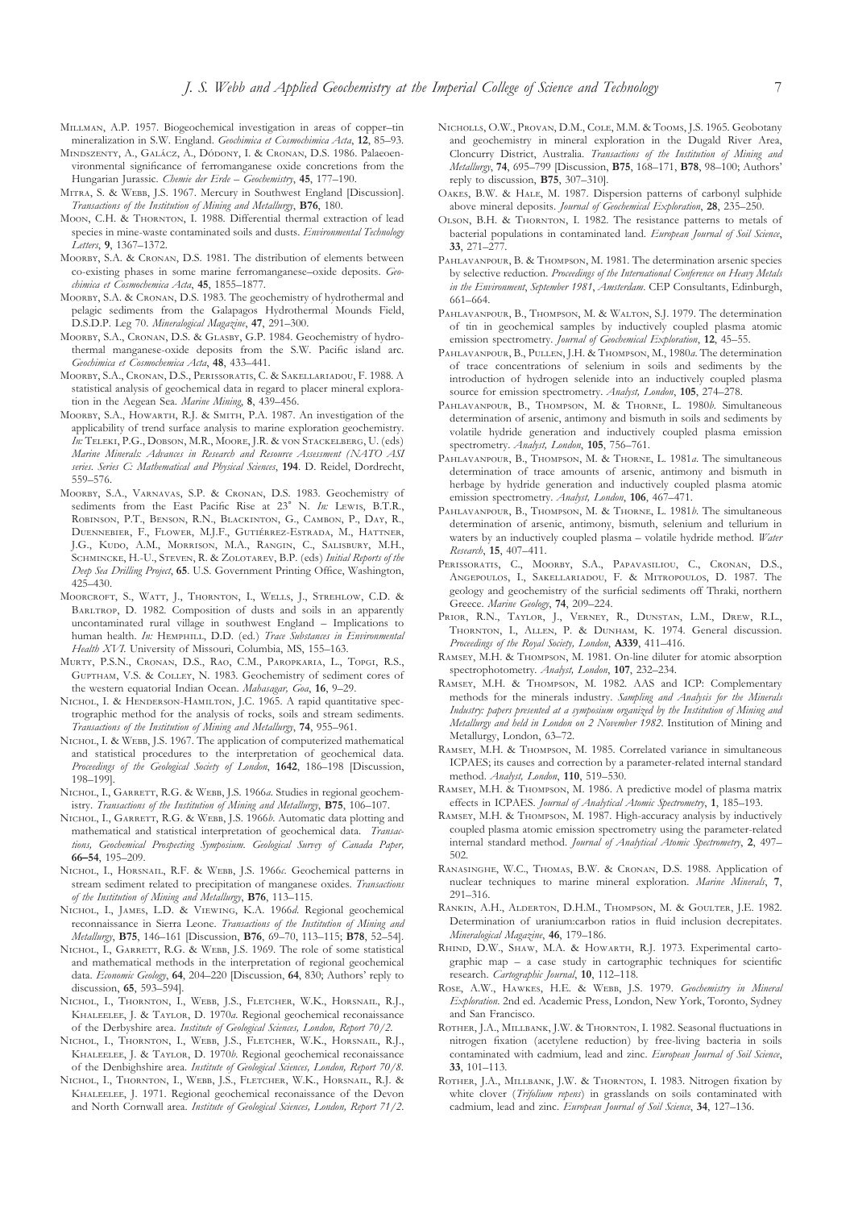Millman, A.P. 1957. Biogeochemical investigation in areas of copper–tin mineralization in S.W. England. *Geochimica et Cosmochimica Acta*, **12**, 85–93.

Mindszenty, A., Galácz, A., Dódony, I. & Cronan, D.S. 1986. Palaeoenvironmental significance of ferromanganese oxide concretions from the Hungarian Jurassic. *Chemie der Erde – Geochemistry*, **45**, 177–190.

Mitra, S. & Webb, J.S. 1967. Mercury in Southwest England [Discussion]. *Transactions of the Institution of Mining and Metallurgy*, **B76**, 180.

Moon, C.H. & Thornton, I. 1988. Differential thermal extraction of lead species in mine-waste contaminated soils and dusts. *Environmental Technology Letters*, **9**, 1367–1372.

Moorby, S.A. & Cronan, D.S. 1981. The distribution of elements between co-existing phases in some marine ferromanganese–oxide deposits. *Geochimica et Cosmochemica Acta*, **45**, 1855–1877.

Moorby, S.A. & Cronan, D.S. 1983. The geochemistry of hydrothermal and pelagic sediments from the Galapagos Hydrothermal Mounds Field, D.S.D.P. Leg 70. *Mineralogical Magazine*, **47**, 291–300.

Moorby, S.A., Cronan, D.S. & Glasby, G.P. 1984. Geochemistry of hydrothermal manganese-oxide deposits from the S.W. Pacific island arc. *Geochimica et Cosmochemica Acta*, **48**, 433–441.

Moorby, S.A., Cronan, D.S., Perissoratis, C. & Sakellariadou, F. 1988. A statistical analysis of geochemical data in regard to placer mineral exploration in the Aegean Sea. *Marine Mining*, **8**, 439–456.

Moorby, S.A., Howarth, R.J. & Smith, P.A. 1987. An investigation of the applicability of trend surface analysis to marine exploration geochemistry. *In:* Teleki, P.G., Dobson, M.R., Moore, J.R. & von Stackelberg, U. (eds) *Marine Minerals: Advances in Research and Resource Assessment (NATO ASI series. Series C: Mathematical and Physical Sciences*, **194**. D. Reidel, Dordrecht, 559–576.

Moorby, S.A., Varnavas, S.P. & Cronan, D.S. 1983. Geochemistry of sediments from the East Pacific Rise at 23° N. *In:* Lewis, B.T.R., Robinson, P.T., Benson, R.N., Blackinton, G., Cambon, P., Day, R., Duennebier, F., Flower, M.J.F., Gutiérrez-Estrada, M., Hattner, J.G., Kudo, A.M., Morrison, M.A., Rangin, C., Salisbury, M.H., Schmincke, H.-U., Steven, R. & Zolotarev, B.P. (eds) *Initial Reports of the Deep Sea Drilling Project*, **65**. U.S. Government Printing Office, Washington, 425–430.

Moorcroft, S., Watt, J., Thornton, I., Wells, J., Strehlow, C.D. & Barltrop, D. 1982. Composition of dusts and soils in an apparently uncontaminated rural village in southwest England – Implications to human health. *In:* Hemphill, D.D. (ed.) *Trace Substances in Environmental Health XVI*. University of Missouri, Columbia, MS, 155–163.

Murty, P.S.N., Cronan, D.S., Rao, C.M., Paropkaria, L., Topgi, R.S., Guptham, V.S. & Colley, N. 1983. Geochemistry of sediment cores of the western equatorial Indian Ocean. *Mahasagar, Goa*, **16**, 9–29.

Nichol, I. & Henderson-Hamilton, J.C. 1965. A rapid quantitative spectrographic method for the analysis of rocks, soils and stream sediments. *Transactions of the Institution of Mining and Metallurgy*, **74**, 955–961.

Nichol, I. & Webb, J.S. 1967. The application of computerized mathematical and statistical procedures to the interpretation of geochemical data. *Proceedings of the Geological Society of London*, **1642**, 186–198 [Discussion, 198–199].

Nichol, I., Garrett, R.G. & Webb, J.S. 1966*a*. Studies in regional geochemistry. *Transactions of the Institution of Mining and Metallurgy*, **B75**, 106–107.

Nichol, I., Garrett, R.G. & Webb, J.S. 1966*b*. Automatic data plotting and mathematical and statistical interpretation of geochemical data. *Transactions, Geochemical Prospecting Symposium. Geological Survey of Canada Paper*, **66–54**, 195–209.

Nichol, I., Horsnail, R.F. & Webb, J.S. 1966*c*. Geochemical patterns in stream sediment related to precipitation of manganese oxides. *Transactions of the Institution of Mining and Metallurgy*, **B76**, 113–115.

Nichol, I., James, L.D. & Viewing, K.A. 1966*d*. Regional geochemical reconnaissance in Sierra Leone. *Transactions of the Institution of Mining and Metallurgy*, **B75**, 146–161 [Discussion, **B76**, 69–70, 113–115; **B78**, 52–54].

Nichol, I., Garrett, R.G. & Webb, J.S. 1969. The role of some statistical and mathematical methods in the interpretation of regional geochemical data. *Economic Geology*, **64**, 204–220 [Discussion, **64**, 830; Authors' reply to discussion, **65**, 593–594].

Nichol, I., Thornton, I., Webb, J.S., Fletcher, W.K., Horsnail, R.J., Khaleelee, J. & Taylor, D. 1970*a*. Regional geochemical reconaissance of the Derbyshire area. *Institute of Geological Sciences, London, Report 70/2*.

Nichol, I., Thornton, I., Webb, J.S., Fletcher, W.K., Horsnail, R.J., Khaleelee, J. & Taylor, D. 1970*b*. Regional geochemical reconaissance of the Denbighshire area. *Institute of Geological Sciences, London, Report 70/8*.

Nichol, I., Thornton, I., Webb, J.S., Fletcher, W.K., Horsnail, R.J. & Khaleelee, J. 1971. Regional geochemical reconaissance of the Devon and North Cornwall area. *Institute of Geological Sciences, London, Report 71/2*.

Nicholls, O.W., Provan, D.M., Cole, M.M. & Tooms, J.S. 1965. Geobotany and geochemistry in mineral exploration in the Dugald River Area, Cloncurry District, Australia. *Transactions of the Institution of Mining and Metallurgy*, **74**, 695–799 [Discussion, **B75**, 168–171, **B78**, 98–100; Authors' reply to discussion, **B75**, 307–310].

Oakes, B.W. & Hale, M. 1987. Dispersion patterns of carbonyl sulphide above mineral deposits. *Journal of Geochemical Exploration*, **28**, 235–250.

Olson, B.H. & Thornton, I. 1982. The resistance patterns to metals of bacterial populations in contaminated land. *European Journal of Soil Science*, **33**, 271–277.

Pahlavanpour, B. & Thompson, M. 1981. The determination arsenic species by selective reduction. *Proceedings of the International Conference on Heavy Metals in the Environment, September 1981, Amsterdam*. CEP Consultants, Edinburgh, 661–664.

Pahlavanpour, B., Thompson, M. & Walton, S.J. 1979. The determination of tin in geochemical samples by inductively coupled plasma atomic emission spectrometry. *Journal of Geochemical Exploration*, **12**, 45–55.

Pahlavanpour, B., Pullen, J.H. & Thompson, M., 1980*a*. The determination of trace concentrations of selenium in soils and sediments by the introduction of hydrogen selenide into an inductively coupled plasma source for emission spectrometry. *Analyst, London*, **105**, 274–278.

Pahlavanpour, B., Thompson, M. & Thorne, L. 1980*b*. Simultaneous determination of arsenic, antimony and bismuth in soils and sediments by volatile hydride generation and inductively coupled plasma emission spectrometry. *Analyst, London*, **105**, 756–761.

Pahlavanpour, B., Thompson, M. & Thorne, L. 1981*a*. The simultaneous determination of trace amounts of arsenic, antimony and bismuth in herbage by hydride generation and inductively coupled plasma atomic emission spectrometry. *Analyst, London*, **106**, 467–471.

Pahlavanpour, B., Thompson, M. & Thorne, L. 1981*b*. The simultaneous determination of arsenic, antimony, bismuth, selenium and tellurium in waters by an inductively coupled plasma – volatile hydride method. *Water Research*, **15**, 407–411.

Perissoratis, C., Moorby, S.A., Papavasiliou, C., Cronan, D.S., Angepoulos, I., Sakellariadou, F. & Mitropoulos, D. 1987. The geology and geochemistry of the surficial sediments off Thraki, northern Greece. *Marine Geology*, **74**, 209–224.

Prior, R.N., Taylor, J., Verney, R., Dunstan, L.M., Drew, R.L., Thornton, I., Allen, P. & Dunham, K. 1974. General discussion. *Proceedings of the Royal Society, London*, **A339**, 411–416.

Ramsey, M.H. & Thompson, M. 1981. On-line diluter for atomic absorption spectrophotometry. *Analyst, London*, **107**, 232–234.

Ramsey, M.H. & Thompson, M. 1982. AAS and ICP: Complementary methods for the minerals industry. *Sampling and Analysis for the Minerals Industry: papers presented at a symposium organized by the Institution of Mining and Metallurgy and held in London on 2 November 1982*. Institution of Mining and Metallurgy, London, 63–72.

Ramsey, M.H. & Thompson, M. 1985. Correlated variance in simultaneous ICPAES; its causes and correction by a parameter-related internal standard method. *Analyst, London*, **110**, 519–530.

Ramsey, M.H. & Thompson, M. 1986. A predictive model of plasma matrix effects in ICPAES. *Journal of Analytical Atomic Spectrometry*, **1**, 185–193.

Ramsey, M.H. & Thompson, M. 1987. High-accuracy analysis by inductively coupled plasma atomic emission spectrometry using the parameter-related internal standard method. *Journal of Analytical Atomic Spectrometry*, **2**, 497–502.

Ranasinghe, W.C., Thomas, B.W. & Cronan, D.S. 1988. Application of nuclear techniques to marine mineral exploration. *Marine Minerals*, **7**, 291–316.

Rankin, A.H., Alderton, D.H.M., Thompson, M. & Goulter, J.E. 1982. Determination of uranium:carbon ratios in fluid inclusion decrepitates. *Mineralogical Magazine*, **46**, 179–186.

Rhind, D.W., Shaw, M.A. & Howarth, R.J. 1973. Experimental cartographic map – a case study in cartographic techniques for scientific research. *Cartographic Journal*, **10**, 112–118.

Rose, A.W., Hawkes, H.E. & Webb, J.S. 1979. *Geochemistry in Mineral Exploration*. 2nd ed. Academic Press, London, New York, Toronto, Sydney and San Francisco.

Rother, J.A., Millbank, J.W. & Thornton, I. 1982. Seasonal fluctuations in nitrogen fixation (acetylene reduction) by free-living bacteria in soils contaminated with cadmium, lead and zinc. *European Journal of Soil Science*, **33**, 101–113.

Rother, J.A., Millbank, J.W. & Thornton, I. 1983. Nitrogen fixation by white clover (*Trifolium repens*) in grasslands on soils contaminated with cadmium, lead and zinc. *European Journal of Soil Science*, **34**, 127–136.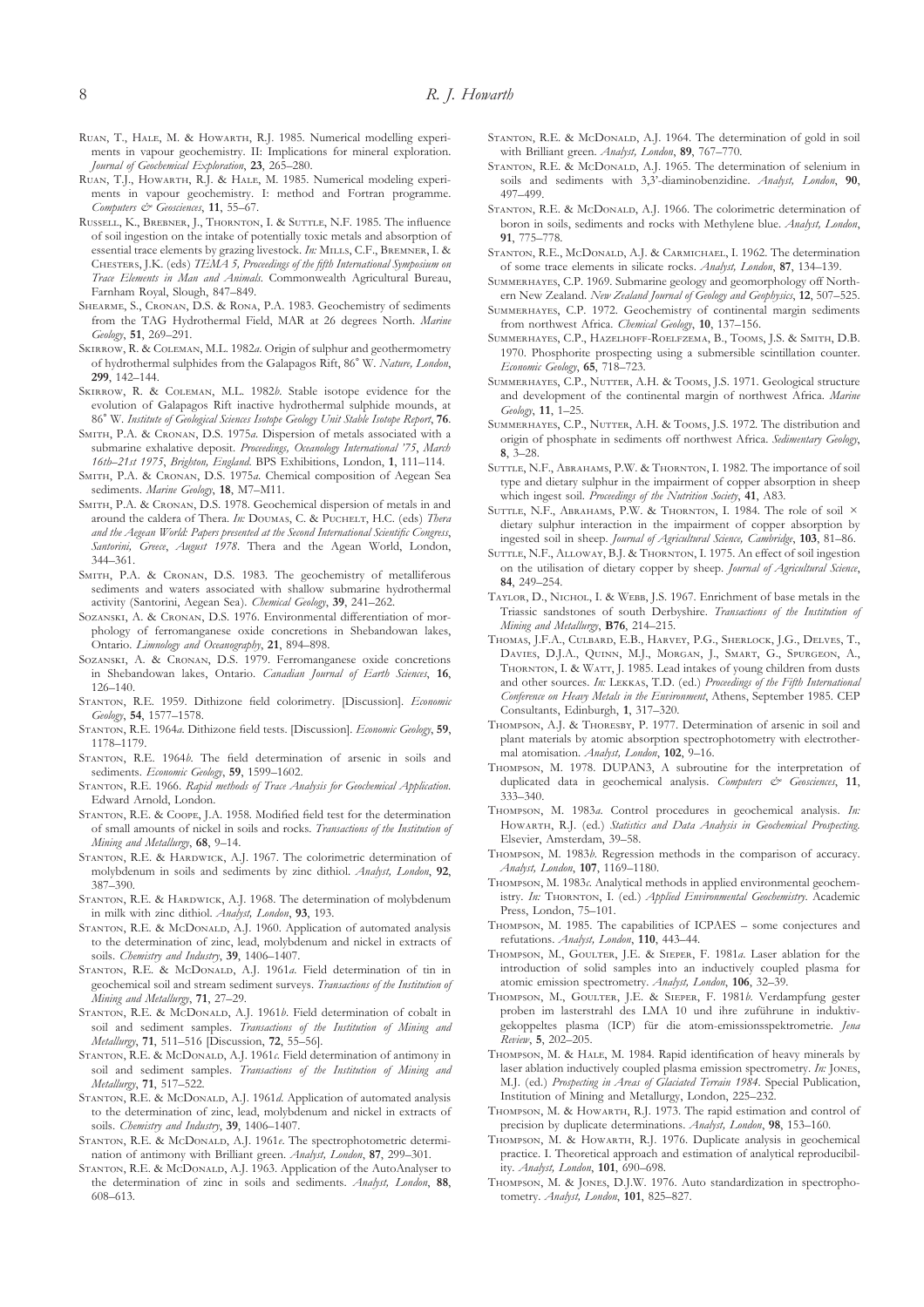Ruan, T., Hale, M. & Howarth, R.J. 1985. Numerical modelling experiments in vapour geochemistry. II: Implications for mineral exploration. *Journal of Geochemical Exploration*, **23**, 265–280.

Ruan, T.J., Howarth, R.J. & Hale, M. 1985. Numerical modeling experiments in vapour geochemistry. I: method and Fortran programme. *Computers & Geosciences*, **11**, 55–67.

Russell, K., Brebner, J., Thornton, I. & Suttle, N.F. 1985. The influence of soil ingestion on the intake of potentially toxic metals and absorption of essential trace elements by grazing livestock. *In:* Mills, C.F., Bremner, I. & Chesters, J.K. (eds) *TEMA 5, Proceedings of the fifth International Symposium on Trace Elements in Man and Animals*. Commonwealth Agricultural Bureau, Farnham Royal, Slough, 847–849.

Shearme, S., Cronan, D.S. & Rona, P.A. 1983. Geochemistry of sediments from the TAG Hydrothermal Field, MAR at 26 degrees North. *Marine Geology*, **51**, 269–291.

Skirrow, R. & Coleman, M.L. 1982*a*. Origin of sulphur and geothermometry of hydrothermal sulphides from the Galapagos Rift, 86° W. *Nature, London*, **299**, 142–144.

Skirrow, R. & Coleman, M.L. 1982*b*. Stable isotope evidence for the evolution of Galapagos Rift inactive hydrothermal sulphide mounds, at 86° W. *Institute of Geological Sciences Isotope Geology Unit Stable Isotope Report*, **76**.

Smith, P.A. & Cronan, D.S. 1975*a*. Dispersion of metals associated with a submarine exhalative deposit. *Proceedings, Oceanology International '75, March 16th–21st 1975, Brighton, England*. BPS Exhibitions, London, **1**, 111–114.

Smith, P.A. & Cronan, D.S. 1975*a*. Chemical composition of Aegean Sea sediments. *Marine Geology*, **18**, M7–M11.

Smith, P.A. & Cronan, D.S. 1978. Geochemical dispersion of metals in and around the caldera of Thera. *In:* Doumas, C. & Puchelt, H.C. (eds) *Thera and the Aegean World: Papers presented at the Second International Scientific Congress, Santorini, Greece, August 1978*. Thera and the Agean World, London, 344–361.

Smith, P.A. & Cronan, D.S. 1983. The geochemistry of metalliferous sediments and waters associated with shallow submarine hydrothermal activity (Santorini, Aegean Sea). *Chemical Geology*, **39**, 241–262.

Sozanski, A. & Cronan, D.S. 1976. Environmental differentiation of morphology of ferromanganese oxide concretions in Shebandowan lakes, Ontario. *Limnology and Oceanography*, **21**, 894–898.

Sozanski, A. & Cronan, D.S. 1979. Ferromanganese oxide concretions in Shebandowan lakes, Ontario. *Canadian Journal of Earth Sciences*, **16**, 126–140.

Stanton, R.E. 1959. Dithizone field colorimetry. [Discussion]. *Economic Geology*, **54**, 1577–1578.

Stanton, R.E. 1964*a*. Dithizone field tests. [Discussion]. *Economic Geology*, **59**, 1178–1179.

Stanton, R.E. 1964*b*. The field determination of arsenic in soils and sediments. *Economic Geology*, **59**, 1599–1602.

Stanton, R.E. 1966. *Rapid methods of Trace Analysis for Geochemical Application*. Edward Arnold, London.

Stanton, R.E. & Coope, J.A. 1958. Modified field test for the determination of small amounts of nickel in soils and rocks. *Transactions of the Institution of Mining and Metallurgy*, **68**, 9–14.

Stanton, R.E. & Hardwick, A.J. 1967. The colorimetric determination of molybdenum in soils and sediments by zinc dithiol. *Analyst, London*, **92**, 387–390.

Stanton, R.E. & Hardwick, A.J. 1968. The determination of molybdenum in milk with zinc dithiol. *Analyst, London*, **93**, 193.

Stanton, R.E. & McDonald, A.J. 1960. Application of automated analysis to the determination of zinc, lead, molybdenum and nickel in extracts of soils. *Chemistry and Industry*, **39**, 1406–1407.

Stanton, R.E. & McDonald, A.J. 1961*a*. Field determination of tin in geochemical soil and stream sediment surveys. *Transactions of the Institution of Mining and Metallurgy*, **71**, 27–29.

Stanton, R.E. & McDonald, A.J. 1961*b*. Field determination of cobalt in soil and sediment samples. *Transactions of the Institution of Mining and Metallurgy*, **71**, 511–516 [Discussion, **72**, 55–56].

Stanton, R.E. & McDonald, A.J. 1961*c*. Field determination of antimony in soil and sediment samples. *Transactions of the Institution of Mining and Metallurgy*, **71**, 517–522.

Stanton, R.E. & McDonald, A.J. 1961*d*. Application of automated analysis to the determination of zinc, lead, molybdenum and nickel in extracts of soils. *Chemistry and Industry*, **39**, 1406–1407.

Stanton, R.E. & McDonald, A.J. 1961*e*. The spectrophotometric determination of antimony with Brilliant green. *Analyst, London*, **87**, 299–301.

Stanton, R.E. & McDonald, A.J. 1963. Application of the AutoAnalyser to the determination of zinc in soils and sediments. *Analyst, London*, **88**, 608–613.

Stanton, R.E. & McDonald, A.J. 1964. The determination of gold in soil with Brilliant green. *Analyst, London*, **89**, 767–770.

Stanton, R.E. & McDonald, A.J. 1965. The determination of selenium in soils and sediments with 3,3'-diaminobenzidine. *Analyst, London*, **90**, 497–499.

Stanton, R.E. & McDonald, A.J. 1966. The colorimetric determination of boron in soils, sediments and rocks with Methylene blue. *Analyst, London*, **91**, 775–778.

Stanton, R.E., McDonald, A.J. & Carmichael, I. 1962. The determination of some trace elements in silicate rocks. *Analyst, London*, **87**, 134–139.

Summerhayes, C.P. 1969. Submarine geology and geomorphology off Northern New Zealand. *New Zealand Journal of Geology and Geophysics*, **12**, 507–525.

Summerhayes, C.P. 1972. Geochemistry of continental margin sediments from northwest Africa. *Chemical Geology*, **10**, 137–156.

Summerhayes, C.P., Hazelhoff-Roelfzema, B., Tooms, J.S. & Smith, D.B. 1970. Phosphorite prospecting using a submersible scintillation counter. *Economic Geology*, **65**, 718–723.

Summerhayes, C.P., Nutter, A.H. & Tooms, J.S. 1971. Geological structure and development of the continental margin of northwest Africa. *Marine Geology*, **11**, 1–25.

Summerhayes, C.P., Nutter, A.H. & Tooms, J.S. 1972. The distribution and origin of phosphate in sediments off northwest Africa. *Sedimentary Geology*, **8**, 3–28.

Suttle, N.F., Abrahams, P.W. & Thornton, I. 1982. The importance of soil type and dietary sulphur in the impairment of copper absorption in sheep which ingest soil. *Proceedings of the Nutrition Society*, **41**, A83.

Suttle, N.F., Abrahams, P.W. & Thornton, I. 1984. The role of soil × dietary sulphur interaction in the impairment of copper absorption by ingested soil in sheep. *Journal of Agricultural Science, Cambridge*, **103**, 81–86.

Suttle, N.F., Alloway, B.J. & Thornton, I. 1975. An effect of soil ingestion on the utilisation of dietary copper by sheep. *Journal of Agricultural Science*, **84**, 249–254.

Taylor, D., Nichol, I. & Webb, J.S. 1967. Enrichment of base metals in the Triassic sandstones of south Derbyshire. *Transactions of the Institution of Mining and Metallurgy*, **B76**, 214–215.

Thomas, J.F.A., Culbard, E.B., Harvey, P.G., Sherlock, J.G., Delves, T., Davies, D.J.A., Quinn, M.J., Morgan, J., Smart, G., Spurgeon, A., Thornton, I. & Watt, J. 1985. Lead intakes of young children from dusts and other sources. *In:* Lekkas, T.D. (ed.) *Proceedings of the Fifth International Conference on Heavy Metals in the Environment*, Athens, September 1985. CEP Consultants, Edinburgh, **1**, 317–320.

Thompson, A.J. & Thoresby, P. 1977. Determination of arsenic in soil and plant materials by atomic absorption spectrophotometry with electrothermal atomisation. *Analyst, London*, **102**, 9–16.

Thompson, M. 1978. DUPAN3, A subroutine for the interpretation of duplicated data in geochemical analysis. *Computers & Geosciences*, **11**, 333–340.

Thompson, M. 1983*a*. Control procedures in geochemical analysis. *In:* Howarth, R.J. (ed.) *Statistics and Data Analysis in Geochemical Prospecting*. Elsevier, Amsterdam, 39–58.

Thompson, M. 1983*b*. Regression methods in the comparison of accuracy. *Analyst, London*, **107**, 1169–1180.

Thompson, M. 1983*c*. Analytical methods in applied environmental geochemistry. *In:* Thornton, I. (ed.) *Applied Environmental Geochemistry*. Academic Press, London, 75–101.

Thompson, M. 1985. The capabilities of ICPAES – some conjectures and refutations. *Analyst, London*, **110**, 443–44.

Thompson, M., Goulter, J.E. & Sieper, F. 1981*a*. Laser ablation for the introduction of solid samples into an inductively coupled plasma for atomic emission spectrometry. *Analyst, London*, **106**, 32–39.

Thompson, M., Goulter, J.E. & Sieper, F. 1981*b*. Verdampfung gester proben im lasterstrahl des LMA 10 und ihre zuführune in induktiv-gekoppeltes plasma (ICP) für die atom-emissionsspektrometrie. *Jena Review*, **5**, 202–205.

Thompson, M. & Hale, M. 1984. Rapid identification of heavy minerals by laser ablation inductively coupled plasma emission spectrometry. *In:* Jones, M.J. (ed.) *Prospecting in Areas of Glaciated Terrain 1984*. Special Publication, Institution of Mining and Metallurgy, London, 225–232.

Thompson, M. & Howarth, R.J. 1973. The rapid estimation and control of precision by duplicate determinations. *Analyst, London*, **98**, 153–160.

Thompson, M. & Howarth, R.J. 1976. Duplicate analysis in geochemical practice. I. Theoretical approach and estimation of analytical reproducibility. *Analyst, London*, **101**, 690–698.

Thompson, M. & Jones, D.J.W. 1976. Auto standardization in spectrophotometry. *Analyst, London*, **101**, 825–827.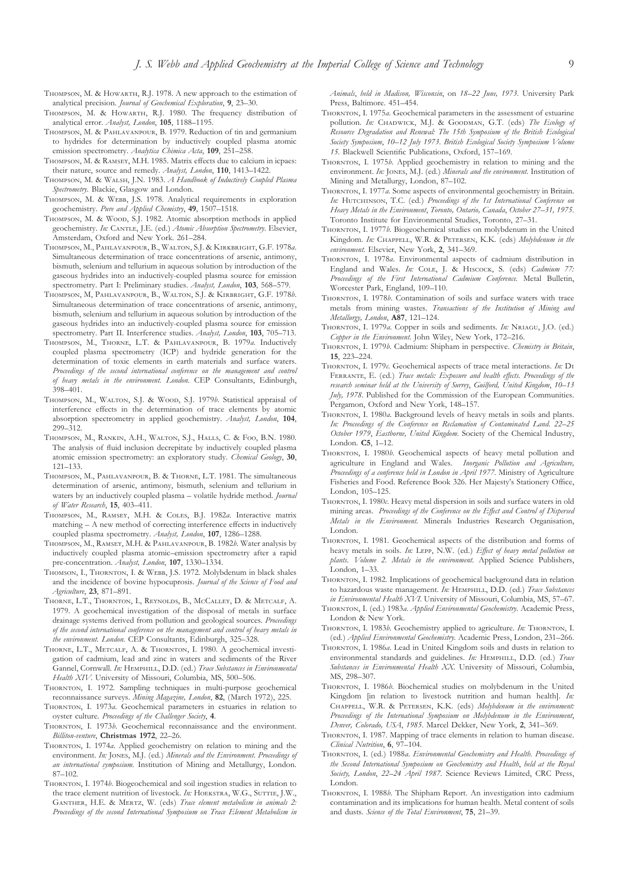Thompson, M. & Howarth, R.J. 1978. A new approach to the estimation of analytical precision. *Journal of Geochemical Exploration*, **9**, 23–30.

Thompson, M. & Howarth, R.J. 1980. The frequency distribution of analytical error. *Analyst, London*, **105**, 1188–1195.

Thompson, M. & Pahlavanpour, B. 1979. Reduction of tin and germanium to hydrides for determination by inductively coupled plasma atomic emission spectrometry. *Analytica Chimica Acta*, **109**, 251–258.

Thompson, M. & Ramsey, M.H. 1985. Matrix effects due to calcium in icpaes: their nature, source and remedy. *Analyst, London*, **110**, 1413–1422.

Thompson, M. & Walsh, J.N. 1983. *A Handbook of Inductively Coupled Plasma Spectrometry*. Blackie, Glasgow and London.

Thompson, M. & Webb, J.S. 1978. Analytical requirements in exploration geochemistry. *Pure and Applied Chemistry*, **49**, 1507–1518.

Thompson, M. & Wood, S.J. 1982. Atomic absorption methods in applied geochemistry. *In:* Cantle, J.E. (ed.) *Atomic Absorption Spectrometry*. Elsevier, Amsterdam, Oxford and New York. 261–284.

Thompson, M., Pahlavanpour, B., Walton, S.J. & Kirkbright, G.F. 1978*a*. Simultaneous determination of trace concentrations of arsenic, antimony, bismuth, selenium and tellurium in aqueous solution by introduction of the gaseous hydrides into an inductively-coupled plasma source for emission spectrometry. Part I: Preliminary studies. *Analyst, London*, **103**, 568–579.

Thompson, M, Pahlavanpour, B., Walton, S.J. & Kirbright, G.F. 1978*b*. Simultaneous determination of trace concentrations of arsenic, antimony, bismuth, selenium and tellurium in aqueous solution by introduction of the gaseous hydrides into an inductively-coupled plasma source for emission spectrometry. Part II. Interference studies. *Analyst, London*, **103**, 705–713.

Thompson, M., Thorne, L.T. & Pahlavanpour, B. 1979*a*. Inductively coupled plasma spectrometry (ICP) and hydride generation for the determination of toxic elements in earth materials and surface waters. *Proceedings of the second international conference on the management and control of heavy metals in the environment. London*. CEP Consultants, Edinburgh, 398–401.

Thompson, M., Walton, S.J. & Wood, S.J. 1979*b*. Statistical appraisal of interference effects in the determination of trace elements by atomic absorption spectrometry in applied geochemistry. *Analyst, London*, **104**, 299–312.

Thompson, M., Rankin, A.H., Walton, S.J., Halls, C. & Foo, B.N. 1980. The analysis of fluid inclusion decrepitate by inductively coupled plasma atomic emission spectrometry: an exploratory study. *Chemical Geology*, **30**, 121–133.

Thompson, M., Pahlavanpour, B. & Thorne, L.T. 1981. The simultaneous determination of arsenic, antimony, bismuth, selenium and tellurium in waters by an inductively coupled plasma – volatile hydride method. *Journal of Water Research*, **15**, 403–411.

Thompson, M., Ramsey, M.H. & Coles, B.J. 1982*a*. Interactive matrix matching – A new method of correcting interference effects in inductively coupled plasma spectrometry. *Analyst, London*, **107**, 1286–1288.

Thompson, M., Ramsey, M.H. & Pahlavanpour, B. 1982*b*. Water analysis by inductively coupled plasma atomic–emission spectrometry after a rapid pre-concentration. *Analyst, London*, **107**, 1330–1334.

Thomson, I., Thornton, I. & Webb, J.S. 1972. Molybdenum in black shales and the incidence of bovine hypocuprosis. *Journal of the Science of Food and Agriculture*, **23**, 871–891.

Thorne, L.T., Thornton, I., Reynolds, B., McCalley, D. & Metcalf, A. 1979. A geochemical investigation of the disposal of metals in surface drainage systems derived from pollution and geological sources. *Proceedings of the second international conference on the management and control of heavy metals in the environment. London*. CEP Consultants, Edinburgh, 325–328.

Thorne, L.T., Metcalf, A. & Thornton, I. 1980. A geochemical investigation of cadmium, lead and zinc in waters and sediments of the River Gannel, Cornwall. *In:* Hemphill, D.D. (ed.) *Trace Substances in Environmental Health XIV*. University of Missouri, Columbia, MS, 500–506.

Thornton, I. 1972. Sampling techniques in multi-purpose geochemical reconnaissance surveys. *Mining Magazine, London*, **82**, (March 1972), 225.

Thornton, I. 1973*a*. Geochemical parameters in estuaries in relation to oyster culture. *Proceedings of the Challenger Society*, **4**.

Thornton, I. 1973*b*. Geochemical reconnaissance and the environment. *Billiton-venture*, **Christmas 1972**, 22–26.

Thornton, I. 1974*a*. Applied geochemistry on relation to mining and the environment. *In:* Jones, M.J. (ed.) *Minerals and the Environment. Proceedings of an international symposium*. Institution of Mining and Metallurgy, London. 87–102.

Thornton, I. 1974*b*. Biogeochemical and soil ingestion studies in relation to the trace element nutrition of livestock. *In:* Hoekstra, W.G., Suttie, J.W., Ganther, H.E. & Mertz, W. (eds) *Trace element metabolism in animals 2: Proceedings of the second International Symposium on Trace Element Metabolism in Animals, held in Madison, Wisconsin*, on *18–22 June, 1973*. University Park Press, Baltimore. 451–454.

Thornton, I. 1975*a*. Geochemical parameters in the assessment of estuarine pollution. *In:* Chadwick, M.J. & Goodman, G.T. (eds) *The Ecology of Resource Degradation and Renewal: The 15th Symposium of the British Ecological Society Symposium, 10–12 July 1973. British Ecological Society Symposium Volume 15*. Blackwell Scientific Publications, Oxford, 157–169.

Thornton, I. 1975*b*. Applied geochemistry in relation to mining and the environment. *In:* Jones, M.J. (ed.) *Minerals and the environment*. Institution of Mining and Metallurgy, London, 87–102.

Thornton, I. 1977*a*. Some aspects of environmental geochemistry in Britain. *In:* Hutchinson, T.C. (ed.) *Proceedings of the 1st International Conference on Heavy Metals in the Environment, Toronto, Ontario, Canada, October 27–31, 1975*. Toronto Institute for Environmental Studies, Toronto, 27–31.

Thornton, I. 1977*b*. Biogeochemical studies on molybdenum in the United Kingdom. *In:* Chappell, W.R. & Petersen, K.K. (eds) *Molybdenum in the environment*. Elsevier, New York, **2**, 341–369.

Thornton, I. 1978*a*. Environmental aspects of cadmium distribution in England and Wales. *In:* Cole, J. & Hiscock, S. (eds) *Cadmium 77: Proceedings of the First International Cadmium Conference*. Metal Bulletin, Worcester Park, England, 109–110.

Thornton, I. 1978*b*. Contamination of soils and surface waters with trace metals from mining wastes. *Transactions of the Institution of Mining and Metallurgy, London*, **A87**, 121–124.

Thornton, I. 1979*a*. Copper in soils and sediments. *In:* Nriagu, J.O. (ed.) *Copper in the Environment*. John Wiley, New York, 172–216.

Thornton, I. 1979*b*. Cadmium: Shipham in perspective. *Chemistry in Britain*, **15**, 223–224.

Thornton, I. 1979*c*. Geochemical aspects of trace metal interactions. *In:* Di Ferrante, E. (ed.) *Trace metals: Exposure and health effects. Proceedings of the research seminar held at the University of Surrey, Guilford, United Kingdom, 10–13 July, 1978*. Published for the Commission of the European Communities. Pergamon, Oxford and New York, 148–157.

Thornton, I. 1980*a*. Background levels of heavy metals in soils and plants. *In: Proceedings of the Conference on Reclamation of Contaminated Land. 22–25 October 1979, Eastborne, United Kingdom*. Society of the Chemical Industry, London. **C5**, 1–12.

Thornton, I. 1980*b*. Geochemical aspects of heavy metal pollution and agriculture in England and Wales. *Inorganic Pollution and Agriculture, Proceedings of a conference held in London in April 1977*. Ministry of Agriculture Fisheries and Food. Reference Book 326. Her Majesty's Stationery Office, London, 105–125.

Thornton, I. 1980*c*. Heavy metal dispersion in soils and surface waters in old mining areas. *Proceedings of the Conference on the Effect and Control of Dispersed Metals in the Environment*. Minerals Industries Research Organisation, London.

Thornton, I. 1981. Geochemical aspects of the distribution and forms of heavy metals in soils. *In:* Lepp, N.W. (ed.) *Effect of heavy metal pollution on plants. Volume 2. Metals in the environment*. Applied Science Publishers, London, 1–33.

Thornton, I. 1982. Implications of geochemical background data in relation to hazardous waste management. *In:* Hemphill, D.D. (ed.) *Trace Substances in Environmental Health XVI*. University of Missouri, Columbia, MS, 57–67.

Thornton, I. (ed.) 1983*a*. *Applied Environmental Geochemistry*. Academic Press, London & New York.

Thornton, I. 1983*b*. Geochemistry applied to agriculture. *In:* Thornton, I. (ed.) *Applied Environmental Geochemistry*. Academic Press, London, 231–266.

Thornton, I. 1986*a*. Lead in United Kingdom soils and dusts in relation to environmental standards and guidelines. *In:* Hemphill, D.D. (ed.) *Trace Substances in Environmental Health XX*. University of Missouri, Columbia, MS, 298–307.

Thornton, I. 1986*b*. Biochemical studies on molybdenum in the United Kingdom [in relation to livestock nutrition and human health]. *In:* Chappell, W.R. & Petersen, K.K. (eds) *Molybdenum in the environment: Proceedings of the International Symposium on Molybdenum in the Environment, Denver, Colorado, USA, 1985*. Marcel Dekker, New York, **2**, 341–369.

Thornton, I. 1987. Mapping of trace elements in relation to human disease. *Clinical Nutrition*, **6**, 97–104.

Thornton, I. (ed.) 1988*a*. *Environmental Geochemistry and Health. Proceedings of the Second International Symposium on Geochemistry and Health, held at the Royal Society, London, 22–24 April 1987*. Science Reviews Limited, CRC Press, London.

Thornton, I. 1988*b*. The Shipham Report. An investigation into cadmium contamination and its implications for human health. Metal content of soils and dusts. *Science of the Total Environment*, **75**, 21–39.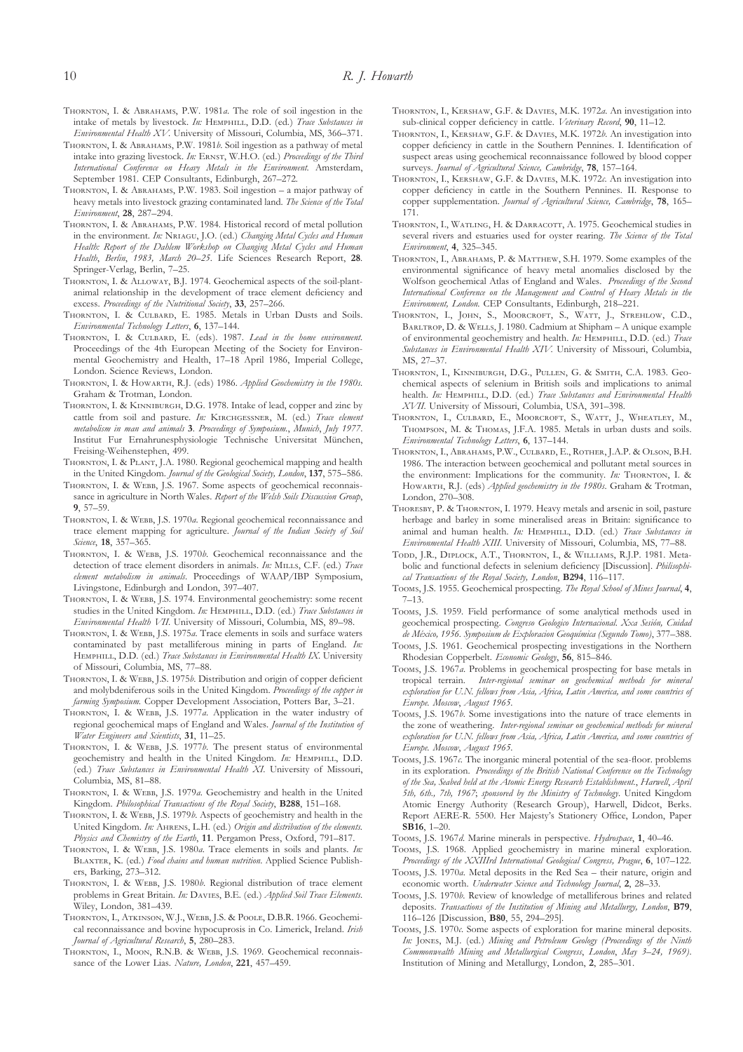Thornton, I. & Abrahams, P.W. 1981*a*. The role of soil ingestion in the intake of metals by livestock. *In:* Hemphill, D.D. (ed.) *Trace Substances in Environmental Health XV*. University of Missouri, Columbia, MS, 366–371.

Thornton, I. & Abrahams, P.W. 1981*b*. Soil ingestion as a pathway of metal intake into grazing livestock. *In:* Ernst, W.H.O. (ed.) *Proceedings of the Third International Conference on Heavy Metals in the Environment.* Amsterdam, September 1981. CEP Consultants, Edinburgh, 267–272.

Thornton, I. & Abrahams, P.W. 1983. Soil ingestion – a major pathway of heavy metals into livestock grazing contaminated land. *The Science of the Total Environment*, **28**, 287–294.

Thornton, I. & Abrahams, P.W. 1984. Historical record of metal pollution in the environment. *In:* Nriagu, J.O. (ed.) *Changing Metal Cycles and Human Health: Report of the Dahlem Workshop on Changing Metal Cycles and Human Health, Berlin, 1983, March 20–25.* Life Sciences Research Report, **28**. Springer-Verlag, Berlin, 7–25.

Thornton, I. & Alloway, B.J. 1974. Geochemical aspects of the soil-plant-animal relationship in the development of trace element deficiency and excess. *Proceedings of the Nutritional Society*, **33**, 257–266.

Thornton, I. & Culbard, E. 1985. Metals in Urban Dusts and Soils. *Environmental Technology Letters*, **6**, 137–144.

Thornton, I. & Culbard, E. (eds). 1987. *Lead in the home environment.* Proceedings of the 4th European Meeting of the Society for Environmental Geochemistry and Health, 17–18 April 1986, Imperial College, London. Science Reviews, London.

Thornton, I. & Howarth, R.J. (eds) 1986. *Applied Geochemistry in the 1980s*. Graham & Trotman, London.

Thornton, I. & Kinniburgh, D.G. 1978. Intake of lead, copper and zinc by cattle from soil and pasture. *In:* Kirchgessner, M. (ed.) *Trace element metabolism in man and animals* **3**. *Proceedings of Symposium., Munich, July 1977*. Institut Fur Ernahrunesphysiologie Technische Universitat München, Freising-Weihenstephen, 499.

Thornton, I. & Plant, J.A. 1980. Regional geochemical mapping and health in the United Kingdom. *Journal of the Geological Society, London*, **137**, 575–586.

Thornton, I. & Webb, J.S. 1967. Some aspects of geochemical reconnaissance in agriculture in North Wales. *Report of the Welsh Soils Discussion Group*, **9**, 57–59.

Thornton, I. & Webb, J.S. 1970*a*. Regional geochemical reconnaissance and trace element mapping for agriculture. *Journal of the Indian Society of Soil Science*, **18**, 357–365.

Thornton, I. & Webb, J.S. 1970*b*. Geochemical reconnaissance and the detection of trace element disorders in animals. *In:* Mills, C.F. (ed.) *Trace element metabolism in animals*. Proceedings of WAAP/IBP Symposium, Livingstone, Edinburgh and London, 397–407.

Thornton, I. & Webb, J.S. 1974. Environmental geochemistry: some recent studies in the United Kingdom. *In:* Hemphill, D.D. (ed.) *Trace Substances in Environmental Health VII*. University of Missouri, Columbia, MS, 89–98.

Thornton, I. & Webb, J.S. 1975*a*. Trace elements in soils and surface waters contaminated by past metalliferous mining in parts of England. *In:* Hemphill, D.D. (ed.) *Trace Substances in Environmental Health IX*. University of Missouri, Columbia, MS, 77–88.

Thornton, I. & Webb, J.S. 1975*b*. Distribution and origin of copper deficient and molybdeniferous soils in the United Kingdom. *Proceedings of the copper in farming Symposium.* Copper Development Association, Potters Bar, 3–21.

Thornton, I. & Webb, J.S. 1977*a*. Application in the water industry of regional geochemical maps of England and Wales. *Journal of the Institution of Water Engineers and Scientists*, **31**, 11–25.

Thornton, I. & Webb, J.S. 1977*b*. The present status of environmental geochemistry and health in the United Kingdom. *In:* Hemphill, D.D. (ed.) *Trace Substances in Environmental Health XI*. University of Missouri, Columbia, MS, 81–88.

Thornton, I. & Webb, J.S. 1979*a*. Geochemistry and health in the United Kingdom. *Philosophical Transactions of the Royal Society*, **B288**, 151–168.

Thornton, I. & Webb, J.S. 1979*b*. Aspects of geochemistry and health in the United Kingdom. *In:* Ahrens, L.H. (ed.) *Origin and distribution of the elements. Physics and Chemistry of the Earth*, **11**. Pergamon Press, Oxford, 791–817.

Thornton, I. & Webb, J.S. 1980*a*. Trace elements in soils and plants. *In:* Blaxter, K. (ed.) *Food chains and human nutrition*. Applied Science Publishers, Barking, 273–312.

Thornton, I. & Webb, J.S. 1980*b*. Regional distribution of trace element problems in Great Britain. *In:* Davies, B.E. (ed.) *Applied Soil Trace Elements.* Wiley, London, 381–439.

Thornton, I., Atkinson, W.J., Webb, J.S. & Poole, D.B.R. 1966. Geochemical reconnaissance and bovine hypocuprosis in Co. Limerick, Ireland. *Irish Journal of Agricultural Research*, **5**, 280–283.

Thornton, I., Moon, R.N.B. & Webb, J.S. 1969. Geochemical reconnaissance of the Lower Lias. *Nature, London*, **221**, 457–459.

Thornton, I., Kershaw, G.F. & Davies, M.K. 1972*a*. An investigation into sub-clinical copper deficiency in cattle. *Veterinary Record*, **90**, 11–12.

Thornton, I., Kershaw, G.F. & Davies, M.K. 1972*b*. An investigation into copper deficiency in cattle in the Southern Pennines. I. Identification of suspect areas using geochemical reconnaissance followed by blood copper surveys. *Journal of Agricultural Science, Cambridge*, **78**, 157–164.

Thornton, I., Kershaw, G.F. & Davies, M.K. 1972*c*. An investigation into copper deficiency in cattle in the Southern Pennines. II. Response to copper supplementation. *Journal of Agricultural Science, Cambridge*, **78**, 165–171.

Thornton, I., Watling, H. & Darracott, A. 1975. Geochemical studies in several rivers and estuaries used for oyster rearing. *The Science of the Total Environment*, **4**, 325–345.

Thornton, I., Abrahams, P. & Matthew, S.H. 1979. Some examples of the environmental significance of heavy metal anomalies disclosed by the Wolfson geochemical Atlas of England and Wales. *Proceedings of the Second International Conference on the Management and Control of Heavy Metals in the Environment, London.* CEP Consultants, Edinburgh, 218–221.

Thornton, I., John, S., Moorcroft, S., Watt, J., Strehlow, C.D., Barltrop, D. & Wells, J. 1980. Cadmium at Shipham – A unique example of environmental geochemistry and health. *In:* Hemphill, D.D. (ed.) *Trace Substances in Environmental Health XIV*. University of Missouri, Columbia, MS, 27–37.

Thornton, I., Kinniburgh, D.G., Pullen, G. & Smith, C.A. 1983. Geochemical aspects of selenium in British soils and implications to animal health. *In:* Hemphill, D.D. (ed.) *Trace Substances and Environmental Health XVII*. University of Missouri, Columbia, USA, 391–398.

Thornton, I., Culbard, E., Moorcroft, S., Watt, J., Wheatley, M., Thompson, M. & Thomas, J.F.A. 1985. Metals in urban dusts and soils. *Environmental Technology Letters*, **6**, 137–144.

Thornton, I., Abrahams, P.W., Culbard, E., Rother, J.A.P. & Olson, B.H. 1986. The interaction between geochemical and pollutant metal sources in the environment: Implications for the community. *In:* Thornton, I. & Howarth, R.J. (eds) *Applied geochemistry in the 1980s*. Graham & Trotman, London, 270–308.

Thoresby, P. & Thornton, I. 1979. Heavy metals and arsenic in soil, pasture herbage and barley in some mineralised areas in Britain: significance to animal and human health. *In:* Hemphill, D.D. (ed.) *Trace Substances in Environmental Health XIII*. University of Missouri, Columbia, MS, 77–88.

Todd, J.R., Diplock, A.T., Thornton, I., & Williams, R.J.P. 1981. Metabolic and functional defects in selenium deficiency [Discussion]. *Philisophical Transactions of the Royal Society, London*, **B294**, 116–117.

Tooms, J.S. 1955. Geochemical prospecting. *The Royal School of Mines Journal*, **4**, 7–13.

Tooms, J.S. 1959. Field performance of some analytical methods used in geochemical prospecting. *Congreso Geologico Internacional. Xxa Sesión, Cuidad de México, 1956. Symposium de Exploracion Geoquímica (Segundo Tomo)*, 377–388.

Tooms, J.S. 1961. Geochemical prospecting investigations in the Northern Rhodesian Copperbelt. *Economic Geology*, **56**, 815–846.

Tooms, J.S. 1967*a*. Problems in geochemical prospecting for base metals in tropical terrain. *Inter-regional seminar on geochemical methods for mineral exploration for U.N. fellows from Asia, Africa, Latin America, and some countries of Europe. Moscow, August 1965.*

Tooms, J.S. 1967*b*. Some investigations into the nature of trace elements in the zone of weathering. *Inter-regional seminar on geochemical methods for mineral exploration for U.N. fellows from Asia, Africa, Latin America, and some countries of Europe. Moscow, August 1965.*

Tooms, J.S. 1967*c*. The inorganic mineral potential of the sea-floor. problems in its exploration. *Proceedings of the British National Conference on the Technology of the Sea, Seabed held at the Atomic Energy Research Establishment., Harwell, April 5th, 6th., 7th, 1967*; *sponsored by the Ministry of Technology*. United Kingdom Atomic Energy Authority (Research Group), Harwell, Didcot, Berks. Report AERE-R. 5500. Her Majesty's Stationery Office, London, Paper **SB16**, 1–20.

Tooms, J.S. 1967*d*. Marine minerals in perspective. *Hydrospace*, **1**, 40–46.

Tooms, J.S. 1968. Applied geochemistry in marine mineral exploration. *Proceedings of the XXIIIrd International Geological Congress, Prague*, **6**, 107–122.

Tooms, J.S. 1970*a*. Metal deposits in the Red Sea – their nature, origin and economic worth. *Underwater Science and Technology Journal*, **2**, 28–33.

Tooms, J.S. 1970*b*. Review of knowledge of metalliferous brines and related deposits. *Transactions of the Institution of Mining and Metallurgy, London*, **B79**, 116–126 [Discussion, **B80**, 55, 294–295].

Tooms, J.S. 1970*c*. Some aspects of exploration for marine mineral deposits. *In:* Jones, M.J. (ed.) *Mining and Petroleum Geology (Proceedings of the Ninth Commonwealth Mining and Metallurgical Congress, London, May 3–24, 1969)*. Institution of Mining and Metallurgy, London, **2**, 285–301.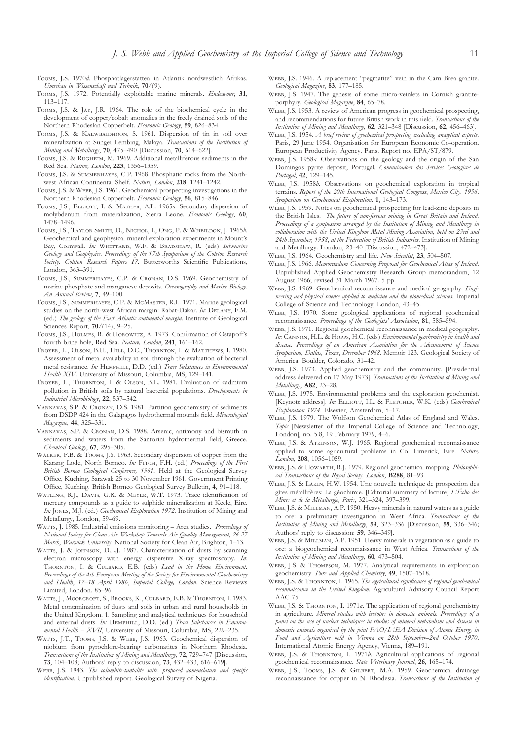Tooms, J.S. 1970*d*. Phosphatlagerstatten in Atlantik nordwestlich Afrikas. *Umschau in Wissenschaft und Technik*, **70**/(9).

Tooms, J.S. 1972. Potentially exploitable marine minerals. *Endeavour*, **31**, 113–117.

Tooms, J.S. & Jay, J.R. 1964. The role of the biochemical cycle in the development of copper/cobalt anomalies in the freely drained soils of the Northern Rhodesian Copperbelt. *Economic Geology*, **59**, 826–834.

Tooms, J.S. & Kaewbaidhoon, S. 1961. Dispersion of tin in soil over mineralization at Sungei Lembing, Malaya. *Transactions of the Institution of Mining and Metallurgy*, **70**, 475–490 [Discussion, **70**, 614–622].

Tooms, J.S. & Rugheim, M. 1969. Additional metalliferous sediments in the Red Sea. *Nature, London*, **223**, 1356–1359.

Tooms, J.S. & Summerhayes, C.P. 1968. Phosphatic rocks from the North-west African Continental Shelf. *Nature*, *London*, **218**, 1241–1242.

Tooms, J.S. & Webb, J.S. 1961. Geochemical prospecting investigations in the Northern Rhodesian Copperbelt. *Economic Geology*, **56**, 815–846.

Tooms, J.S., Elliott, I. & Mather, A.L. 1965*a*. Secondary dispersion of molybdenum from mineralization, Sierra Leone. *Economic Geology*, **60**, 1478–1496.

Tooms, J.S., Taylor Smith, D., Nichol, I., Ong, P. & Wheildon, J. 1965*b*. Geochemical and geophysical mineral exploration experiments in Mount's Bay, Cornwall. *In:* Whittard, W.F. & Bradshaw, R. (eds) *Submarine Geology and Geophysics. Proceedings of the 17th Symposium of the Colston Research Society. Colston Research Papers* **17**. Butterworths Scientific Publications, London, 363–391.

Tooms, J.S., Summerhayes, C.P. & Cronan, D.S. 1969. Geochemistry of marine phosphate and manganese deposits. *Oceanography and Marine Biology. An Annual Review*, **7**, 49–100.

Tooms, J.S., Summerhayes, C.P. & McMaster, R.L. 1971. Marine geological studies on the north-west African margin: Rabat-Dakar. *In:* Delany, F.M. (ed.) *The geology of the East Atlantic continental margin*. Institute of Geological Sciences Report, **70**/(14), 9–25.

Tooms, J.S., Holmes, R. & Horowitz, A. 1973. Confirmation of Ostapoff's fourth brine hole, Red Sea. *Nature, London*, **241**, 161–162.

Troyer, L., Olson, B.H., Hill, D.C., Thornton, I. & Matthews, I. 1980. Assessment of metal availability in soil through the evaluation of bacterial metal resistance. *In:* Hemphill, D.D. (ed.) *Trace Substances in Environmental Health XIV*. University of Missouri, Columbia, MS, 129–141.

Troyer, L., Thornton, I. & Olson, B.L. 1981. Evaluation of cadmium pollution in British soils by natural bacterial populations. *Developments in Industrial Microbiology*, **22**, 537–542.

Varnavas, S.P. & Cronan, D.S. 1981. Partition geochemistry of sediments from DSDP 424 in the Galapagos hydrothermal mounds field. *Mineralogical Magazine*, **44**, 325–331.

Varnavas, S.P. & Cronan, D.S. 1988. Arsenic, antimony and bismuth in sediments and waters from the Santorini hydrothermal field, Greece. *Chemical Geology*, **67**, 295–305.

Walker, P.B. & Tooms, J.S. 1963. Secondary dispersion of copper from the Karang Lode, North Borneo. *In:* Fitch, F.H. (ed.) *Proceedings of the First British Borneo Geological Conference, 1961*. Held at the Geological Survey Office, Kuching, Sarawak 25 to 30 November 1961. Government Printing Office, Kuching. British Borneo Geological Survey Bulletin, **4**, 91–118.

Watling, R.J., Davis, G.R. & Meyer, W.T. 1973. Trace identification of mercury compounds as a guide to sulphide mineralization at Keele, Eire. *In:* Jones, M.J. (ed.) *Geochemical Exploration 1972*. Institution of Mining and Metallurgy, London, 59–69.

Watts, J. 1985. Industrial emissions monitoring – Area studies. *Proceedings of National Society for Clean Air Workshop Towards Air Quality Management*, *26-27 March*, *Warwick University*. National Society for Clean Air, Brighton, 1–13.

Watts, J. & Johnson, D.L.J. 1987. Characterisation of dusts by scanning electron microscopy with energy dispersive X-ray spectroscopy. *In:* Thornton, I. & Culbard, E.B. (eds) *Lead in the Home Environment. Proceedings of the 4th European Meeting of the Society for Environmental Geochemistry and Health*, *17–18 April 1986*, *Imperial College, London*. Science Reviews Limited, London. 85–96.

Watts, J., Moorcroft, S., Brooks, K., Culbard, E.B. & Thornton, I. 1983. Metal contamination of dusts and soils in urban and rural households in the United Kingdom. 1. Sampling and analytical techniques for household and external dusts. *In:* Hemphill, D.D. (ed.) *Trace Substances in Environmental Health – XVII*, University of Missouri, Columbia, MS, 229–235.

Watts, J.T., Tooms, J.S. & Webb, J.S. 1963. Geochemical dispersion of niobium from pyrochlore-bearing carbonatites in Northern Rhodesia. *Transactions of the Institution of Mining and Metallurgy*, **72**, 729–747 [Discussion, **73**, 104–108; Authors' reply to discussion, **73**, 432–433, 616–619].

Webb, J.S. 1943. *The columbite-tantalite suite, proposed nomenclature and specific identification*. Unpublished report. Geological Survey of Nigeria.

Webb, J.S. 1946. A replacement "pegmatite" vein in the Carn Brea granite. *Geological Magazine*, **83**, 177–185.

Webb, J.S. 1947. The genesis of some micro-veinlets in Cornish grantite-porphyry. *Geological Magazine*, **84**, 65–78.

Webb, J.S. 1953. A review of American progress in geochemical prospecting, and recommendations for future British work in this field. *Transactions of the Institution of Mining and Metallurgy*, **62**, 321–348 [Discussion, **62**, 456–463].

Webb, J.S. 1954. *A brief review of geochemical prospecting excluding analytical aspects*. Paris, 29 June 1954. Organisation for European Economic Co-operation. European Productivity Agency. Paris. Report no. EPA/ST/879.

Webb, J.S. 1958*a*. Observations on the geology and the origin of the San Domingos pyrite deposit, Portugal. *Comunicadoes dos Services Geologicos de Portugal*, **42**, 129–145.

Webb, J.S. 1958*b*. Observations on geochemical exploration in tropical terrains. *Report of the 20th International Geological Congress*, *Mexico City. 1956. Symposium on Geochemical Exploration*. **1**, 143–173.

Webb, J.S. 1959. Notes on geochemical prospecting for lead-zinc deposits in the British Isles. *The future of non-ferrous mining in Great Britain and Ireland. Proceedings of a symposium arranged by the Institution of Mining and Metallurgy in collaboration with the United Kingdom Metal Mining Association*, *held on 23rd and 24th September, 1958*, *at the Federation of British Industries*. Institution of Mining and Metallurgy. London, 23–40 [Discussion, 472–473].

Webb, J.S. 1964. Geochemistry and life. *New Scientist*, **23**, 504–507.

Webb, J.S. 1966. *Memorandum Concerning Proposal for Geochemical Atlas of Ireland*. Unpublished Applied Geochemistry Research Group memorandum, 12 August 1966; revised 31 March 1967. 5 pp.

Webb, J.S. 1969. Geochemical reconnaissance and medical geography. *Engineering and physical science applied to medicine and the biomedical sciences*. Imperial College of Science and Technology, London, 43–45.

Webb, J.S. 1970. Some geological applications of regional geochemical reconnaissance. *Proceedings of the Geologists' Association*, **81**, 585–594.

Webb, J.S. 1971. Regional geochemical reconnaissance in medical geography. *In:* Cannon, H.L. & Hopps, H.C. (eds) *Environmental geochemistry in health and disease. Proceedings of an American Association for the Advancement of Science Symposium*, *Dallas, Texas*, *December 1968*. Memoir 123. Geological Society of America, Boulder, Colorado, 31–42.

Webb, J.S. 1973. Applied geochemistry and the community. [Presidential address delivered on 17 May 1973]. *Transactions of the Institution of Mining and Metallurgy*, **A82**, 23–28.

Webb, J.S. 1975. Environmental problems and the exploration geochemist. [Keynote address]. *In:* Elliott, I.L. & Fletcher, W.K. (eds) *Geochemical Exploration 1974*. Elsevier, Amsterdam, 5–17.

Webb, J.S. 1979. The Wolfson Geochemical Atlas of England and Wales. *Topic* [Newsletter of the Imperial College of Science and Technology, London], no. 5.8, 19 February 1979, 4–6.

Webb, J.S. & Atkinson, W.J. 1965. Regional geochemical reconnaissance applied to some agricultural problems in Co. Limerick, Eire. *Nature, London*, **208**, 1056–1059.

Webb, J.S. & Howarth, R.J. 1979. Regional geochemical mapping. *Philosophical Transactions of the Royal Society, London*, **B288**, 81–93.

Webb, J.S. & Lakin, H.W. 1954. Une nouvelle technique de prospection des gites métallifères: La géochimie. [Editorial summary of lacture] *L'Écho des Mines et de la Métallurgie, Paris*, 321–324, 397–399.

Webb, J.S. & Millman, A.P. 1950. Heavy minerals in natural waters as a guide to ore: a preliminary investigation in West Africa. *Transactions of the Institution of Mining and Metallurgy*, **59**, 323–336 [Discussion, **59**, 336–346; Authors' reply to discussion: **59**, 346–349].

Webb, J.S. & Millman, A.P. 1951. Heavy minerals in vegetation as a guide to ore: a biogeochemical reconnaissance in West Africa. *Transactions of the Institution of Mining and Metallurgy*, **60**, 473–504.

Webb, J.S. & Thompson, M. 1977. Analytical requirements in exploration geochemistry. *Pure and Applied Chemistry*, **49**, 1507–1518.

Webb, J.S. & Thornton, I. 1965. *The agricultural significance of regional geochemical reconnaissance in the United Kingdom*. Agricultural Advisory Council Report AAC 75.

Webb, J.S. & Thornton, I. 1971*a*. The application of regional geochemistry in agriculture. *Mineral studies with isotopes in domestic animals. Proceedings of a panel on the use of nuclear techniques in studies of mineral metabolism and disease in domestic animals organised by the joint FAO/IAEA Division of Atomic Energy in Food and Agriculture held in Vienna on 28th September–2nd October 1970*. International Atomic Energy Agency, Vienna, 189–191.

Webb, J.S. & Thornton, I. 1971*b*. Agricultural applications of regional geochemical reconnaissance. *State Veterinary Journal*, **26**, 165–174.

Webb, J.S., Tooms, J.S. & Gilbert, M.A. 1959. Geochemical drainage reconnaissance for copper in N. Rhodesia. *Transactions of the Institution of*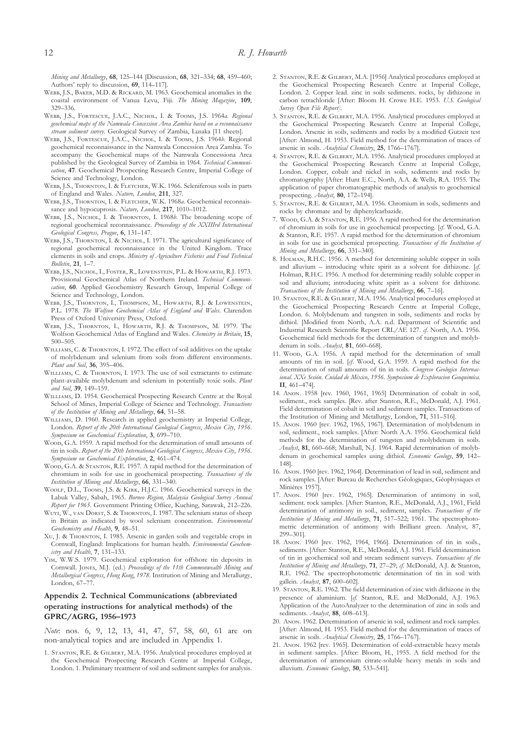*Mining and Metallurgy*, **68**, 125–144 [Discussion, **68**, 321–334; **68**, 459–460; Authors' reply to discussion, **69**, 114–117].

Webb, J.S., Baker, M.D. & Rickard, M. 1963. Geochemical anomalies in the coastal environment of Vanua Levu, Fiji. *The Mining Magazine*, **109**, 329–336.

Webb, J.S., Fortescue, J.A.C., Nichol, I. & Tooms, J.S. 1964*a*. *Regional geochemical maps of the Namwala Concession Area Zambia based on a reconnaissance stream sediment survey*. Geological Survey of Zambia, Lusaka [11 sheets].

Webb, J.S., Fortescue, J.A.C., Nichol, I. & Tooms, J.S. 1964*b*. Regional geochemical reconnaissance in the Namwala Concession Area Zambia. To accompany the Geochemical maps of the Namwala Concessiona Area published by the Geological Survey of Zambia in 1964. *Technical Communication*, **47**. Geochemical Prospecting Research Centre, Imperial College of Science and Technology, London.

Webb, J.S., Thornton, I. & Fletcher, W.K. 1966. Seleniferous soils in parts of England and Wales. *Nature, London*, **211**, 327.

Webb, J.S., Thornton, I. & Fletcher, W.K. 1968*a*. Geochemical reconnaissance and hypocuprosis. *Nature, London*, **217**, 1010–1012.

Webb, J.S., Nichol, I. & Thornton, I. 1968*b*. The broadening scope of regional geochemical reconnaissance. *Proceedings of the XXIIIrd International Geological Congress, Prague*, **6**, 131–147.

Webb, J.S., Thornton, I. & Nichol, I. 1971. The agricultural significance of regional geochemical reconnaissance in the United Kingdom. Trace elements in soils and crops. *Ministry of Agriculture Fisheries and Food Technical Bulletin*, **21**, 1–7.

Webb, J.S., Nichol, I., Foster, R., Lowenstein, P.L. & Howarth, R.J. 1973. Provisional Geochemical Atlas of Northern Ireland. *Technical Communication*, **60**. Applied Geochemistry Research Group, Imperial College of Science and Technology, London.

Webb, J.S., Thornton, I., Thompson, M., Howarth, R.J. & Lowenstein, P.L. 1978. *The Wolfson Geochemical Atlas of England and Wales*. Clarendon Press of Oxford University Press, Oxford.

Webb, J.S., Thornton, I., Howarth, R.J. & Thompson, M. 1979. The Wolfson Geochemical Atlas of England and Wales. *Chemistry in Britain*, **15**, 500–505.

Williams, C. & Thornton, I. 1972. The effect of soil additives on the uptake of molybdenum and selenium from soils from different environments. *Plant and Soil*, **36**, 395–406.

Williams, C. & Thornton, I. 1973. The use of soil extractants to estimate plant-available molybdenum and selenium in potentially toxic soils. *Plant and Soil*, **39**, 149–159.

Williams, D. 1954. Geochemical Prospecting Research Centre at the Royal School of Mines, Imperial College of Science and Technology. *Transactions of the Institution of Mining and Metallurgy*, **64**, 51–58.

Williams, D. 1960. Research in applied geochemistry at Imperial College, London. *Report of the 20th International Geological Congress*, *Mexico City*, *1956*. *Symposium on Geochemical Exploration*, **3**, 699–710.

Wood, G.A. 1959. A rapid method for the determination of small amounts of tin in soils. *Report of the 20th International Geological Congress*, *Mexico City*, *1956*. *Symposium on Geochemical Exploration*, **2**, 461–474.

Wood, G.A. & Stanton, R.E. 1957. A rapid method for the determination of chromium in soils for use in geochemical prospecting. *Transactions of the Institution of Mining and Metallurgy*, **66**, 331–340.

Woolf, D.L., Tooms, J.S. & Kirk, H.J.C. 1966. Geochemical surveys in the Labuk Valley, Sabah, 1965. *Borneo Region, Malaysia Geological Survey Annual Report for 1965*. Government Printing Office, Kuching, Sarawak, 212–226.

Wuyi, W., van Dorst, S. & Thornton, I. 1987. The selenium status of sheep in Britain as indicated by wool selenium concentration. *Environmental Geochemistry and Health*, **9**, 48–51.

Xu, J. & Thornton, I. 1985. Arsenic in garden soils and vegetable crops in Cornwall, England: Implications for human health. *Environmental Geochemistry and Health*, **7**, 131–133.

Yim, W.W.S. 1979. Geochemical exploration for offshore tin deposits in Cornwall. Jones, M.J. (ed.) *Proceedings of the 11th Commonwealth Mining and Metallurgical Congress*, *Hong Kong*, *1978*. Institution of Mining and Metallurgy, London, 67–77.

## Appendix 2. Technical Communications (abbreviated operating instructions for analytical methods) of the GPRC/AGRG, 1956–1973

*Note*: nos. 6, 9, 12, 13, 41, 47, 57, 58, 60, 61 are on non-analytical topics and are included in Appendix 1.

1. Stanton, R.E. & Gilbert, M.A. 1956. Analytical procedures employed at the Geochemical Prospecting Research Centre at Imperial College, London. 1. Preliminary treatment of soil and sediment samples for analysis.
2. Stanton, R.E. & Gilbert, M.A. [1956] Analytical procedures employed at the Geochemical Prospecting Research Centre at Imperial College, London. 2. Copper lead. zinc in soils sediments. rocks, by dithizone in carbon tetrachloride [After: Bloom H. Crowe H.E. 1953. *U.S. Geological Survey Open File Report]*.
3. Stanton, R.E. & Gilbert, M.A. 1956. Analytical procedures employed at the Geochemical Prospecting Research Centre at Imperial College, London. Arsenic in soils, sediments and rocks by a modified Gutzeit test [After: Almond, H. 1953. Field method for the determination of traces of arsenic in soils. *Analytical Chemistry*, **25**, 1766–1767].
4. Stanton, R.E. & Gilbert, M.A. 1956. Analytical procedures employed at the Geochemical Prospecting Research Centre at Imperial College, London. Copper, cobalt and nickel in soils, sediments and rocks by chromatography [After: Hunt E.C., North, A.A. & Wells, R.A. 1955. The application of paper chromatographic methods of analysis to geochemical prospecting. *Analyst*, **80**, 172–194].
5. Stanton, R.E. & Gilbert, M.A. 1956. Chromium in soils, sediments and rocks by chromate and by diphenylcarbazide.
7. Wood, G.A. & Stanton, R.E. 1956. A rapid method for the determination of chromium in soils for use in geochemical prospecting. [*cf*. Wood, G.A. & Stanton, R.E. 1957. A rapid method for the determination of chromium in soils for use in geochemical prospecting. *Transactions of the Institution of Mining and Metallurgy*, **66**, 331–340].
8. Holman, R.H.C. 1956. A method for determining soluble copper in soils and alluvium – introducing white spirit as a solvent for dithizone. [*cf*. Holman, R.H.C. 1956. A method for determining readily soluble copper in soil and alluvium; introducing white spirit as a solvent for dithizone. *Transactions of the Institution of Mining and Metallurgy*, **66**, 7–16].
10. Stanton, R.E. & Gilbert, M.A. 1956. Analytical procedures employed at the Geochemical Prospecting Research Centre at Imperial College, London. 6. Molybdenum and tungsten in soils, sediments and rocks by dithiol. [Modified from North, A.A. n.d. Department of Scientific and Industrial Research Scientific Report CRL/AE 127. *cf*. North, A.A. 1956. Geochemical field methods for the determination of tungsten and molybdenum in soils. *Analyst*, **81**, 660–668].
11. Wood, G.A. 1956. A rapid method for the determination of small amounts of tin in soil. [*cf*. Wood, G.A. 1959. A rapid method for the determination of small amounts of tin in soils. *Congreso Geologico Internacional. XXe Sesión. Cuidad de México, 1956. Symposium de Exploracion Geoquimica*. **II**, 461–474].
14. Anon. 1958 [rev. 1960, 1961, 1965] Determination of cobalt in soil, sediment., rock samples. [Rev. after Stanton, R.E., McDonald, A.J. 1961. Field determination of cobalt in soil and sediment samples. Transactions of the Institution of Mining and Metallurgy, London, **71**, 511–516].
15. Anon. 1960 [rev. 1962, 1965, 1967]. Determination of molybdenum in soil, sediment., rock samples. [After: North A.A. 1956. Geochemical field methods for the determination of tungsten and molybdenum in soils. *Analyst*, **81**, 660–668; Marshall, N.J. 1964. Rapid determination of molybdenum in geochemical samples using dithiol. *Economic Geology*, **59**, 142–148].
16. Anon. 1960 [rev. 1962, 1964]. Determination of lead in soil, sediment and rock samples. [After: Bureau de Recherches Géologiques, Géophysiques et Minières 1957].
17. Anon. 1960 [rev. 1962, 1965]. Determination of antimony in soil, sediment. rock samples. [After: Stanton, R.E., McDonald, A.J., 1961, Field determination of antimony in soil., sediment, samples. *Transactions of the Institution of Mining and Metallurgy*, **71**, 517–522; 1961. The spectrophotometric determination of antimony with Brilliant green. Analyst, 87, 299–301].
18. Anon. 1960 [rev. 1962, 1964, 1966]. Determination of tin in soils., sediments. [After: Stanton, R.E., McDonald, A.J. 1961. Field determination of tin in geochemical soil and stream sediment surveys. *Transactions of the Institution of Mining and Metallurgy,* **71**, 27–29; *cf*. McDonald, A.J. & Stanton, R.E. 1962. The spectrophotometric determination of tin in soil with gallein. *Analyst*, **87**, 600–602].
19. Stanton, R.E. 1962. The field determination of zinc with dithizone in the presence of aluminium. [*cf*. Stanton, R.E. and McDonald, A.J. 1963. Application of the AutoAnalyzer to the determination of zinc in soils and sediments. *Analyst*, **88**, 608–613].
20. Anon. 1962. Determination of arsenic in soil, sediment and rock samples. [After: Almond, H. 1953. Field method for the determination of traces of arsenic in soils. *Analytical Chemistry*, **25**, 1766–1767].
21. Anon. 1962 [rev. 1965]. Determination of cold-extractable heavy metals in sediment samples. [After: Bloom, H., 1955. A field method for the determination of ammonium citrate-soluble heavy metals in soils and alluvium. *Economic Geology*, **50**, 533–541].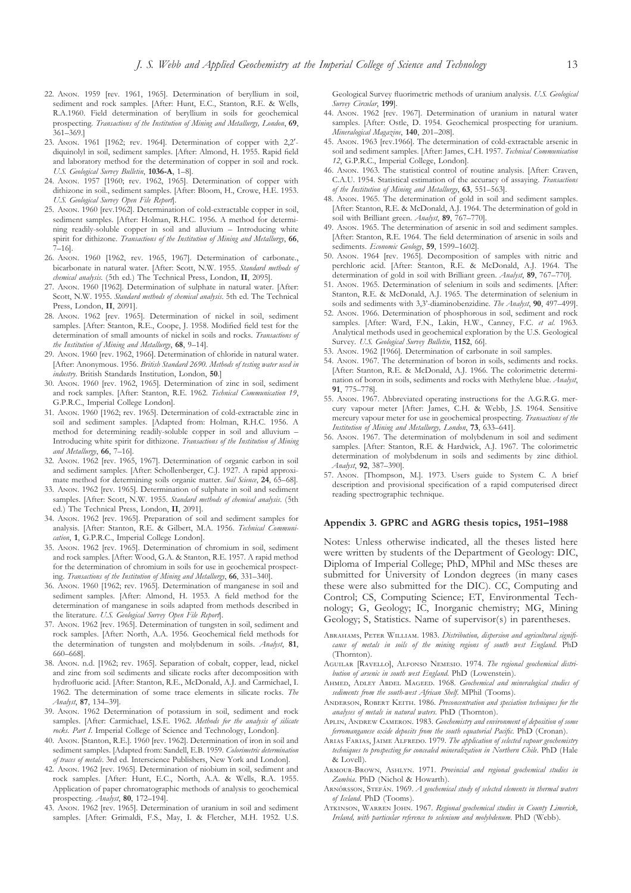22. Anon. 1959 [rev. 1961, 1965]. Determination of beryllium in soil, sediment and rock samples. [After: Hunt, E.C., Stanton, R.E. & Wells, R.A.1960. Field determination of beryllium in soils for geochemical prospecting. *Transactions of the Institution of Mining and Metallurgy, London*, **69**, 361–369.]
23. Anon. 1961 [1962; rev. 1964]. Determination of copper with 2,2′-diquinolyl in soil, sediment samples. [After: Almond, H. 1955. Rapid field and laboratory method for the determination of copper in soil and rock. *U.S. Geological Survey Bulletin*, **1036-A**, 1–8].
24. Anon. 1957 [1960; rev. 1962, 1965]. Determination of copper with dithizone in soil., sediment samples. [After: Bloom, H., Crowe, H.E. 1953. *U.S. Geological Survey Open File Report*].
25. Anon. 1960 [rev.1962]. Determination of cold-extractable copper in soil, sediment samples. [After: Holman, R.H.C. 1956. A method for determining readily-soluble copper in soil and alluvium – Introducing white spirit for dithizone. *Transactions of the Institution of Mining and Metallurgy*, **66**, 7–16].
26. Anon. 1960 [1962, rev. 1965, 1967]. Determination of carbonate., bicarbonate in natural water. [After: Scott, N.W. 1955. *Standard methods of chemical analysis*. (5th ed.) The Technical Press, London, **II**, 2095].
27. Anon. 1960 [1962]. Determination of sulphate in natural water. [After: Scott, N.W. 1955. *Standard methods of chemical analysis*. 5th ed. The Technical Press, London, **II**, 2091].
28. Anon. 1962 [rev. 1965]. Determination of nickel in soil, sediment samples. [After: Stanton, R.E., Coope, J. 1958. Modified field test for the determination of small amounts of nickel in soils and rocks. *Transactions of the Institution of Mining and Metallurgy*, **68**, 9–14].
29. Anon. 1960 [rev. 1962, 1966]. Determination of chloride in natural water. [After: Anonymous. 1956. *British Standard 2690. Methods of testing water used in industry*. British Standards Institution, London, **50**.]
30. Anon. 1960 [rev. 1962, 1965]. Determination of zinc in soil, sediment and rock samples. [After: Stanton, R.E. 1962. *Technical Communication 19*, G.P.R.C., Imperial College London].
31. Anon. 1960 [1962; rev. 1965]. Determination of cold-extractable zinc in soil and sediment samples. [Adapted from: Holman, R.H.C. 1956. A method for determining readily-soluble copper in soil and alluvium – Introducing white spirit for dithizone. *Transactions of the Institution of Mining and Metallurgy*, **66**, 7–16].
32. Anon. 1962 [rev. 1965, 1967]. Determination of organic carbon in soil and sediment samples. [After: Schollenberger, C.J. 1927. A rapid approximate method for determining soils organic matter. *Soil Science*, **24**, 65–68].
33. Anon. 1962 [rev. 1965]. Determination of sulphate in soil and sediment samples. [After: Scott, N.W. 1955. *Standard methods of chemical analysis*. (5th ed.) The Technical Press, London, **II**, 2091].
34. Anon. 1962 [rev. 1965]. Preparation of soil and sediment samples for analysis. [After: Stanton, R.E. & Gilbert, M.A. 1956. *Technical Communication*, **1**, G.P.R.C., Imperial College London].
35. Anon. 1962 [rev. 1965]. Determination of chromium in soil, sediment and rock samples. [After: Wood, G.A. & Stanton, R.E. 1957. A rapid method for the determination of chromium in soils for use in geochemical prospecting. *Transactions of the Institution of Mining and Metallurgy*, **66**, 331–340].
36. Anon. 1960 [1962; rev. 1965]. Determination of manganese in soil and sediment samples. [After: Almond, H. 1953. A field method for the determination of manganese in soils adapted from methods described in the literature. *U.S. Geological Survey Open File Report*].
37. Anon. 1962 [rev. 1965]. Determination of tungsten in soil, sediment and rock samples. [After: North, A.A. 1956. Geochemical field methods for the determination of tungsten and molybdenum in soils. *Analyst*, **81**, 660–668].
38. Anon. n.d. [1962; rev. 1965]. Separation of cobalt, copper, lead, nickel and zinc from soil sediments and silicate rocks after decomposition with hydrofluoric acid. [After: Stanton, R.E., McDonald, A.J. and Carmichael, I. 1962. The determination of some trace elements in silicate rocks. *The Analyst*, **87**, 134–39].
39. Anon. 1962 Determination of potassium in soil, sediment and rock samples. [After: Carmichael, I.S.E. 1962. *Methods for the analysis of silicate rocks. Part I*. Imperial College of Science and Technology, London].
40. Anon. [Stanton, R.E.]. 1960 [rev. 1962]. Determination of iron in soil and sediment samples. [Adapted from: Sandell, E.B. 1959. *Colorimetric determination of traces of metals*. 3rd ed. Interscience Publishers, New York and London].
42. Anon. 1962 [rev. 1965]. Determination of niobium in soil, sediment and rock samples. [After: Hunt, E.C., North, A.A. & Wells, R.A. 1955. Application of paper chromatographic methods of analysis to geochemical prospecting. *Analyst*, **80**, 172–194].
43. Anon. 1962 [rev. 1965]. Determination of uranium in soil and sediment samples. [After: Grimaldi, F.S., May, I. & Fletcher, M.H. 1952. U.S. Geological Survey fluorimetric methods of uranium analysis. *U.S. Geological Survey Circular*, **199**].
44. Anon. 1962 [rev. 1967]. Determination of uranium in natural water samples. [After: Ostle, D. 1954. Geochemical prospecting for uranium. *Mineralogical Magazine*, **140**, 201–208].
45. Anon. 1963 [rev.1966]. The determination of cold-extractable arsenic in soil and sediment samples. [After: James, C.H. 1957. *Technical Communication 12*, G.P.R.C., Imperial College, London].
46. Anon. 1963. The statistical control of routine analysis. [After: Craven, C.A.U. 1954. Statistical estimation of the accuracy of assaying. *Transactions of the Institution of Mining and Metallurgy*, **63**, 551–563].
48. Anon. 1965. The determination of gold in soil and sediment samples. [After: Stanton, R.E. & McDonald, A.J. 1964. The determination of gold in soil with Brilliant green. *Analyst*, **89**, 767–770].
49. Anon. 1965. The determination of arsenic in soil and sediment samples. [After: Stanton, R.E. 1964. The field determination of arsenic in soils and sediments. *Economic Geology*, **59**, 1599–1602].
50. Anon. 1964 [rev. 1965]. Decomposition of samples with nitric and perchloric acid. [After: Stanton, R.E. & McDonald, A.J. 1964. The determination of gold in soil with Brilliant green. *Analyst*, **89**, 767–770].
51. Anon. 1965. Determination of selenium in soils and sediments. [After: Stanton, R.E. & McDonald, A.J. 1965. The determination of selenium in soils and sediments with 3,3'-diaminobenzidine. *The Analyst*, **90**, 497–499].
52. Anon. 1966. Determination of phosphorous in soil, sediment and rock samples. [After: Ward, F.N., Lakin, H.W., Canney, F.C. *et al*. 1963. Analytical methods used in geochemical exploration by the U.S. Geological Survey. *U.S. Geological Survey Bulletin*, **1152**, 66].
53. Anon. 1962 [1966]. Determination of carbonate in soil samples.
54. Anon. 1967. The determination of boron in soils, sediments and rocks. [After: Stanton, R.E. & McDonald, A.J. 1966. The colorimetric determination of boron in soils, sediments and rocks with Methylene blue. *Analyst*, **91**, 775–778].
55. Anon. 1967. Abbreviated operating instructions for the A.G.R.G. mercury vapour meter [After: James, C.H. & Webb, J.S. 1964. Sensitive mercury vapour meter for use in geochemical prospecting. *Transactions of the Institution of Mining and Metallurgy, London*, **73**, 633–641].
56. Anon. 1967. The determination of molybdenum in soil and sediment samples. [After: Stanton, R.E. & Hardwick, A.J. 1967. The colorimetric determination of molybdenum in soils and sediments by zinc dithiol. *Analyst*, **92**, 387–390].
57. Anon. [Thompson, M.]. 1973. Users guide to System C. A brief description and provisional specification of a rapid computerised direct reading spectrographic technique.

## Appendix 3. GPRC and AGRG thesis topics, 1951–1988

Notes: Unless otherwise indicated, all the theses listed here were written by students of the Department of Geology: DIC, Diploma of Imperial College; PhD, MPhil and MSc theses are submitted for University of London degrees (in many cases these were also submitted for the DIC). CC, Computing and Control; CS, Computing Science; ET, Environmental Technology; G, Geology; IC, Inorganic chemistry; MG, Mining Geology; S, Statistics. Name of supervisor(s) in parentheses.

Abrahams, Peter William. 1983. *Distribution, dispersion and agricultural significance of metals in soils of the mining regions of south west England*. PhD (Thornton).

Aguilar [Ravello], Alfonso Nemesio. 1974. *The regional geochemical distribution of arsenic in south west England*. PhD (Lowenstein).

Ahmed, Adley Abdel Mageed. 1968. *Geochemical and mineralogical studies of sediments from the south-west African Shelf*. MPhil (Tooms).

Anderson, Robert Keith. 1986. *Preconcentration and speciation techniques for the analyses of metals in natural waters*. PhD (Thornton).

Aplin, Andrew Cameron. 1983. *Geochemistry and environment of deposition of some ferromanganese oxide deposits from the south equatorial Pacific*. PhD (Cronan).

Arias Farias, Jaime Alfredo. 1979. *The application of selected vapour geochemistry techniques to prospecting for concealed mineralization in Northern Chile*. PhD (Hale & Lovell).

Armour-Brown, Ashlyn. 1971. *Provincial and regional geochemical studies in Zambia*. PhD (Nichol & Howarth).

Arnórsson, Stefán. 1969. *A geochemical study of selected elements in thermal waters of Iceland*. PhD (Tooms).

Atkinson, Warren John. 1967. *Regional geochemical studies in County Limerick, Ireland, with particular reference to selenium and molybdenum*. PhD (Webb).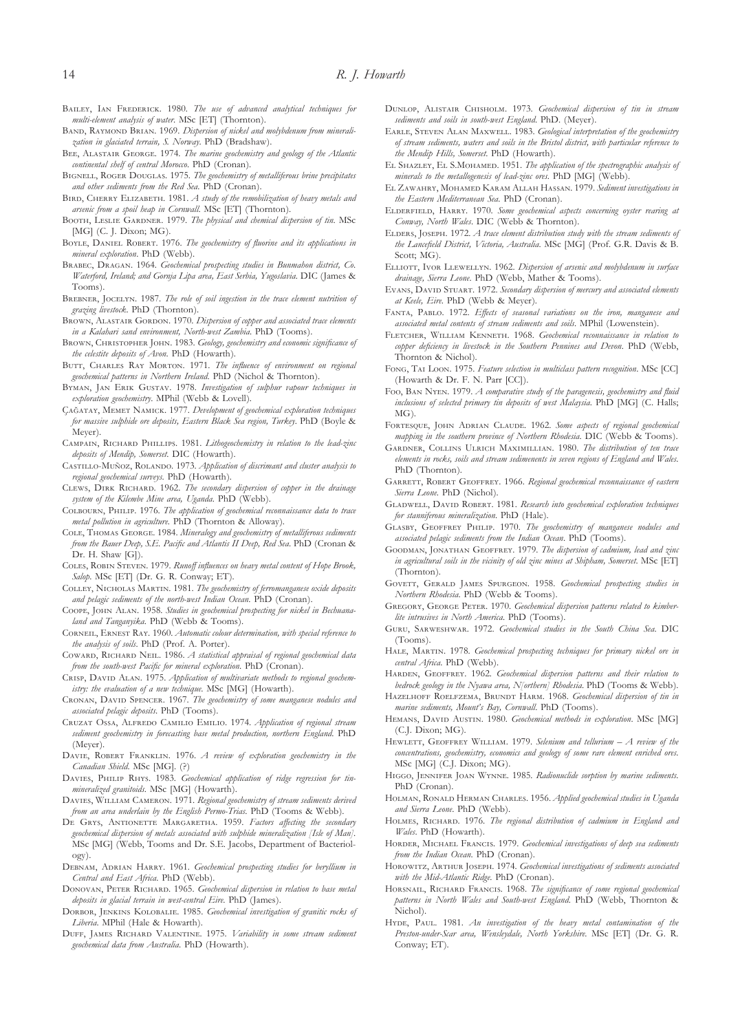Bailey, Ian Frederick. 1980. *The use of advanced analytical techniques for multi-element analysis of water.* MSc [ET] (Thornton).

Band, Raymond Brian. 1969. *Dispersion of nickel and molybdenum from mineralization in glaciated terrain, S. Norway.* PhD (Bradshaw).

Bee, Alastair George. 1974. *The marine geochemistry and geology of the Atlantic continental shelf of central Morocco.* PhD (Cronan).

Bignell, Roger Douglas. 1975. *The geochemistry of metalliferous brine precipitates and other sediments from the Red Sea.* PhD (Cronan).

Bird, Cherry Elizabeth. 1981. *A study of the remobilization of heavy metals and arsenic from a spoil heap in Cornwall.* MSc [ET] (Thornton).

Booth, Leslie Gardner. 1979. *The physical and chemical dispersion of tin.* MSc [MG] (C. J. Dixon; MG).

Boyle, Daniel Robert. 1976. *The geochemistry of fluorine and its applications in mineral exploration.* PhD (Webb).

Brabec, Dragan. 1964. *Geochemical prospecting studies in Bunmahon district, Co. Waterford, Ireland; and Gornja Lipa area, East Serbia, Yugoslavia.* DIC (James & Tooms).

Brebner, Jocelyn. 1987. *The role of soil ingestion in the trace element nutrition of grazing livestock.* PhD (Thornton).

Brown, Alastair Gordon. 1970. *Dispersion of copper and associated trace elements in a Kalahari sand environment, North-west Zambia.* PhD (Tooms).

Brown, Christopher John. 1983. *Geology, geochemistry and economic significance of the celestite deposits of Avon.* PhD (Howarth).

Butt, Charles Ray Morton. 1971. *The influence of environment on regional geochemical patterns in Northern Ireland.* PhD (Nichol & Thornton).

Byman, Jan Erik Gustav. 1978. *Investigation of sulphur vapour techniques in exploration geochemistry.* MPhil (Webb & Lovell).

Çağatay, Memet Namick. 1977. *Development of geochemical exploration techniques for massive sulphide ore deposits, Eastern Black Sea region, Turkey.* PhD (Boyle & Meyer).

Campain, Richard Phillips. 1981. *Lithogeochemistry in relation to the lead-zinc deposits of Mendip, Somerset.* DIC (Howarth).

Castillo-Muñoz, Rolando. 1973. *Application of discrimant and cluster analysis to regional geochemical surveys.* PhD (Howarth).

Clews, Dirk Richard. 1962. *The secondary dispersion of copper in the drainage system of the Kilembe Mine area, Uganda.* PhD (Webb).

Colbourn, Philip. 1976. *The application of geochemical reconnaissance data to trace metal pollution in agriculture.* PhD (Thornton & Alloway).

Cole, Thomas George. 1984. *Mineralogy and geochemistry of metalliferous sediments from the Bauer Deep, S.E. Pacific and Atlantis II Deep, Red Sea.* PhD (Cronan & Dr. H. Shaw [G]).

Coles, Robin Steven. 1979. *Runoff influences on heavy metal content of Hope Brook, Salop.* MSc [ET] (Dr. G. R. Conway; ET).

Colley, Nicholas Martin. 1981. *The geochemistry of ferromanganese oxide deposits and pelagic sediments of the north-west Indian Ocean.* PhD (Cronan).

Coope, John Alan. 1958. *Studies in geochemical prospecting for nickel in Bechuanaland and Tanganyika.* PhD (Webb & Tooms).

Corneil, Ernest Ray. 1960. *Automatic colour determination, with special reference to the analysis of soils.* PhD (Prof. A. Porter).

Coward, Richard Neil. 1986. *A statistical appraisal of regional geochemical data from the south-west Pacific for mineral exploration.* PhD (Cronan).

Crisp, David Alan. 1975. *Application of multivariate methods to regional geochemistry: the evaluation of a new technique.* MSc [MG] (Howarth).

Cronan, David Spencer. 1967. *The geochemistry of some manganese nodules and associated pelagic deposits.* PhD (Tooms).

Cruzat Ossa, Alfredo Camilio Emilio. 1974. *Application of regional stream sediment geochemistry in forecasting base metal production, northern England.* PhD (Meyer).

Davie, Robert Franklin. 1976. *A review of exploration geochemistry in the Canadian Shield.* MSc [MG]. (?)

Davies, Philip Rhys. 1983. *Geochemical application of ridge regression for tin-mineralized granitoids.* MSc [MG] (Howarth).

Davies, William Cameron. 1971. *Regional geochemistry of stream sediments derived from an area underlain by the English Permo-Trias.* PhD (Tooms & Webb).

De Grys, Antionette Margaretha. 1959. *Factors affecting the secondary geochemical dispersion of metals associated with sulphide mineralization [Isle of Man].* MSc [MG] (Webb, Tooms and Dr. S.E. Jacobs, Department of Bacteriology).

Debnam, Adrian Harry. 1961. *Geochemical prospecting studies for beryllium in Central and East Africa.* PhD (Webb).

Donovan, Peter Richard. 1965. *Geochemical dispersion in relation to base metal deposits in glacial terrain in west-central Eire.* PhD (James).

Dorbor, Jenkins Kolobalie. 1985. *Geochemical investigation of granitic rocks of Liberia.* MPhil (Hale & Howarth).

Duff, James Richard Valentine. 1975. *Variability in some stream sediment geochemical data from Australia.* PhD (Howarth).

Dunlop, Alistair Chisholm. 1973. *Geochemical dispersion of tin in stream sediments and soils in south-west England.* PhD. (Meyer).

Earle, Steven Alan Maxwell. 1983. *Geological interpretation of the geochemistry of stream sediments, waters and soils in the Bristol district, with particular reference to the Mendip Hills, Somerset.* PhD (Howarth).

El Shazley, El S.Mohamed. 1951. *The application of the spectrographic analysis of minerals to the metallogenesis of lead-zinc ores.* PhD [MG] (Webb).

El Zawahry, Mohamed Karam Allah Hassan. 1979. *Sediment investigations in the Eastern Mediterranean Sea.* PhD (Cronan).

Elderfield, Harry. 1970. *Some geochemical aspects concerning oyster rearing at Conway, North Wales.* DIC (Webb & Thornton).

Elders, Joseph. 1972. *A trace element distribution study with the stream sediments of the Lancefield District, Victoria, Australia.* MSc [MG] (Prof. G.R. Davis & B. Scott; MG).

Elliott, Ivor Llewellyn. 1962. *Dispersion of arsenic and molybdenum in surface drainage, Sierra Leone.* PhD (Webb, Mather & Tooms).

Evans, David Stuart. 1972. *Secondary dispersion of mercury and associated elements at Keele, Eire.* PhD (Webb & Meyer).

Fanta, Pablo. 1972. *Effects of seasonal variations on the iron, manganese and associated metal contents of stream sediments and soils.* MPhil (Lowenstein).

Fletcher, William Kenneth. 1968. *Geochemical reconnaissance in relation to copper deficiency in livestock in the Southern Pennines and Devon.* PhD (Webb, Thornton & Nichol).

Fong, Tai Loon. 1975. *Feature selection in multiclass pattern recognition.* MSc [CC] (Howarth & Dr. F. N. Parr [CC]).

Foo, Ban Nyen. 1979. *A comparative study of the paragenesis, geochemistry and fluid inclusions of selected primary tin deposits of west Malaysia.* PhD [MG] (C. Halls; MG).

Fortesque, John Adrian Claude. 1962. *Some aspects of regional geochemical mapping in the southern province of Northern Rhodesia.* DIC (Webb & Tooms).

Gardner, Collins Ulrich Maximillian. 1980. *The distribution of ten trace elements in rocks, soils and stream sedimenents in seven regions of England and Wales.* PhD (Thornton).

Garrett, Robert Geoffrey. 1966. *Regional geochemical reconnaissance of eastern Sierra Leone.* PhD (Nichol).

Gladwell, David Robert. 1981. *Research into geochemical exploration techniques for stanniferous mineralization.* PhD (Hale).

Glasby, Geoffrey Philip. 1970. *The geochemistry of manganese nodules and associated pelagic sediments from the Indian Ocean.* PhD (Tooms).

Goodman, Jonathan Geoffrey. 1979. *The dispersion of cadmium, lead and zinc in agricultural soils in the vicinity of old zinc mines at Shipham, Somerset.* MSc [ET] (Thornton).

Govett, Gerald James Spurgeon. 1958. *Geochemical prospecting studies in Northern Rhodesia.* PhD (Webb & Tooms).

Gregory, George Peter. 1970. *Geochemical dispersion patterns related to kimberlite intrusives in North America.* PhD (Tooms).

Guru, Sarweshwar. 1972. *Geochemical studies in the South China Sea.* DIC (Tooms).

Hale, Martin. 1978. *Geochemical prospecting techniques for primary nickel ore in central Africa.* PhD (Webb).

Harden, Geoffrey. 1962. *Geochemical dispersion patterns and their relation to bedrock geology in the Nyawa area, N[orthern] Rhodesia.* PhD (Tooms & Webb).

Hazelhoff Roelfzema, Brundt Harm. 1968. *Geochemical dispersion of tin in marine sediments, Mount's Bay, Cornwall.* PhD (Tooms).

Hemans, David Austin. 1980. *Geochemical methods in exploration.* MSc [MG] (C.J. Dixon; MG).

Hewlett, Geoffrey William. 1979. *Selenium and tellurium – A review of the concentrations, geochemistry, economics and geology of some rare element enriched ores.* MSc [MG] (C.J. Dixon; MG).

Higgo, Jennifer Joan Wynne. 1985. *Radionuclide sorption by marine sediments.* PhD (Cronan).

Holman, Ronald Herman Charles. 1956. *Applied geochemical studies in Uganda and Sierra Leone.* PhD (Webb).

Holmes, Richard. 1976. *The regional distribution of cadmium in England and Wales.* PhD (Howarth).

Horder, Michael Francis. 1979. *Geochemical investigations of deep sea sediments from the Indian Ocean.* PhD (Cronan).

Horowitz, Arthur Joseph. 1974. *Geochemical investigations of sediments associated with the Mid-Atlantic Ridge.* PhD (Cronan).

Horsnail, Richard Francis. 1968. *The significance of some regional geochemical patterns in North Wales and South-west England.* PhD (Webb, Thornton & Nichol).

Hyde, Paul. 1981. *An investigation of the heavy metal contamination of the Preston-under-Scar area, Wensleydale, North Yorkshire.* MSc [ET] (Dr. G. R. Conway; ET).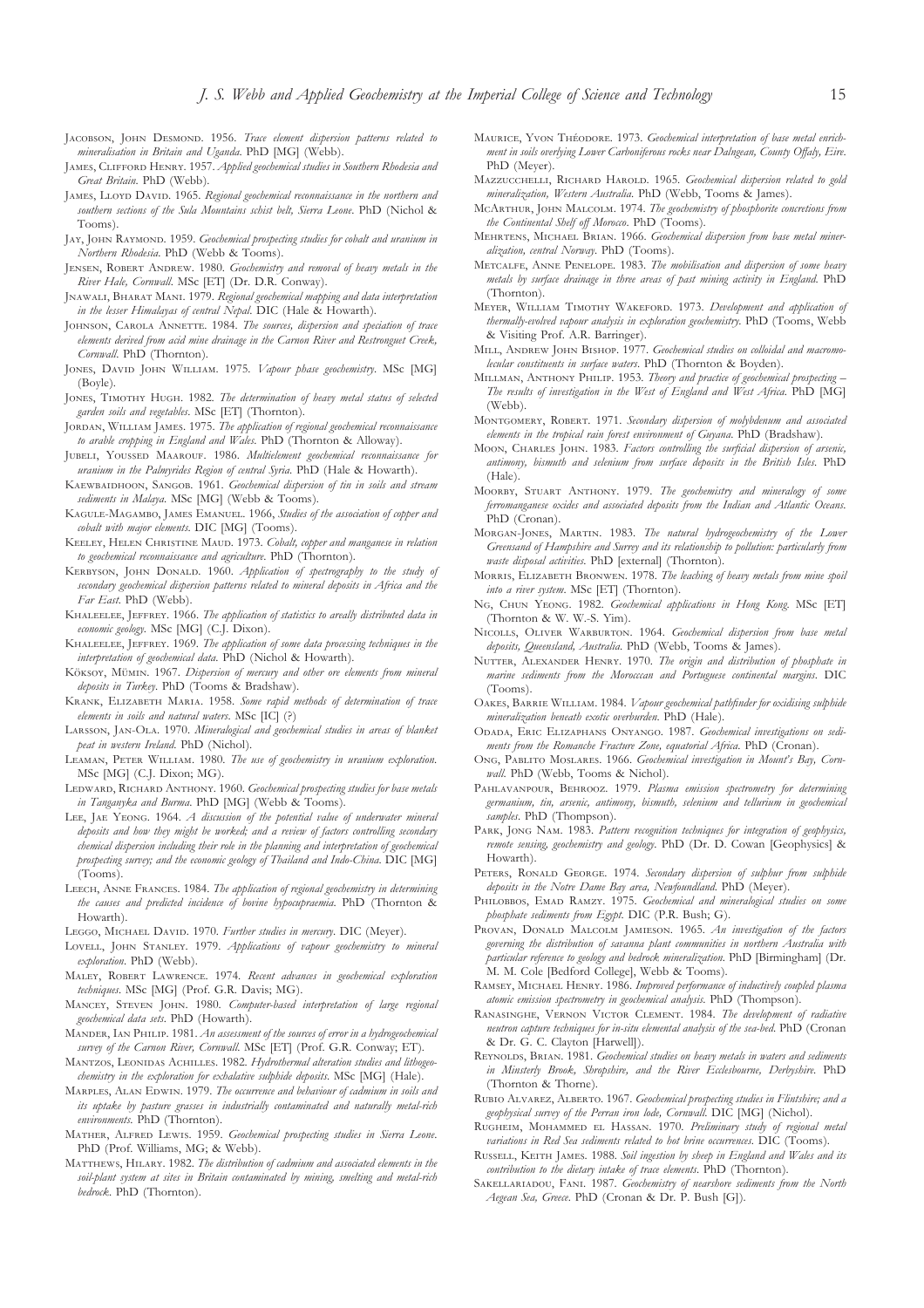Jacobson, John Desmond. 1956. *Trace element dispersion patterns related to mineralisation in Britain and Uganda*. PhD [MG] (Webb).

James, Clifford Henry. 1957. *Applied geochemical studies in Southern Rhodesia and Great Britain*. PhD (Webb).

James, Lloyd David. 1965. *Regional geochemical reconnaissance in the northern and southern sections of the Sula Mountains schist belt, Sierra Leone*. PhD (Nichol & Tooms).

Jay, John Raymond. 1959. *Geochemical prospecting studies for cobalt and uranium in Northern Rhodesia*. PhD (Webb & Tooms).

Jensen, Robert Andrew. 1980. *Geochemistry and removal of heavy metals in the River Hale, Cornwall*. MSc [ET] (Dr. D.R. Conway).

Jnawali, Bharat Mani. 1979. *Regional geochemical mapping and data interpretation in the lesser Himalayas of central Nepal*. DIC (Hale & Howarth).

Johnson, Carola Annette. 1984. *The sources, dispersion and speciation of trace elements derived from acid mine drainage in the Carnon River and Restronguet Creek, Cornwall*. PhD (Thornton).

Jones, David John William. 1975. *Vapour phase geochemistry*. MSc [MG] (Boyle).

Jones, Timothy Hugh. 1982. *The determination of heavy metal status of selected garden soils and vegetables*. MSc [ET] (Thornton).

Jordan, William James. 1975. *The application of regional geochemical reconnaissance to arable cropping in England and Wales*. PhD (Thornton & Alloway).

Jubeli, Youssed Maarouf. 1986. *Multielement geochemical reconnaissance for uranium in the Palmyrides Region of central Syria*. PhD (Hale & Howarth).

Kaewbaidhoon, Sangob. 1961. *Geochemical dispersion of tin in soils and stream sediments in Malaya*. MSc [MG] (Webb & Tooms).

Kagule-Magambo, James Emanuel. 1966, *Studies of the association of copper and cobalt with major elements*. DIC [MG] (Tooms).

Keeley, Helen Christine Maud. 1973. *Cobalt, copper and manganese in relation to geochemical reconnaissance and agriculture*. PhD (Thornton).

Kerbyson, John Donald. 1960. *Application of spectrography to the study of secondary geochemical dispersion patterns related to mineral deposits in Africa and the Far East*. PhD (Webb).

Khaleelee, Jeffrey. 1966. *The application of statistics to areally distributed data in economic geology*. MSc [MG] (C.J. Dixon).

Khaleelee, Jeffrey. 1969. *The application of some data processing techniques in the interpretation of geochemical data*. PhD (Nichol & Howarth).

Köksoy, Mümin. 1967. *Dispersion of mercury and other ore elements from mineral deposits in Turkey*. PhD (Tooms & Bradshaw).

Krank, Elizabeth Maria. 1958. *Some rapid methods of determination of trace elements in soils and natural waters*. MSc [IC] (?)

Larsson, Jan-Ola. 1970. *Mineralogical and geochemical studies in areas of blanket peat in western Ireland*. PhD (Nichol).

Leaman, Peter William. 1980. *The use of geochemistry in uranium exploration*. MSc [MG] (C.J. Dixon; MG).

Ledward, Richard Anthony. 1960. *Geochemical prospecting studies for base metals in Tanganyka and Burma*. PhD [MG] (Webb & Tooms).

Lee, Jae Yeong. 1964. *A discussion of the potential value of underwater mineral deposits and how they might be worked; and a review of factors controlling secondary chemical dispersion including their role in the planning and interpretation of geochemical prospecting survey; and the economic geology of Thailand and Indo-China*. DIC [MG] (Tooms).

Leech, Anne Frances. 1984. *The application of regional geochemistry in determining the causes and predicted incidence of bovine hypocupraemia*. PhD (Thornton & Howarth).

Leggo, Michael David. 1970. *Further studies in mercury*. DIC (Meyer).

Lovell, John Stanley. 1979. *Applications of vapour geochemistry to mineral exploration*. PhD (Webb).

Maley, Robert Lawrence. 1974. *Recent advances in geochemical exploration techniques*. MSc [MG] (Prof. G.R. Davis; MG).

Mancey, Steven John. 1980. *Computer-based interpretation of large regional geochemical data sets*. PhD (Howarth).

Mander, Ian Philip. 1981. *An assessment of the sources of error in a hydrogeochemical survey of the Carnon River, Cornwall*. MSc [ET] (Prof. G.R. Conway; ET).

Mantzos, Leonidas Achilles. 1982. *Hydrothermal alteration studies and lithogeochemistry in the exploration for exhalative sulphide deposits*. MSc [MG] (Hale).

Marples, Alan Edwin. 1979. *The occurrence and behaviour of cadmium in soils and its uptake by pasture grasses in industrially contaminated and naturally metal-rich environments*. PhD (Thornton).

Mather, Alfred Lewis. 1959. *Geochemical prospecting studies in Sierra Leone*. PhD (Prof. Williams, MG; & Webb).

Matthews, Hilary. 1982. *The distribution of cadmium and associated elements in the soil-plant system at sites in Britain contaminated by mining, smelting and metal-rich bedrock*. PhD (Thornton).

Maurice, Yvon Théodore. 1973. *Geochemical interpretation of base metal enrichment in soils overlying Lower Carboniferous rocks near Dalngean, County Offaly, Eire*. PhD (Meyer).

Mazzucchelli, Richard Harold. 1965. *Geochemical dispersion related to gold mineralization, Western Australia*. PhD (Webb, Tooms & James).

McArthur, John Malcolm. 1974. *The geochemistry of phosphorite concretions from the Continental Shelf off Morocco*. PhD (Tooms).

Mehrtens, Michael Brian. 1966. *Geochemical dispersion from base metal mineralization, central Norway*. PhD (Tooms).

Metcalfe, Anne Penelope. 1983. *The mobilisation and dispersion of some heavy metals by surface drainage in three areas of past mining activity in England*. PhD (Thornton).

Meyer, William Timothy Wakeford. 1973. *Development and application of thermally-evolved vapour analysis in exploration geochemistry*. PhD (Tooms, Webb & Visiting Prof. A.R. Barringer).

Mill, Andrew John Bishop. 1977. *Geochemical studies on colloidal and macromolecular constituents in surface waters*. PhD (Thornton & Boyden).

Millman, Anthony Philip. 1953. *Theory and practice of geochemical prospecting – The results of investigation in the West of England and West Africa*. PhD [MG] (Webb).

Montgomery, Robert. 1971. *Secondary dispersion of molybdenum and associated elements in the tropical rain forest environment of Guyana*. PhD (Bradshaw).

Moon, Charles John. 1983. *Factors controlling the surficial dispersion of arsenic, antimony, bismuth and selenium from surface deposits in the British Isles*. PhD (Hale).

Moorby, Stuart Anthony. 1979. *The geochemistry and mineralogy of some ferromanganese oxides and associated deposits from the Indian and Atlantic Oceans*. PhD (Cronan).

Morgan-Jones, Martin. 1983. *The natural hydrogeochemistry of the Lower Greensand of Hampshire and Surrey and its relationship to pollution: particularly from waste disposal activities*. PhD [external] (Thornton).

Morris, Elizabeth Bronwen. 1978. *The leaching of heavy metals from mine spoil into a river system*. MSc [ET] (Thornton).

Ng, Chun Yeong. 1982. *Geochemical applications in Hong Kong*. MSc [ET] (Thornton & W. W.-S. Yim).

Nicolls, Oliver Warburton. 1964. *Geochemical dispersion from base metal deposits, Queensland, Australia*. PhD (Webb, Tooms & James).

Nutter, Alexander Henry. 1970. *The origin and distribution of phosphate in marine sediments from the Moroccan and Portuguese continental margins*. DIC (Tooms).

Oakes, Barrie William. 1984. *Vapour geochemical pathfinder for oxidising sulphide mineralization beneath exotic overburden*. PhD (Hale).

Odada, Eric Elizaphans Onyango. 1987. *Geochemical investigations on sediments from the Romanche Fracture Zone, equatorial Africa*. PhD (Cronan).

Ong, Pablito Moslares. 1966. *Geochemical investigation in Mount's Bay, Cornwall*. PhD (Webb, Tooms & Nichol).

Pahlavanpour, Behrooz. 1979. *Plasma emission spectrometry for determining germanium, tin, arsenic, antimony, bismuth, selenium and tellurium in geochemical samples*. PhD (Thompson).

Park, Jong Nam. 1983. *Pattern recognition techniques for integration of geophysics, remote sensing, geochemistry and geology*. PhD (Dr. D. Cowan [Geophysics] & Howarth).

Peters, Ronald George. 1974. *Secondary dispersion of sulphur from sulphide deposits in the Notre Dame Bay area, Newfoundland*. PhD (Meyer).

Philobbos, Emad Ramzy. 1975. *Geochemical and mineralogical studies on some phosphate sediments from Egypt*. DIC (P.R. Bush; G).

Provan, Donald Malcolm Jamieson. 1965. *An investigation of the factors governing the distribution of savanna plant communities in northern Australia with particular reference to geology and bedrock mineralization*. PhD [Birmingham] (Dr. M. M. Cole [Bedford College], Webb & Tooms).

Ramsey, Michael Henry. 1986. *Improved performance of inductively coupled plasma atomic emission spectrometry in geochemical analysis*. PhD (Thompson).

Ranasinghe, Vernon Victor Clement. 1984. *The development of radiative neutron capture techniques for in-situ elemental analysis of the sea-bed*. PhD (Cronan & Dr. G. C. Clayton [Harwell]).

Reynolds, Brian. 1981. *Geochemical studies on heavy metals in waters and sediments in Minsterly Brook, Shropshire, and the River Ecclesbourne, Derbyshire*. PhD (Thornton & Thorne).

Rubio Alvarez, Alberto. 1967. *Geochemical prospecting studies in Flintshire; and a geophysical survey of the Perran iron lode, Cornwall*. DIC [MG] (Nichol).

Rugheim, Mohammed el Hassan. 1970. *Preliminary study of regional metal variations in Red Sea sediments related to hot brine occurrences*. DIC (Tooms).

Russell, Keith James. 1988. *Soil ingestion by sheep in England and Wales and its contribution to the dietary intake of trace elements*. PhD (Thornton).

Sakellariadou, Fani. 1987. *Geochemistry of nearshore sediments from the North Aegean Sea, Greece*. PhD (Cronan & Dr. P. Bush [G]).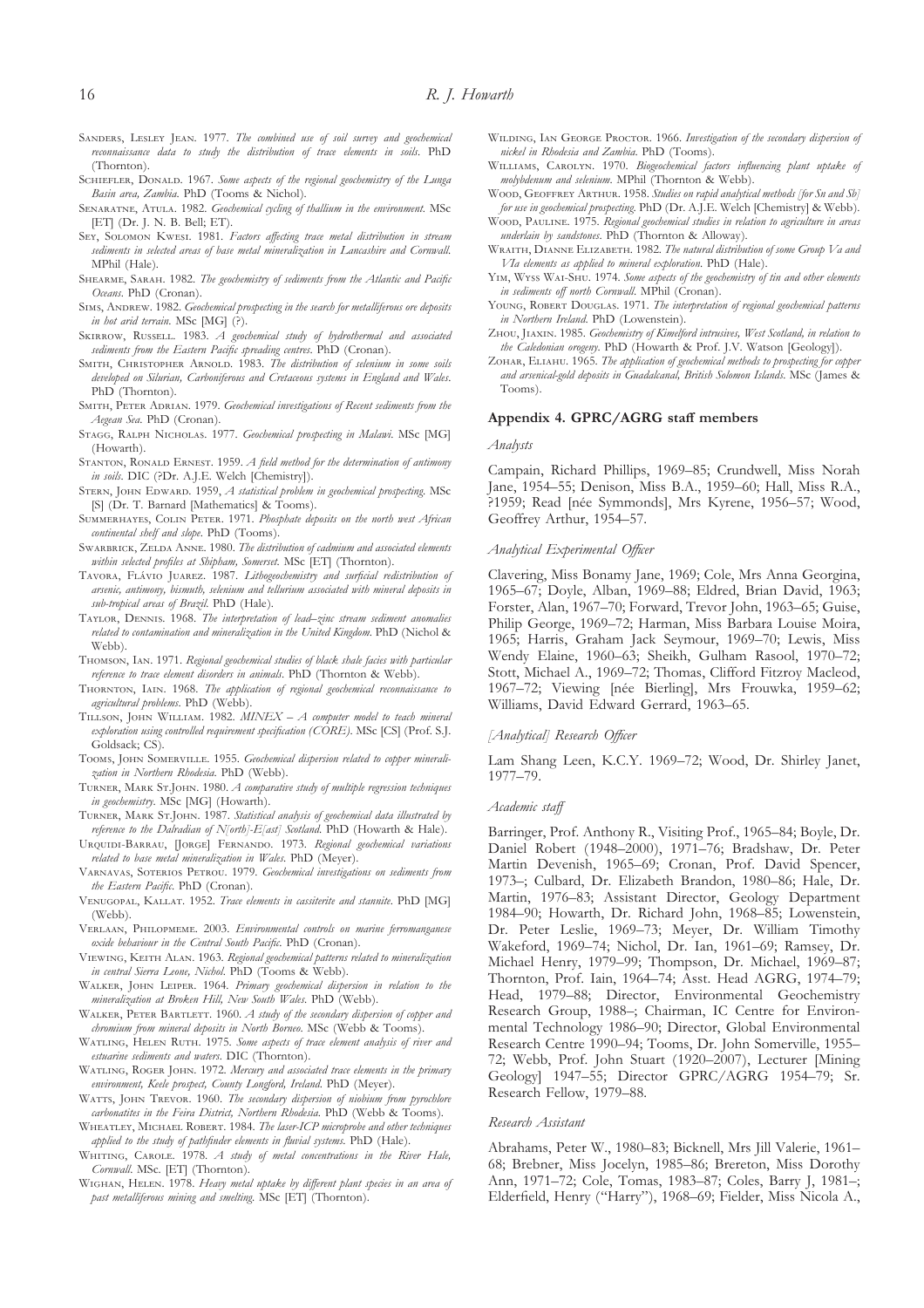Sanders, Lesley Jean. 1977. *The combined use of soil survey and geochemical reconnaissance data to study the distribution of trace elements in soils.* PhD (Thornton).

Schiefler, Donald. 1967. *Some aspects of the regional geochemistry of the Lunga Basin area, Zambia.* PhD (Tooms & Nichol).

Senaratne, Atula. 1982. *Geochemical cycling of thallium in the environment.* MSc [ET] (Dr. J. N. B. Bell; ET).

Sey, Solomon Kwesi. 1981. *Factors affecting trace metal distribution in stream sediments in selected areas of base metal mineralization in Lancashire and Cornwall.* MPhil (Hale).

Shearme, Sarah. 1982. *The geochemistry of sediments from the Atlantic and Pacific Oceans.* PhD (Cronan).

Sims, Andrew. 1982. *Geochemical prospecting in the search for metalliferous ore deposits in hot arid terrain.* MSc [MG] (?).

Skirrow, Russell. 1983. *A geochemical study of hydrothermal and associated sediments from the Eastern Pacific spreading centres.* PhD (Cronan).

Smith, Christopher Arnold. 1983. *The distribution of selenium in some soils developed on Silurian, Carboniferous and Cretaceous systems in England and Wales.* PhD (Thornton).

Smith, Peter Adrian. 1979. *Geochemical investigations of Recent sediments from the Aegean Sea.* PhD (Cronan).

Stagg, Ralph Nicholas. 1977. *Geochemical prospecting in Malawi.* MSc [MG] (Howarth).

Stanton, Ronald Ernest. 1959. *A field method for the determination of antimony in soils.* DIC (?Dr. A.J.E. Welch [Chemistry]).

Stern, John Edward. 1959, *A statistical problem in geochemical prospecting.* MSc [S] (Dr. T. Barnard [Mathematics] & Tooms).

Summerhayes, Colin Peter. 1971. *Phosphate deposits on the north west African continental shelf and slope.* PhD (Tooms).

Swarbrick, Zelda Anne. 1980. *The distribution of cadmium and associated elements within selected profiles at Shipham, Somerset.* MSc [ET] (Thornton).

Tavora, Flávio Juarez. 1987. *Lithogeochemistry and surficial redistribution of arsenic, antimony, bismuth, selenium and tellurium associated with mineral deposits in sub-tropical areas of Brazil.* PhD (Hale).

Taylor, Dennis. 1968. *The interpretation of lead–zinc stream sediment anomalies related to contamination and mineralization in the United Kingdom.* PhD (Nichol & Webb).

Thomson, Ian. 1971. *Regional geochemical studies of black shale facies with particular reference to trace element disorders in animals.* PhD (Thornton & Webb).

Thornton, Iain. 1968. *The application of regional geochemical reconnaissance to agricultural problems.* PhD (Webb).

Tillson, John William. 1982. *MINEX – A computer model to teach mineral exploration using controlled requirement specification (CORE).* MSc [CS] (Prof. S.J. Goldsack; CS).

Tooms, John Somerville. 1955. *Geochemical dispersion related to copper mineralization in Northern Rhodesia.* PhD (Webb).

Turner, Mark St.John. 1980. *A comparative study of multiple regression techniques in geochemistry.* MSc [MG] (Howarth).

Turner, Mark St.John. 1987. *Statistical analysis of geochemical data illustrated by reference to the Dalradian of N[orth]-E[ast] Scotland.* PhD (Howarth & Hale).

Urquidi-Barrau, [Jorge] Fernando. 1973. *Regional geochemical variations related to base metal mineralization in Wales.* PhD (Meyer).

Varnavas, Soterios Petrou. 1979. *Geochemical investigations on sediments from the Eastern Pacific.* PhD (Cronan).

Venugopal, Kallat. 1952. *Trace elements in cassiterite and stannite.* PhD [MG] (Webb).

Verlaan, Philopmeme. 2003. *Environmental controls on marine ferromanganese oxide behaviour in the Central South Pacific.* PhD (Cronan).

Viewing, Keith Alan. 1963. *Regional geochemical patterns related to mineralization in central Sierra Leone, Nichol.* PhD (Tooms & Webb).

Walker, John Leiper. 1964. *Primary geochemical dispersion in relation to the mineralization at Broken Hill, New South Wales.* PhD (Webb).

Walker, Peter Bartlett. 1960. *A study of the secondary dispersion of copper and chromium from mineral deposits in North Borneo.* MSc (Webb & Tooms).

Watling, Helen Ruth. 1975. *Some aspects of trace element analysis of river and estuarine sediments and waters.* DIC (Thornton).

Watling, Roger John. 1972. *Mercury and associated trace elements in the primary environment, Keele prospect, County Longford, Ireland.* PhD (Meyer).

Watts, John Trevor. 1960. *The secondary dispersion of niobium from pyrochlore carbonatites in the Feira District, Northern Rhodesia.* PhD (Webb & Tooms).

Wheatley, Michael Robert. 1984. *The laser-ICP microprobe and other techniques applied to the study of pathfinder elements in fluvial systems.* PhD (Hale).

Whiting, Carole. 1978. *A study of metal concentrations in the River Hale, Cornwall.* MSc. [ET] (Thornton).

Wighan, Helen. 1978. *Heavy metal uptake by different plant species in an area of past metalliferous mining and smelting.* MSc [ET] (Thornton).

Wilding, Ian George Proctor. 1966. *Investigation of the secondary dispersion of nickel in Rhodesia and Zambia.* PhD (Tooms).

Williams, Carolyn. 1970. *Biogeochemical factors influencing plant uptake of molybdenum and selenium.* MPhil (Thornton & Webb).

Wood, Geoffrey Arthur. 1958. *Studies on rapid analytical methods [for Sn and Sb] for use in geochemical prospecting.* PhD (Dr. A.J.E. Welch [Chemistry] & Webb).

Wood, Pauline. 1975. *Regional geochemical studies in relation to agriculture in areas underlain by sandstones.* PhD (Thornton & Alloway).

Wraith, Dianne Elizabeth. 1982. *The natural distribution of some Group Va and VIa elements as applied to mineral exploration.* PhD (Hale).

Yim, Wyss Wai-Shu. 1974. *Some aspects of the geochemistry of tin and other elements in sediments off north Cornwall.* MPhil (Cronan).

Young, Robert Douglas. 1971. *The interpretation of regional geochemical patterns in Northern Ireland.* PhD (Lowenstein).

Zhou, Jiaxin. 1985. *Geochemistry of Kimelford intrusives, West Scotland, in relation to the Caledonian orogeny.* PhD (Howarth & Prof. J.V. Watson [Geology]).

Zohar, Eliahu. 1965. *The application of geochemical methods to prospecting for copper and arsenical-gold deposits in Guadalcanal, British Solomon Islands.* MSc (James & Tooms).

### Appendix 4. GPRC/AGRG staff members

#### *Analysts*

Campain, Richard Phillips, 1969–85; Crundwell, Miss Norah Jane, 1954–55; Denison, Miss B.A., 1959–60; Hall, Miss R.A., ?1959; Read [née Symmonds], Mrs Kyrene, 1956–57; Wood, Geoffrey Arthur, 1954–57.

#### *Analytical Experimental Officer*

Clavering, Miss Bonamy Jane, 1969; Cole, Mrs Anna Georgina, 1965–67; Doyle, Alban, 1969–88; Eldred, Brian David, 1963; Forster, Alan, 1967–70; Forward, Trevor John, 1963–65; Guise, Philip George, 1969–72; Harman, Miss Barbara Louise Moira, 1965; Harris, Graham Jack Seymour, 1969–70; Lewis, Miss Wendy Elaine, 1960–63; Sheikh, Gulham Rasool, 1970–72; Stott, Michael A., 1969–72; Thomas, Clifford Fitzroy Macleod, 1967–72; Viewing [née Bierling], Mrs Frouwka, 1959–62; Williams, David Edward Gerrard, 1963–65.

#### *[Analytical] Research Officer*

Lam Shang Leen, K.C.Y. 1969–72; Wood, Dr. Shirley Janet, 1977–79.

#### *Academic staff*

Barringer, Prof. Anthony R., Visiting Prof., 1965–84; Boyle, Dr. Daniel Robert (1948–2000), 1971–76; Bradshaw, Dr. Peter Martin Devenish, 1965–69; Cronan, Prof. David Spencer, 1973–; Culbard, Dr. Elizabeth Brandon, 1980–86; Hale, Dr. Martin, 1976–83; Assistant Director, Geology Department 1984–90; Howarth, Dr. Richard John, 1968–85; Lowenstein, Dr. Peter Leslie, 1969–73; Meyer, Dr. William Timothy Wakeford, 1969–74; Nichol, Dr. Ian, 1961–69; Ramsey, Dr. Michael Henry, 1979–99; Thompson, Dr. Michael, 1969–87; Thornton, Prof. Iain, 1964–74; Asst. Head AGRG, 1974–79; Head, 1979–88; Director, Environmental Geochemistry Research Group, 1988–; Chairman, IC Centre for Environmental Technology 1986–90; Director, Global Environmental Research Centre 1990–94; Tooms, Dr. John Somerville, 1955–72; Webb, Prof. John Stuart (1920–2007), Lecturer [Mining Geology] 1947–55; Director GPRC/AGRG 1954–79; Sr. Research Fellow, 1979–88.

#### *Research Assistant*

Abrahams, Peter W., 1980–83; Bicknell, Mrs Jill Valerie, 1961–68; Brebner, Miss Jocelyn, 1985–86; Brereton, Miss Dorothy Ann, 1971–72; Cole, Tomas, 1983–87; Coles, Barry J, 1981–; Elderfield, Henry ("Harry"), 1968–69; Fielder, Miss Nicola A.,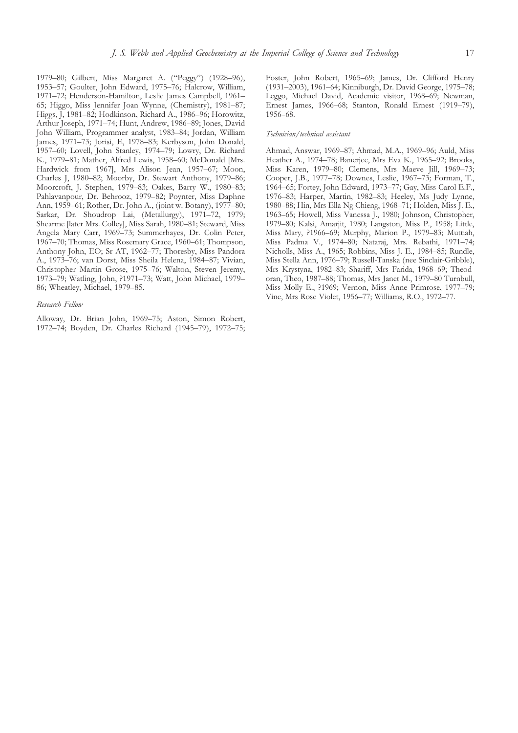1979–80; Gilbert, Miss Margaret A. ("Peggy") (1928–96), 1953–57; Goulter, John Edward, 1975–76; Halcrow, William, 1971–72; Henderson-Hamilton, Leslie James Campbell, 1961–65; Higgo, Miss Jennifer Joan Wynne, (Chemistry), 1981–87; Higgs, J, 1981–82; Hodkinson, Richard A., 1986–96; Horowitz, Arthur Joseph, 1971–74; Hunt, Andrew, 1986–89; Jones, David John William, Programmer analyst, 1983–84; Jordan, William James, 1971–73; Jorisi, E, 1978–83; Kerbyson, John Donald, 1957–60; Lovell, John Stanley, 1974–79; Lowry, Dr. Richard K., 1979–81; Mather, Alfred Lewis, 1958–60; McDonald [Mrs. Hardwick from 1967], Mrs Alison Jean, 1957–67; Moon, Charles J, 1980–82; Moorby, Dr. Stewart Anthony, 1979–86; Moorcroft, J. Stephen, 1979–83; Oakes, Barry W., 1980–83; Pahlavanpour, Dr. Behrooz, 1979–82; Poynter, Miss Daphne Ann, 1959–61; Rother, Dr. John A., (joint w. Botany), 1977–80; Sarkar, Dr. Shoudrop Lai, (Metallurgy), 1971–72, 1979; Shearme [later Mrs. Colley], Miss Sarah, 1980–81; Steward, Miss Angela Mary Carr, 1969–73; Summerhayes, Dr. Colin Peter, 1967–70; Thomas, Miss Rosemary Grace, 1960–61; Thompson, Anthony John, EO; Sr AT, 1962–77; Thoresby, Miss Pandora A., 1973–76; van Dorst, Miss Sheila Helena, 1984–87; Vivian, Christopher Martin Grose, 1975–76; Walton, Steven Jeremy, 1973–79; Watling, John, ?1971–73; Watt, John Michael, 1979–86; Wheatley, Michael, 1979–85.

*Research Fellow*

Alloway, Dr. Brian John, 1969–75; Aston, Simon Robert, 1972–74; Boyden, Dr. Charles Richard (1945–79), 1972–75; Foster, John Robert, 1965–69; James, Dr. Clifford Henry (1931–2003), 1961–64; Kinniburgh, Dr. David George, 1975–78; Leggo, Michael David, Academic visitor, 1968–69; Newman, Ernest James, 1966–68; Stanton, Ronald Ernest (1919–79), 1956–68.

*Technician/technical assistant*

Ahmad, Answar, 1969–87; Ahmad, M.A., 1969–96; Auld, Miss Heather A., 1974–78; Banerjee, Mrs Eva K., 1965–92; Brooks, Miss Karen, 1979–80; Clemens, Mrs Maeve Jill, 1969–73; Cooper, J.B., 1977–78; Downes, Leslie, 1967–73; Forman, T., 1964–65; Fortey, John Edward, 1973–77; Gay, Miss Carol E.F., 1976–83; Harper, Martin, 1982–83; Heeley, Ms Judy Lynne, 1980–88; Hin, Mrs Ella Ng Chieng, 1968–71; Holden, Miss J. E., 1963–65; Howell, Miss Vanessa J., 1980; Johnson, Christopher, 1979–80; Kalsi, Amarjit, 1980; Langston, Miss P., 1958; Little, Miss Mary, ?1966–69; Murphy, Marion P., 1979–83; Muttiah, Miss Padma V., 1974–80; Nataraj, Mrs. Rebathi, 1971–74; Nicholls, Miss A., 1965; Robbins, Miss J. E., 1984–85; Rundle, Miss Stella Ann, 1976–79; Russell-Tanska (nee Sinclair-Gribble), Mrs Krystyna, 1982–83; Shariff, Mrs Farida, 1968–69; Theodoran, Theo, 1987–88; Thomas, Mrs Janet M., 1979–80 Turnbull, Miss Molly E., ?1969; Vernon, Miss Anne Primrose, 1977–79; Vine, Mrs Rose Violet, 1956–77; Williams, R.O., 1972–77.